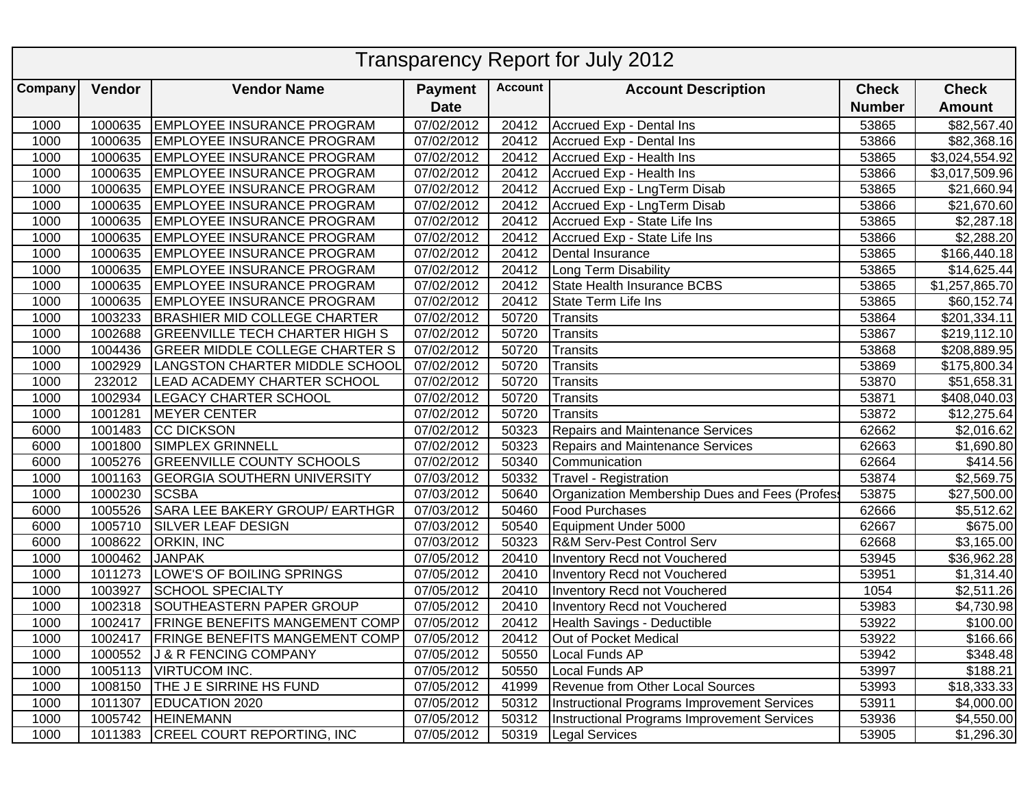# Transparency Report for July 2012

| Company | Vendor | Vendor Name | Payment Date | Account | Account Description | Check Number | Check Amount |
|---|---|---|---|---|---|---|---|
| 1000 | 1000635 | EMPLOYEE INSURANCE PROGRAM | 07/02/2012 | 20412 | Accrued Exp - Dental Ins | 53865 | $82,567.40 |
| 1000 | 1000635 | EMPLOYEE INSURANCE PROGRAM | 07/02/2012 | 20412 | Accrued Exp - Dental Ins | 53866 | $82,368.16 |
| 1000 | 1000635 | EMPLOYEE INSURANCE PROGRAM | 07/02/2012 | 20412 | Accrued Exp - Health Ins | 53865 | $3,024,554.92 |
| 1000 | 1000635 | EMPLOYEE INSURANCE PROGRAM | 07/02/2012 | 20412 | Accrued Exp - Health Ins | 53866 | $3,017,509.96 |
| 1000 | 1000635 | EMPLOYEE INSURANCE PROGRAM | 07/02/2012 | 20412 | Accrued Exp - LngTerm Disab | 53865 | $21,660.94 |
| 1000 | 1000635 | EMPLOYEE INSURANCE PROGRAM | 07/02/2012 | 20412 | Accrued Exp - LngTerm Disab | 53866 | $21,670.60 |
| 1000 | 1000635 | EMPLOYEE INSURANCE PROGRAM | 07/02/2012 | 20412 | Accrued Exp - State Life Ins | 53865 | $2,287.18 |
| 1000 | 1000635 | EMPLOYEE INSURANCE PROGRAM | 07/02/2012 | 20412 | Accrued Exp - State Life Ins | 53866 | $2,288.20 |
| 1000 | 1000635 | EMPLOYEE INSURANCE PROGRAM | 07/02/2012 | 20412 | Dental Insurance | 53865 | $166,440.18 |
| 1000 | 1000635 | EMPLOYEE INSURANCE PROGRAM | 07/02/2012 | 20412 | Long Term Disability | 53865 | $14,625.44 |
| 1000 | 1000635 | EMPLOYEE INSURANCE PROGRAM | 07/02/2012 | 20412 | State Health Insurance BCBS | 53865 | $1,257,865.70 |
| 1000 | 1000635 | EMPLOYEE INSURANCE PROGRAM | 07/02/2012 | 20412 | State Term Life Ins | 53865 | $60,152.74 |
| 1000 | 1003233 | BRASHIER MID COLLEGE CHARTER | 07/02/2012 | 50720 | Transits | 53864 | $201,334.11 |
| 1000 | 1002688 | GREENVILLE TECH CHARTER HIGH S | 07/02/2012 | 50720 | Transits | 53867 | $219,112.10 |
| 1000 | 1004436 | GREER MIDDLE COLLEGE CHARTER S | 07/02/2012 | 50720 | Transits | 53868 | $208,889.95 |
| 1000 | 1002929 | LANGSTON CHARTER MIDDLE SCHOOL | 07/02/2012 | 50720 | Transits | 53869 | $175,800.34 |
| 1000 | 232012 | LEAD ACADEMY CHARTER SCHOOL | 07/02/2012 | 50720 | Transits | 53870 | $51,658.31 |
| 1000 | 1002934 | LEGACY CHARTER SCHOOL | 07/02/2012 | 50720 | Transits | 53871 | $408,040.03 |
| 1000 | 1001281 | MEYER CENTER | 07/02/2012 | 50720 | Transits | 53872 | $12,275.64 |
| 6000 | 1001483 | CC DICKSON | 07/02/2012 | 50323 | Repairs and Maintenance Services | 62662 | $2,016.62 |
| 6000 | 1001800 | SIMPLEX GRINNELL | 07/02/2012 | 50323 | Repairs and Maintenance Services | 62663 | $1,690.80 |
| 6000 | 1005276 | GREENVILLE COUNTY SCHOOLS | 07/02/2012 | 50340 | Communication | 62664 | $414.56 |
| 1000 | 1001163 | GEORGIA SOUTHERN UNIVERSITY | 07/03/2012 | 50332 | Travel - Registration | 53874 | $2,569.75 |
| 1000 | 1000230 | SCSBA | 07/03/2012 | 50640 | Organization Membership Dues and Fees (Profess | 53875 | $27,500.00 |
| 6000 | 1005526 | SARA LEE BAKERY GROUP/ EARTHGR | 07/03/2012 | 50460 | Food Purchases | 62666 | $5,512.62 |
| 6000 | 1005710 | SILVER LEAF DESIGN | 07/03/2012 | 50540 | Equipment Under 5000 | 62667 | $675.00 |
| 6000 | 1008622 | ORKIN, INC | 07/03/2012 | 50323 | R&M Serv-Pest Control Serv | 62668 | $3,165.00 |
| 1000 | 1000462 | JANPAK | 07/05/2012 | 20410 | Inventory Recd not Vouchered | 53945 | $36,962.28 |
| 1000 | 1011273 | LOWE'S OF BOILING SPRINGS | 07/05/2012 | 20410 | Inventory Recd not Vouchered | 53951 | $1,314.40 |
| 1000 | 1003927 | SCHOOL SPECIALTY | 07/05/2012 | 20410 | Inventory Recd not Vouchered | 1054 | $2,511.26 |
| 1000 | 1002318 | SOUTHEASTERN PAPER GROUP | 07/05/2012 | 20410 | Inventory Recd not Vouchered | 53983 | $4,730.98 |
| 1000 | 1002417 | FRINGE BENEFITS MANGEMENT COMP | 07/05/2012 | 20412 | Health Savings - Deductible | 53922 | $100.00 |
| 1000 | 1002417 | FRINGE BENEFITS MANGEMENT COMP | 07/05/2012 | 20412 | Out of Pocket Medical | 53922 | $166.66 |
| 1000 | 1000552 | J & R FENCING COMPANY | 07/05/2012 | 50550 | Local Funds AP | 53942 | $348.48 |
| 1000 | 1005113 | VIRTUCOM INC. | 07/05/2012 | 50550 | Local Funds AP | 53997 | $188.21 |
| 1000 | 1008150 | THE J E SIRRINE HS FUND | 07/05/2012 | 41999 | Revenue from Other Local Sources | 53993 | $18,333.33 |
| 1000 | 1011307 | EDUCATION 2020 | 07/05/2012 | 50312 | Instructional Programs Improvement Services | 53911 | $4,000.00 |
| 1000 | 1005742 | HEINEMANN | 07/05/2012 | 50312 | Instructional Programs Improvement Services | 53936 | $4,550.00 |
| 1000 | 1011383 | CREEL COURT REPORTING, INC | 07/05/2012 | 50319 | Legal Services | 53905 | $1,296.30 |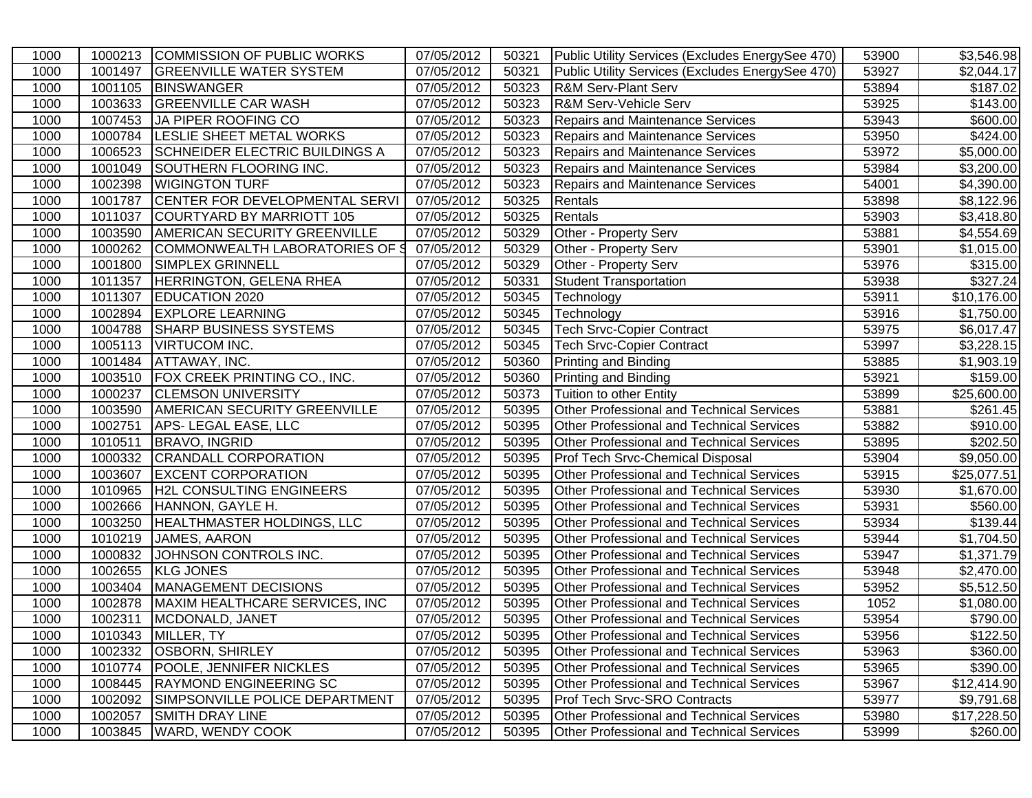| | | | | | | | |
|---|---|---|---|---|---|---|---|
| 1000 | 1000213 | COMMISSION OF PUBLIC WORKS | 07/05/2012 | 50321 | Public Utility Services (Excludes EnergySee 470) | 53900 | $3,546.98 |
| 1000 | 1001497 | GREENVILLE WATER SYSTEM | 07/05/2012 | 50321 | Public Utility Services (Excludes EnergySee 470) | 53927 | $2,044.17 |
| 1000 | 1001105 | BINSWANGER | 07/05/2012 | 50323 | R&M Serv-Plant Serv | 53894 | $187.02 |
| 1000 | 1003633 | GREENVILLE CAR WASH | 07/05/2012 | 50323 | R&M Serv-Vehicle Serv | 53925 | $143.00 |
| 1000 | 1007453 | JA PIPER ROOFING CO | 07/05/2012 | 50323 | Repairs and Maintenance Services | 53943 | $600.00 |
| 1000 | 1000784 | LESLIE SHEET METAL WORKS | 07/05/2012 | 50323 | Repairs and Maintenance Services | 53950 | $424.00 |
| 1000 | 1006523 | SCHNEIDER ELECTRIC BUILDINGS A | 07/05/2012 | 50323 | Repairs and Maintenance Services | 53972 | $5,000.00 |
| 1000 | 1001049 | SOUTHERN FLOORING INC. | 07/05/2012 | 50323 | Repairs and Maintenance Services | 53984 | $3,200.00 |
| 1000 | 1002398 | WIGINGTON TURF | 07/05/2012 | 50323 | Repairs and Maintenance Services | 54001 | $4,390.00 |
| 1000 | 1001787 | CENTER FOR DEVELOPMENTAL SERVI | 07/05/2012 | 50325 | Rentals | 53898 | $8,122.96 |
| 1000 | 1011037 | COURTYARD BY MARRIOTT 105 | 07/05/2012 | 50325 | Rentals | 53903 | $3,418.80 |
| 1000 | 1003590 | AMERICAN SECURITY GREENVILLE | 07/05/2012 | 50329 | Other - Property Serv | 53881 | $4,554.69 |
| 1000 | 1000262 | COMMONWEALTH LABORATORIES OF S | 07/05/2012 | 50329 | Other - Property Serv | 53901 | $1,015.00 |
| 1000 | 1001800 | SIMPLEX GRINNELL | 07/05/2012 | 50329 | Other - Property Serv | 53976 | $315.00 |
| 1000 | 1011357 | HERRINGTON, GELENA RHEA | 07/05/2012 | 50331 | Student Transportation | 53938 | $327.24 |
| 1000 | 1011307 | EDUCATION 2020 | 07/05/2012 | 50345 | Technology | 53911 | $10,176.00 |
| 1000 | 1002894 | EXPLORE LEARNING | 07/05/2012 | 50345 | Technology | 53916 | $1,750.00 |
| 1000 | 1004788 | SHARP BUSINESS SYSTEMS | 07/05/2012 | 50345 | Tech Srvc-Copier Contract | 53975 | $6,017.47 |
| 1000 | 1005113 | VIRTUCOM INC. | 07/05/2012 | 50345 | Tech Srvc-Copier Contract | 53997 | $3,228.15 |
| 1000 | 1001484 | ATTAWAY, INC. | 07/05/2012 | 50360 | Printing and Binding | 53885 | $1,903.19 |
| 1000 | 1003510 | FOX CREEK PRINTING CO., INC. | 07/05/2012 | 50360 | Printing and Binding | 53921 | $159.00 |
| 1000 | 1000237 | CLEMSON UNIVERSITY | 07/05/2012 | 50373 | Tuition to other Entity | 53899 | $25,600.00 |
| 1000 | 1003590 | AMERICAN SECURITY GREENVILLE | 07/05/2012 | 50395 | Other Professional and Technical Services | 53881 | $261.45 |
| 1000 | 1002751 | APS- LEGAL EASE, LLC | 07/05/2012 | 50395 | Other Professional and Technical Services | 53882 | $910.00 |
| 1000 | 1010511 | BRAVO, INGRID | 07/05/2012 | 50395 | Other Professional and Technical Services | 53895 | $202.50 |
| 1000 | 1000332 | CRANDALL CORPORATION | 07/05/2012 | 50395 | Prof Tech Srvc-Chemical Disposal | 53904 | $9,050.00 |
| 1000 | 1003607 | EXCENT CORPORATION | 07/05/2012 | 50395 | Other Professional and Technical Services | 53915 | $25,077.51 |
| 1000 | 1010965 | H2L CONSULTING ENGINEERS | 07/05/2012 | 50395 | Other Professional and Technical Services | 53930 | $1,670.00 |
| 1000 | 1002666 | HANNON, GAYLE H. | 07/05/2012 | 50395 | Other Professional and Technical Services | 53931 | $560.00 |
| 1000 | 1003250 | HEALTHMASTER HOLDINGS, LLC | 07/05/2012 | 50395 | Other Professional and Technical Services | 53934 | $139.44 |
| 1000 | 1010219 | JAMES, AARON | 07/05/2012 | 50395 | Other Professional and Technical Services | 53944 | $1,704.50 |
| 1000 | 1000832 | JOHNSON CONTROLS INC. | 07/05/2012 | 50395 | Other Professional and Technical Services | 53947 | $1,371.79 |
| 1000 | 1002655 | KLG JONES | 07/05/2012 | 50395 | Other Professional and Technical Services | 53948 | $2,470.00 |
| 1000 | 1003404 | MANAGEMENT DECISIONS | 07/05/2012 | 50395 | Other Professional and Technical Services | 53952 | $5,512.50 |
| 1000 | 1002878 | MAXIM HEALTHCARE SERVICES, INC | 07/05/2012 | 50395 | Other Professional and Technical Services | 1052 | $1,080.00 |
| 1000 | 1002311 | MCDONALD, JANET | 07/05/2012 | 50395 | Other Professional and Technical Services | 53954 | $790.00 |
| 1000 | 1010343 | MILLER, TY | 07/05/2012 | 50395 | Other Professional and Technical Services | 53956 | $122.50 |
| 1000 | 1002332 | OSBORN, SHIRLEY | 07/05/2012 | 50395 | Other Professional and Technical Services | 53963 | $360.00 |
| 1000 | 1010774 | POOLE, JENNIFER NICKLES | 07/05/2012 | 50395 | Other Professional and Technical Services | 53965 | $390.00 |
| 1000 | 1008445 | RAYMOND ENGINEERING SC | 07/05/2012 | 50395 | Other Professional and Technical Services | 53967 | $12,414.90 |
| 1000 | 1002092 | SIMPSONVILLE POLICE DEPARTMENT | 07/05/2012 | 50395 | Prof Tech Srvc-SRO Contracts | 53977 | $9,791.68 |
| 1000 | 1002057 | SMITH DRAY LINE | 07/05/2012 | 50395 | Other Professional and Technical Services | 53980 | $17,228.50 |
| 1000 | 1003845 | WARD, WENDY COOK | 07/05/2012 | 50395 | Other Professional and Technical Services | 53999 | $260.00 |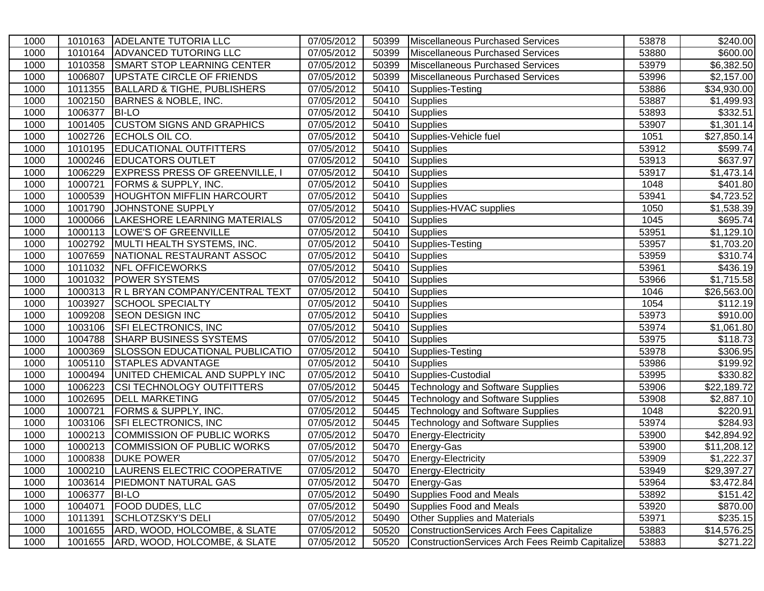| | | | | | | | |
|---|---|---|---|---|---|---|---|
| 1000 | 1010163 | ADELANTE TUTORIA LLC | 07/05/2012 | 50399 | Miscellaneous Purchased Services | 53878 | $240.00 |
| 1000 | 1010164 | ADVANCED TUTORING LLC | 07/05/2012 | 50399 | Miscellaneous Purchased Services | 53880 | $600.00 |
| 1000 | 1010358 | SMART STOP LEARNING CENTER | 07/05/2012 | 50399 | Miscellaneous Purchased Services | 53979 | $6,382.50 |
| 1000 | 1006807 | UPSTATE CIRCLE OF FRIENDS | 07/05/2012 | 50399 | Miscellaneous Purchased Services | 53996 | $2,157.00 |
| 1000 | 1011355 | BALLARD & TIGHE, PUBLISHERS | 07/05/2012 | 50410 | Supplies-Testing | 53886 | $34,930.00 |
| 1000 | 1002150 | BARNES & NOBLE, INC. | 07/05/2012 | 50410 | Supplies | 53887 | $1,499.93 |
| 1000 | 1006377 | BI-LO | 07/05/2012 | 50410 | Supplies | 53893 | $332.51 |
| 1000 | 1001405 | CUSTOM SIGNS AND GRAPHICS | 07/05/2012 | 50410 | Supplies | 53907 | $1,301.14 |
| 1000 | 1002726 | ECHOLS OIL CO. | 07/05/2012 | 50410 | Supplies-Vehicle fuel | 1051 | $27,850.14 |
| 1000 | 1010195 | EDUCATIONAL OUTFITTERS | 07/05/2012 | 50410 | Supplies | 53912 | $599.74 |
| 1000 | 1000246 | EDUCATORS OUTLET | 07/05/2012 | 50410 | Supplies | 53913 | $637.97 |
| 1000 | 1006229 | EXPRESS PRESS OF GREENVILLE, I | 07/05/2012 | 50410 | Supplies | 53917 | $1,473.14 |
| 1000 | 1000721 | FORMS & SUPPLY, INC. | 07/05/2012 | 50410 | Supplies | 1048 | $401.80 |
| 1000 | 1000539 | HOUGHTON MIFFLIN HARCOURT | 07/05/2012 | 50410 | Supplies | 53941 | $4,723.52 |
| 1000 | 1001790 | JOHNSTONE SUPPLY | 07/05/2012 | 50410 | Supplies-HVAC supplies | 1050 | $1,538.39 |
| 1000 | 1000066 | LAKESHORE LEARNING MATERIALS | 07/05/2012 | 50410 | Supplies | 1045 | $695.74 |
| 1000 | 1000113 | LOWE'S OF GREENVILLE | 07/05/2012 | 50410 | Supplies | 53951 | $1,129.10 |
| 1000 | 1002792 | MULTI HEALTH SYSTEMS, INC. | 07/05/2012 | 50410 | Supplies-Testing | 53957 | $1,703.20 |
| 1000 | 1007659 | NATIONAL RESTAURANT ASSOC | 07/05/2012 | 50410 | Supplies | 53959 | $310.74 |
| 1000 | 1011032 | NFL OFFICEWORKS | 07/05/2012 | 50410 | Supplies | 53961 | $436.19 |
| 1000 | 1001032 | POWER SYSTEMS | 07/05/2012 | 50410 | Supplies | 53966 | $1,715.58 |
| 1000 | 1000313 | R L BRYAN COMPANY/CENTRAL TEXT | 07/05/2012 | 50410 | Supplies | 1046 | $26,563.00 |
| 1000 | 1003927 | SCHOOL SPECIALTY | 07/05/2012 | 50410 | Supplies | 1054 | $112.19 |
| 1000 | 1009208 | SEON DESIGN INC | 07/05/2012 | 50410 | Supplies | 53973 | $910.00 |
| 1000 | 1003106 | SFI ELECTRONICS, INC | 07/05/2012 | 50410 | Supplies | 53974 | $1,061.80 |
| 1000 | 1004788 | SHARP BUSINESS SYSTEMS | 07/05/2012 | 50410 | Supplies | 53975 | $118.73 |
| 1000 | 1000369 | SLOSSON EDUCATIONAL PUBLICATIO | 07/05/2012 | 50410 | Supplies-Testing | 53978 | $306.95 |
| 1000 | 1005110 | STAPLES ADVANTAGE | 07/05/2012 | 50410 | Supplies | 53986 | $199.92 |
| 1000 | 1000494 | UNITED CHEMICAL AND SUPPLY INC | 07/05/2012 | 50410 | Supplies-Custodial | 53995 | $330.82 |
| 1000 | 1006223 | CSI TECHNOLOGY OUTFITTERS | 07/05/2012 | 50445 | Technology and Software Supplies | 53906 | $22,189.72 |
| 1000 | 1002695 | DELL MARKETING | 07/05/2012 | 50445 | Technology and Software Supplies | 53908 | $2,887.10 |
| 1000 | 1000721 | FORMS & SUPPLY, INC. | 07/05/2012 | 50445 | Technology and Software Supplies | 1048 | $220.91 |
| 1000 | 1003106 | SFI ELECTRONICS, INC | 07/05/2012 | 50445 | Technology and Software Supplies | 53974 | $284.93 |
| 1000 | 1000213 | COMMISSION OF PUBLIC WORKS | 07/05/2012 | 50470 | Energy-Electricity | 53900 | $42,894.92 |
| 1000 | 1000213 | COMMISSION OF PUBLIC WORKS | 07/05/2012 | 50470 | Energy-Gas | 53900 | $11,208.12 |
| 1000 | 1000838 | DUKE POWER | 07/05/2012 | 50470 | Energy-Electricity | 53909 | $1,222.37 |
| 1000 | 1000210 | LAURENS ELECTRIC COOPERATIVE | 07/05/2012 | 50470 | Energy-Electricity | 53949 | $29,397.27 |
| 1000 | 1003614 | PIEDMONT NATURAL GAS | 07/05/2012 | 50470 | Energy-Gas | 53964 | $3,472.84 |
| 1000 | 1006377 | BI-LO | 07/05/2012 | 50490 | Supplies Food and Meals | 53892 | $151.42 |
| 1000 | 1004071 | FOOD DUDES, LLC | 07/05/2012 | 50490 | Supplies Food and Meals | 53920 | $870.00 |
| 1000 | 1011391 | SCHLOTZSKY'S DELI | 07/05/2012 | 50490 | Other Supplies and Materials | 53971 | $235.15 |
| 1000 | 1001655 | ARD, WOOD, HOLCOMBE, & SLATE | 07/05/2012 | 50520 | ConstructionServices Arch Fees Capitalize | 53883 | $14,576.25 |
| 1000 | 1001655 | ARD, WOOD, HOLCOMBE, & SLATE | 07/05/2012 | 50520 | ConstructionServices Arch Fees Reimb Capitalize | 53883 | $271.22 |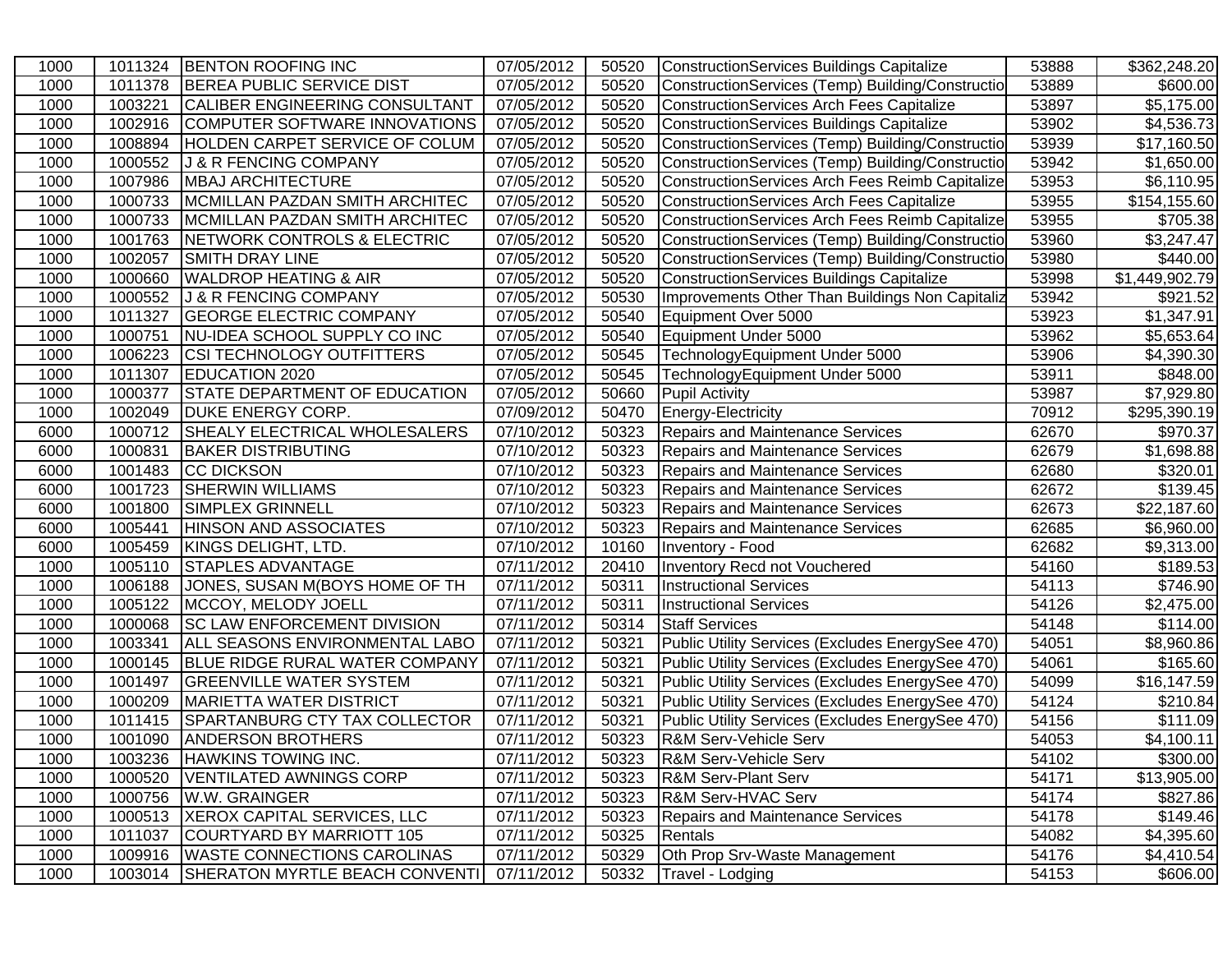| | | | | | | | |
|---|---|---|---|---|---|---|---|
| 1000 | 1011324 | BENTON ROOFING INC | 07/05/2012 | 50520 | ConstructionServices Buildings Capitalize | 53888 | $362,248.20 |
| 1000 | 1011378 | BEREA PUBLIC SERVICE DIST | 07/05/2012 | 50520 | ConstructionServices (Temp) Building/Constructio | 53889 | $600.00 |
| 1000 | 1003221 | CALIBER ENGINEERING CONSULTANT | 07/05/2012 | 50520 | ConstructionServices Arch Fees Capitalize | 53897 | $5,175.00 |
| 1000 | 1002916 | COMPUTER SOFTWARE INNOVATIONS | 07/05/2012 | 50520 | ConstructionServices Buildings Capitalize | 53902 | $4,536.73 |
| 1000 | 1008894 | HOLDEN CARPET SERVICE OF COLUM | 07/05/2012 | 50520 | ConstructionServices (Temp) Building/Constructio | 53939 | $17,160.50 |
| 1000 | 1000552 | J & R FENCING COMPANY | 07/05/2012 | 50520 | ConstructionServices (Temp) Building/Constructio | 53942 | $1,650.00 |
| 1000 | 1007986 | MBAJ ARCHITECTURE | 07/05/2012 | 50520 | ConstructionServices Arch Fees Reimb Capitalize | 53953 | $6,110.95 |
| 1000 | 1000733 | MCMILLAN PAZDAN SMITH ARCHITEC | 07/05/2012 | 50520 | ConstructionServices Arch Fees Capitalize | 53955 | $154,155.60 |
| 1000 | 1000733 | MCMILLAN PAZDAN SMITH ARCHITEC | 07/05/2012 | 50520 | ConstructionServices Arch Fees Reimb Capitalize | 53955 | $705.38 |
| 1000 | 1001763 | NETWORK CONTROLS & ELECTRIC | 07/05/2012 | 50520 | ConstructionServices (Temp) Building/Constructio | 53960 | $3,247.47 |
| 1000 | 1002057 | SMITH DRAY LINE | 07/05/2012 | 50520 | ConstructionServices (Temp) Building/Constructio | 53980 | $440.00 |
| 1000 | 1000660 | WALDROP HEATING & AIR | 07/05/2012 | 50520 | ConstructionServices Buildings Capitalize | 53998 | $1,449,902.79 |
| 1000 | 1000552 | J & R FENCING COMPANY | 07/05/2012 | 50530 | Improvements Other Than Buildings Non Capitaliz | 53942 | $921.52 |
| 1000 | 1011327 | GEORGE ELECTRIC COMPANY | 07/05/2012 | 50540 | Equipment Over 5000 | 53923 | $1,347.91 |
| 1000 | 1000751 | NU-IDEA SCHOOL SUPPLY CO INC | 07/05/2012 | 50540 | Equipment Under 5000 | 53962 | $5,653.64 |
| 1000 | 1006223 | CSI TECHNOLOGY OUTFITTERS | 07/05/2012 | 50545 | TechnologyEquipment Under 5000 | 53906 | $4,390.30 |
| 1000 | 1011307 | EDUCATION 2020 | 07/05/2012 | 50545 | TechnologyEquipment Under 5000 | 53911 | $848.00 |
| 1000 | 1000377 | STATE DEPARTMENT OF EDUCATION | 07/05/2012 | 50660 | Pupil Activity | 53987 | $7,929.80 |
| 1000 | 1002049 | DUKE ENERGY CORP. | 07/09/2012 | 50470 | Energy-Electricity | 70912 | $295,390.19 |
| 6000 | 1000712 | SHEALY ELECTRICAL WHOLESALERS | 07/10/2012 | 50323 | Repairs and Maintenance Services | 62670 | $970.37 |
| 6000 | 1000831 | BAKER DISTRIBUTING | 07/10/2012 | 50323 | Repairs and Maintenance Services | 62679 | $1,698.88 |
| 6000 | 1001483 | CC DICKSON | 07/10/2012 | 50323 | Repairs and Maintenance Services | 62680 | $320.01 |
| 6000 | 1001723 | SHERWIN WILLIAMS | 07/10/2012 | 50323 | Repairs and Maintenance Services | 62672 | $139.45 |
| 6000 | 1001800 | SIMPLEX GRINNELL | 07/10/2012 | 50323 | Repairs and Maintenance Services | 62673 | $22,187.60 |
| 6000 | 1005441 | HINSON AND ASSOCIATES | 07/10/2012 | 50323 | Repairs and Maintenance Services | 62685 | $6,960.00 |
| 6000 | 1005459 | KINGS DELIGHT, LTD. | 07/10/2012 | 10160 | Inventory - Food | 62682 | $9,313.00 |
| 1000 | 1005110 | STAPLES ADVANTAGE | 07/11/2012 | 20410 | Inventory Recd not Vouchered | 54160 | $189.53 |
| 1000 | 1006188 | JONES, SUSAN M(BOYS HOME OF TH | 07/11/2012 | 50311 | Instructional Services | 54113 | $746.90 |
| 1000 | 1005122 | MCCOY, MELODY JOELL | 07/11/2012 | 50311 | Instructional Services | 54126 | $2,475.00 |
| 1000 | 1000068 | SC LAW ENFORCEMENT DIVISION | 07/11/2012 | 50314 | Staff Services | 54148 | $114.00 |
| 1000 | 1003341 | ALL SEASONS ENVIRONMENTAL LABO | 07/11/2012 | 50321 | Public Utility Services (Excludes EnergySee 470) | 54051 | $8,960.86 |
| 1000 | 1000145 | BLUE RIDGE RURAL WATER COMPANY | 07/11/2012 | 50321 | Public Utility Services (Excludes EnergySee 470) | 54061 | $165.60 |
| 1000 | 1001497 | GREENVILLE WATER SYSTEM | 07/11/2012 | 50321 | Public Utility Services (Excludes EnergySee 470) | 54099 | $16,147.59 |
| 1000 | 1000209 | MARIETTA WATER DISTRICT | 07/11/2012 | 50321 | Public Utility Services (Excludes EnergySee 470) | 54124 | $210.84 |
| 1000 | 1011415 | SPARTANBURG CTY TAX COLLECTOR | 07/11/2012 | 50321 | Public Utility Services (Excludes EnergySee 470) | 54156 | $111.09 |
| 1000 | 1001090 | ANDERSON BROTHERS | 07/11/2012 | 50323 | R&M Serv-Vehicle Serv | 54053 | $4,100.11 |
| 1000 | 1003236 | HAWKINS TOWING INC. | 07/11/2012 | 50323 | R&M Serv-Vehicle Serv | 54102 | $300.00 |
| 1000 | 1000520 | VENTILATED AWNINGS CORP | 07/11/2012 | 50323 | R&M Serv-Plant Serv | 54171 | $13,905.00 |
| 1000 | 1000756 | W.W. GRAINGER | 07/11/2012 | 50323 | R&M Serv-HVAC Serv | 54174 | $827.86 |
| 1000 | 1000513 | XEROX CAPITAL SERVICES, LLC | 07/11/2012 | 50323 | Repairs and Maintenance Services | 54178 | $149.46 |
| 1000 | 1011037 | COURTYARD BY MARRIOTT 105 | 07/11/2012 | 50325 | Rentals | 54082 | $4,395.60 |
| 1000 | 1009916 | WASTE CONNECTIONS CAROLINAS | 07/11/2012 | 50329 | Oth Prop Srv-Waste Management | 54176 | $4,410.54 |
| 1000 | 1003014 | SHERATON MYRTLE BEACH CONVENTI | 07/11/2012 | 50332 | Travel - Lodging | 54153 | $606.00 |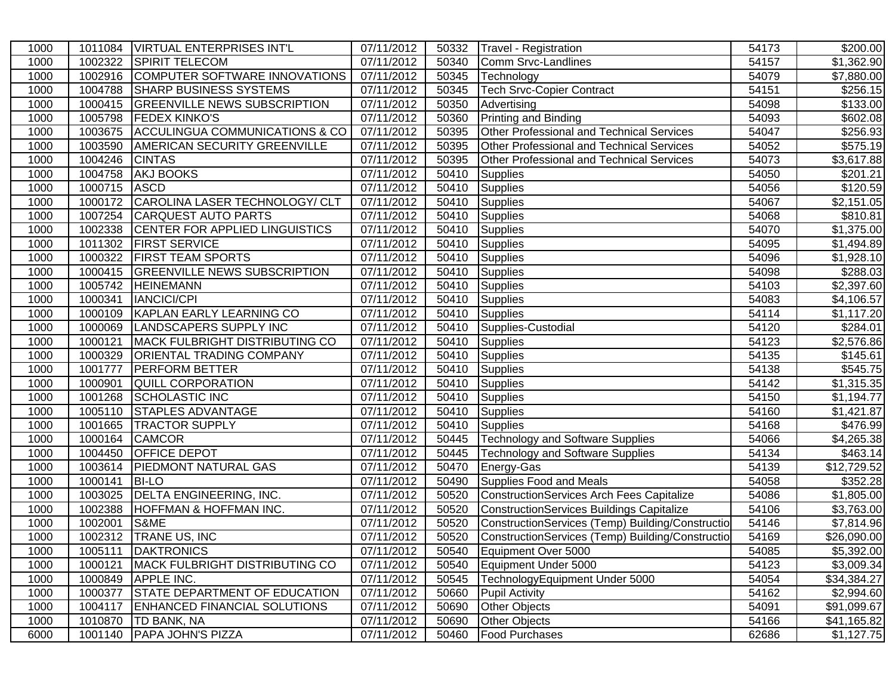| | | | | | | | |
|---|---|---|---|---|---|---|---|
| 1000 | 1011084 | VIRTUAL ENTERPRISES INT'L | 07/11/2012 | 50332 | Travel - Registration | 54173 | $200.00 |
| 1000 | 1002322 | SPIRIT TELECOM | 07/11/2012 | 50340 | Comm Srvc-Landlines | 54157 | $1,362.90 |
| 1000 | 1002916 | COMPUTER SOFTWARE INNOVATIONS | 07/11/2012 | 50345 | Technology | 54079 | $7,880.00 |
| 1000 | 1004788 | SHARP BUSINESS SYSTEMS | 07/11/2012 | 50345 | Tech Srvc-Copier Contract | 54151 | $256.15 |
| 1000 | 1000415 | GREENVILLE NEWS SUBSCRIPTION | 07/11/2012 | 50350 | Advertising | 54098 | $133.00 |
| 1000 | 1005798 | FEDEX KINKO'S | 07/11/2012 | 50360 | Printing and Binding | 54093 | $602.08 |
| 1000 | 1003675 | ACCULINGUA COMMUNICATIONS & CO | 07/11/2012 | 50395 | Other Professional and Technical Services | 54047 | $256.93 |
| 1000 | 1003590 | AMERICAN SECURITY GREENVILLE | 07/11/2012 | 50395 | Other Professional and Technical Services | 54052 | $575.19 |
| 1000 | 1004246 | CINTAS | 07/11/2012 | 50395 | Other Professional and Technical Services | 54073 | $3,617.88 |
| 1000 | 1004758 | AKJ BOOKS | 07/11/2012 | 50410 | Supplies | 54050 | $201.21 |
| 1000 | 1000715 | ASCD | 07/11/2012 | 50410 | Supplies | 54056 | $120.59 |
| 1000 | 1000172 | CAROLINA LASER TECHNOLOGY/ CLT | 07/11/2012 | 50410 | Supplies | 54067 | $2,151.05 |
| 1000 | 1007254 | CARQUEST AUTO PARTS | 07/11/2012 | 50410 | Supplies | 54068 | $810.81 |
| 1000 | 1002338 | CENTER FOR APPLIED LINGUISTICS | 07/11/2012 | 50410 | Supplies | 54070 | $1,375.00 |
| 1000 | 1011302 | FIRST SERVICE | 07/11/2012 | 50410 | Supplies | 54095 | $1,494.89 |
| 1000 | 1000322 | FIRST TEAM SPORTS | 07/11/2012 | 50410 | Supplies | 54096 | $1,928.10 |
| 1000 | 1000415 | GREENVILLE NEWS SUBSCRIPTION | 07/11/2012 | 50410 | Supplies | 54098 | $288.03 |
| 1000 | 1005742 | HEINEMANN | 07/11/2012 | 50410 | Supplies | 54103 | $2,397.60 |
| 1000 | 1000341 | IANCICI/CPI | 07/11/2012 | 50410 | Supplies | 54083 | $4,106.57 |
| 1000 | 1000109 | KAPLAN EARLY LEARNING CO | 07/11/2012 | 50410 | Supplies | 54114 | $1,117.20 |
| 1000 | 1000069 | LANDSCAPERS SUPPLY INC | 07/11/2012 | 50410 | Supplies-Custodial | 54120 | $284.01 |
| 1000 | 1000121 | MACK FULBRIGHT DISTRIBUTING CO | 07/11/2012 | 50410 | Supplies | 54123 | $2,576.86 |
| 1000 | 1000329 | ORIENTAL TRADING COMPANY | 07/11/2012 | 50410 | Supplies | 54135 | $145.61 |
| 1000 | 1001777 | PERFORM BETTER | 07/11/2012 | 50410 | Supplies | 54138 | $545.75 |
| 1000 | 1000901 | QUILL CORPORATION | 07/11/2012 | 50410 | Supplies | 54142 | $1,315.35 |
| 1000 | 1001268 | SCHOLASTIC INC | 07/11/2012 | 50410 | Supplies | 54150 | $1,194.77 |
| 1000 | 1005110 | STAPLES ADVANTAGE | 07/11/2012 | 50410 | Supplies | 54160 | $1,421.87 |
| 1000 | 1001665 | TRACTOR SUPPLY | 07/11/2012 | 50410 | Supplies | 54168 | $476.99 |
| 1000 | 1000164 | CAMCOR | 07/11/2012 | 50445 | Technology and Software Supplies | 54066 | $4,265.38 |
| 1000 | 1004450 | OFFICE DEPOT | 07/11/2012 | 50445 | Technology and Software Supplies | 54134 | $463.14 |
| 1000 | 1003614 | PIEDMONT NATURAL GAS | 07/11/2012 | 50470 | Energy-Gas | 54139 | $12,729.52 |
| 1000 | 1000141 | BI-LO | 07/11/2012 | 50490 | Supplies Food and Meals | 54058 | $352.28 |
| 1000 | 1003025 | DELTA ENGINEERING, INC. | 07/11/2012 | 50520 | ConstructionServices Arch Fees Capitalize | 54086 | $1,805.00 |
| 1000 | 1002388 | HOFFMAN & HOFFMAN INC. | 07/11/2012 | 50520 | ConstructionServices Buildings Capitalize | 54106 | $3,763.00 |
| 1000 | 1002001 | S&ME | 07/11/2012 | 50520 | ConstructionServices (Temp) Building/Constructio | 54146 | $7,814.96 |
| 1000 | 1002312 | TRANE US, INC | 07/11/2012 | 50520 | ConstructionServices (Temp) Building/Constructio | 54169 | $26,090.00 |
| 1000 | 1005111 | DAKTRONICS | 07/11/2012 | 50540 | Equipment Over 5000 | 54085 | $5,392.00 |
| 1000 | 1000121 | MACK FULBRIGHT DISTRIBUTING CO | 07/11/2012 | 50540 | Equipment Under 5000 | 54123 | $3,009.34 |
| 1000 | 1000849 | APPLE INC. | 07/11/2012 | 50545 | TechnologyEquipment Under 5000 | 54054 | $34,384.27 |
| 1000 | 1000377 | STATE DEPARTMENT OF EDUCATION | 07/11/2012 | 50660 | Pupil Activity | 54162 | $2,994.60 |
| 1000 | 1004117 | ENHANCED FINANCIAL SOLUTIONS | 07/11/2012 | 50690 | Other Objects | 54091 | $91,099.67 |
| 1000 | 1010870 | TD BANK, NA | 07/11/2012 | 50690 | Other Objects | 54166 | $41,165.82 |
| 6000 | 1001140 | PAPA JOHN'S PIZZA | 07/11/2012 | 50460 | Food Purchases | 62686 | $1,127.75 |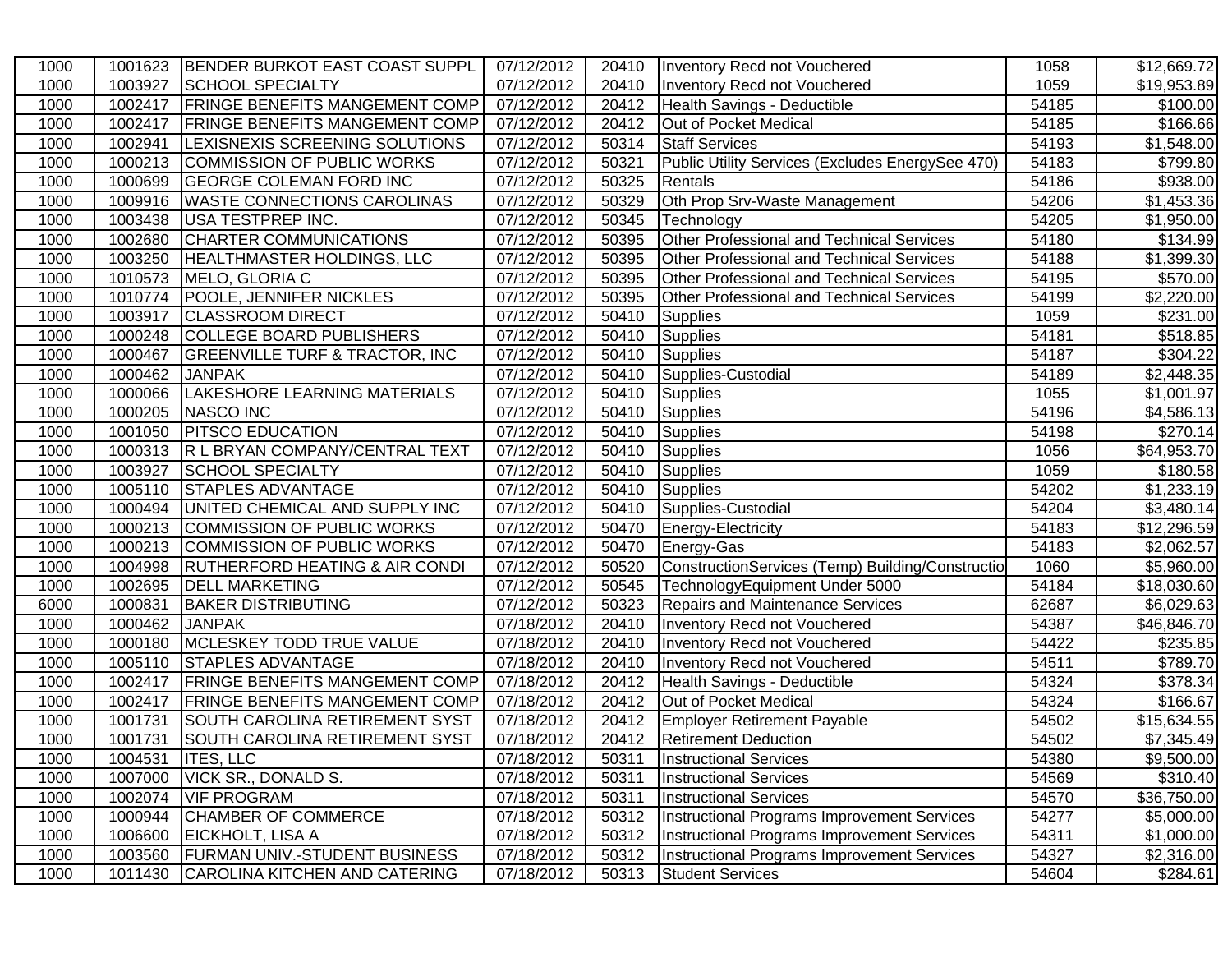| | | | | | | | |
|---|---|---|---|---|---|---|---|
| 1000 | 1001623 | BENDER BURKOT EAST COAST SUPPL | 07/12/2012 | 20410 | Inventory Recd not Vouchered | 1058 | $12,669.72 |
| 1000 | 1003927 | SCHOOL SPECIALTY | 07/12/2012 | 20410 | Inventory Recd not Vouchered | 1059 | $19,953.89 |
| 1000 | 1002417 | FRINGE BENEFITS MANGEMENT COMP | 07/12/2012 | 20412 | Health Savings - Deductible | 54185 | $100.00 |
| 1000 | 1002417 | FRINGE BENEFITS MANGEMENT COMP | 07/12/2012 | 20412 | Out of Pocket Medical | 54185 | $166.66 |
| 1000 | 1002941 | LEXISNEXIS SCREENING SOLUTIONS | 07/12/2012 | 50314 | Staff Services | 54193 | $1,548.00 |
| 1000 | 1000213 | COMMISSION OF PUBLIC WORKS | 07/12/2012 | 50321 | Public Utility Services (Excludes EnergySee 470) | 54183 | $799.80 |
| 1000 | 1000699 | GEORGE COLEMAN FORD INC | 07/12/2012 | 50325 | Rentals | 54186 | $938.00 |
| 1000 | 1009916 | WASTE CONNECTIONS CAROLINAS | 07/12/2012 | 50329 | Oth Prop Srv-Waste Management | 54206 | $1,453.36 |
| 1000 | 1003438 | USA TESTPREP INC. | 07/12/2012 | 50345 | Technology | 54205 | $1,950.00 |
| 1000 | 1002680 | CHARTER COMMUNICATIONS | 07/12/2012 | 50395 | Other Professional and Technical Services | 54180 | $134.99 |
| 1000 | 1003250 | HEALTHMASTER HOLDINGS, LLC | 07/12/2012 | 50395 | Other Professional and Technical Services | 54188 | $1,399.30 |
| 1000 | 1010573 | MELO, GLORIA C | 07/12/2012 | 50395 | Other Professional and Technical Services | 54195 | $570.00 |
| 1000 | 1010774 | POOLE, JENNIFER NICKLES | 07/12/2012 | 50395 | Other Professional and Technical Services | 54199 | $2,220.00 |
| 1000 | 1003917 | CLASSROOM DIRECT | 07/12/2012 | 50410 | Supplies | 1059 | $231.00 |
| 1000 | 1000248 | COLLEGE BOARD PUBLISHERS | 07/12/2012 | 50410 | Supplies | 54181 | $518.85 |
| 1000 | 1000467 | GREENVILLE TURF & TRACTOR, INC | 07/12/2012 | 50410 | Supplies | 54187 | $304.22 |
| 1000 | 1000462 | JANPAK | 07/12/2012 | 50410 | Supplies-Custodial | 54189 | $2,448.35 |
| 1000 | 1000066 | LAKESHORE LEARNING MATERIALS | 07/12/2012 | 50410 | Supplies | 1055 | $1,001.97 |
| 1000 | 1000205 | NASCO INC | 07/12/2012 | 50410 | Supplies | 54196 | $4,586.13 |
| 1000 | 1001050 | PITSCO EDUCATION | 07/12/2012 | 50410 | Supplies | 54198 | $270.14 |
| 1000 | 1000313 | R L BRYAN COMPANY/CENTRAL TEXT | 07/12/2012 | 50410 | Supplies | 1056 | $64,953.70 |
| 1000 | 1003927 | SCHOOL SPECIALTY | 07/12/2012 | 50410 | Supplies | 1059 | $180.58 |
| 1000 | 1005110 | STAPLES ADVANTAGE | 07/12/2012 | 50410 | Supplies | 54202 | $1,233.19 |
| 1000 | 1000494 | UNITED CHEMICAL AND SUPPLY INC | 07/12/2012 | 50410 | Supplies-Custodial | 54204 | $3,480.14 |
| 1000 | 1000213 | COMMISSION OF PUBLIC WORKS | 07/12/2012 | 50470 | Energy-Electricity | 54183 | $12,296.59 |
| 1000 | 1000213 | COMMISSION OF PUBLIC WORKS | 07/12/2012 | 50470 | Energy-Gas | 54183 | $2,062.57 |
| 1000 | 1004998 | RUTHERFORD HEATING & AIR CONDI | 07/12/2012 | 50520 | ConstructionServices (Temp) Building/Constructio | 1060 | $5,960.00 |
| 1000 | 1002695 | DELL MARKETING | 07/12/2012 | 50545 | TechnologyEquipment Under 5000 | 54184 | $18,030.60 |
| 6000 | 1000831 | BAKER DISTRIBUTING | 07/12/2012 | 50323 | Repairs and Maintenance Services | 62687 | $6,029.63 |
| 1000 | 1000462 | JANPAK | 07/18/2012 | 20410 | Inventory Recd not Vouchered | 54387 | $46,846.70 |
| 1000 | 1000180 | MCLESKEY TODD TRUE VALUE | 07/18/2012 | 20410 | Inventory Recd not Vouchered | 54422 | $235.85 |
| 1000 | 1005110 | STAPLES ADVANTAGE | 07/18/2012 | 20410 | Inventory Recd not Vouchered | 54511 | $789.70 |
| 1000 | 1002417 | FRINGE BENEFITS MANGEMENT COMP | 07/18/2012 | 20412 | Health Savings - Deductible | 54324 | $378.34 |
| 1000 | 1002417 | FRINGE BENEFITS MANGEMENT COMP | 07/18/2012 | 20412 | Out of Pocket Medical | 54324 | $166.67 |
| 1000 | 1001731 | SOUTH CAROLINA RETIREMENT SYST | 07/18/2012 | 20412 | Employer Retirement Payable | 54502 | $15,634.55 |
| 1000 | 1001731 | SOUTH CAROLINA RETIREMENT SYST | 07/18/2012 | 20412 | Retirement Deduction | 54502 | $7,345.49 |
| 1000 | 1004531 | ITES, LLC | 07/18/2012 | 50311 | Instructional Services | 54380 | $9,500.00 |
| 1000 | 1007000 | VICK SR., DONALD S. | 07/18/2012 | 50311 | Instructional Services | 54569 | $310.40 |
| 1000 | 1002074 | VIF PROGRAM | 07/18/2012 | 50311 | Instructional Services | 54570 | $36,750.00 |
| 1000 | 1000944 | CHAMBER OF COMMERCE | 07/18/2012 | 50312 | Instructional Programs Improvement Services | 54277 | $5,000.00 |
| 1000 | 1006600 | EICKHOLT, LISA A | 07/18/2012 | 50312 | Instructional Programs Improvement Services | 54311 | $1,000.00 |
| 1000 | 1003560 | FURMAN UNIV.-STUDENT BUSINESS | 07/18/2012 | 50312 | Instructional Programs Improvement Services | 54327 | $2,316.00 |
| 1000 | 1011430 | CAROLINA KITCHEN AND CATERING | 07/18/2012 | 50313 | Student Services | 54604 | $284.61 |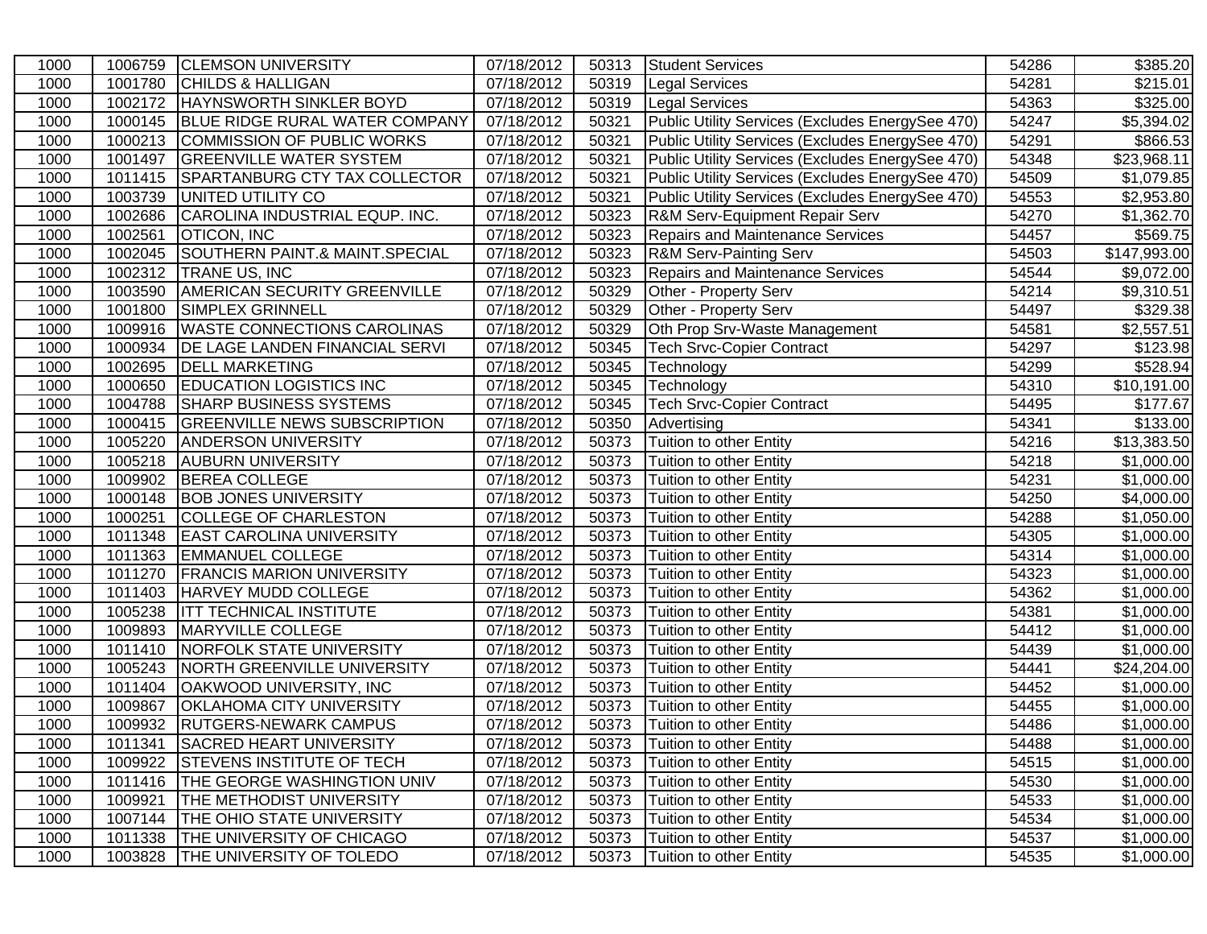| | | | | | | | |
|---|---|---|---|---|---|---|---|
| 1000 | 1006759 | CLEMSON UNIVERSITY | 07/18/2012 | 50313 | Student Services | 54286 | $385.20 |
| 1000 | 1001780 | CHILDS & HALLIGAN | 07/18/2012 | 50319 | Legal Services | 54281 | $215.01 |
| 1000 | 1002172 | HAYNSWORTH SINKLER BOYD | 07/18/2012 | 50319 | Legal Services | 54363 | $325.00 |
| 1000 | 1000145 | BLUE RIDGE RURAL WATER COMPANY | 07/18/2012 | 50321 | Public Utility Services (Excludes EnergySee 470) | 54247 | $5,394.02 |
| 1000 | 1000213 | COMMISSION OF PUBLIC WORKS | 07/18/2012 | 50321 | Public Utility Services (Excludes EnergySee 470) | 54291 | $866.53 |
| 1000 | 1001497 | GREENVILLE WATER SYSTEM | 07/18/2012 | 50321 | Public Utility Services (Excludes EnergySee 470) | 54348 | $23,968.11 |
| 1000 | 1011415 | SPARTANBURG CTY TAX COLLECTOR | 07/18/2012 | 50321 | Public Utility Services (Excludes EnergySee 470) | 54509 | $1,079.85 |
| 1000 | 1003739 | UNITED UTILITY CO | 07/18/2012 | 50321 | Public Utility Services (Excludes EnergySee 470) | 54553 | $2,953.80 |
| 1000 | 1002686 | CAROLINA INDUSTRIAL EQUP. INC. | 07/18/2012 | 50323 | R&M Serv-Equipment Repair Serv | 54270 | $1,362.70 |
| 1000 | 1002561 | OTICON, INC | 07/18/2012 | 50323 | Repairs and Maintenance Services | 54457 | $569.75 |
| 1000 | 1002045 | SOUTHERN PAINT.& MAINT.SPECIAL | 07/18/2012 | 50323 | R&M Serv-Painting Serv | 54503 | $147,993.00 |
| 1000 | 1002312 | TRANE US, INC | 07/18/2012 | 50323 | Repairs and Maintenance Services | 54544 | $9,072.00 |
| 1000 | 1003590 | AMERICAN SECURITY GREENVILLE | 07/18/2012 | 50329 | Other - Property Serv | 54214 | $9,310.51 |
| 1000 | 1001800 | SIMPLEX GRINNELL | 07/18/2012 | 50329 | Other - Property Serv | 54497 | $329.38 |
| 1000 | 1009916 | WASTE CONNECTIONS CAROLINAS | 07/18/2012 | 50329 | Oth Prop Srv-Waste Management | 54581 | $2,557.51 |
| 1000 | 1000934 | DE LAGE LANDEN FINANCIAL SERVI | 07/18/2012 | 50345 | Tech Srvc-Copier Contract | 54297 | $123.98 |
| 1000 | 1002695 | DELL MARKETING | 07/18/2012 | 50345 | Technology | 54299 | $528.94 |
| 1000 | 1000650 | EDUCATION LOGISTICS INC | 07/18/2012 | 50345 | Technology | 54310 | $10,191.00 |
| 1000 | 1004788 | SHARP BUSINESS SYSTEMS | 07/18/2012 | 50345 | Tech Srvc-Copier Contract | 54495 | $177.67 |
| 1000 | 1000415 | GREENVILLE NEWS SUBSCRIPTION | 07/18/2012 | 50350 | Advertising | 54341 | $133.00 |
| 1000 | 1005220 | ANDERSON UNIVERSITY | 07/18/2012 | 50373 | Tuition to other Entity | 54216 | $13,383.50 |
| 1000 | 1005218 | AUBURN UNIVERSITY | 07/18/2012 | 50373 | Tuition to other Entity | 54218 | $1,000.00 |
| 1000 | 1009902 | BEREA COLLEGE | 07/18/2012 | 50373 | Tuition to other Entity | 54231 | $1,000.00 |
| 1000 | 1000148 | BOB JONES UNIVERSITY | 07/18/2012 | 50373 | Tuition to other Entity | 54250 | $4,000.00 |
| 1000 | 1000251 | COLLEGE OF CHARLESTON | 07/18/2012 | 50373 | Tuition to other Entity | 54288 | $1,050.00 |
| 1000 | 1011348 | EAST CAROLINA UNIVERSITY | 07/18/2012 | 50373 | Tuition to other Entity | 54305 | $1,000.00 |
| 1000 | 1011363 | EMMANUEL COLLEGE | 07/18/2012 | 50373 | Tuition to other Entity | 54314 | $1,000.00 |
| 1000 | 1011270 | FRANCIS MARION UNIVERSITY | 07/18/2012 | 50373 | Tuition to other Entity | 54323 | $1,000.00 |
| 1000 | 1011403 | HARVEY MUDD COLLEGE | 07/18/2012 | 50373 | Tuition to other Entity | 54362 | $1,000.00 |
| 1000 | 1005238 | ITT TECHNICAL INSTITUTE | 07/18/2012 | 50373 | Tuition to other Entity | 54381 | $1,000.00 |
| 1000 | 1009893 | MARYVILLE COLLEGE | 07/18/2012 | 50373 | Tuition to other Entity | 54412 | $1,000.00 |
| 1000 | 1011410 | NORFOLK STATE UNIVERSITY | 07/18/2012 | 50373 | Tuition to other Entity | 54439 | $1,000.00 |
| 1000 | 1005243 | NORTH GREENVILLE UNIVERSITY | 07/18/2012 | 50373 | Tuition to other Entity | 54441 | $24,204.00 |
| 1000 | 1011404 | OAKWOOD UNIVERSITY, INC | 07/18/2012 | 50373 | Tuition to other Entity | 54452 | $1,000.00 |
| 1000 | 1009867 | OKLAHOMA CITY UNIVERSITY | 07/18/2012 | 50373 | Tuition to other Entity | 54455 | $1,000.00 |
| 1000 | 1009932 | RUTGERS-NEWARK CAMPUS | 07/18/2012 | 50373 | Tuition to other Entity | 54486 | $1,000.00 |
| 1000 | 1011341 | SACRED HEART UNIVERSITY | 07/18/2012 | 50373 | Tuition to other Entity | 54488 | $1,000.00 |
| 1000 | 1009922 | STEVENS INSTITUTE OF TECH | 07/18/2012 | 50373 | Tuition to other Entity | 54515 | $1,000.00 |
| 1000 | 1011416 | THE GEORGE WASHINGTION UNIV | 07/18/2012 | 50373 | Tuition to other Entity | 54530 | $1,000.00 |
| 1000 | 1009921 | THE METHODIST UNIVERSITY | 07/18/2012 | 50373 | Tuition to other Entity | 54533 | $1,000.00 |
| 1000 | 1007144 | THE OHIO STATE UNIVERSITY | 07/18/2012 | 50373 | Tuition to other Entity | 54534 | $1,000.00 |
| 1000 | 1011338 | THE UNIVERSITY OF CHICAGO | 07/18/2012 | 50373 | Tuition to other Entity | 54537 | $1,000.00 |
| 1000 | 1003828 | THE UNIVERSITY OF TOLEDO | 07/18/2012 | 50373 | Tuition to other Entity | 54535 | $1,000.00 |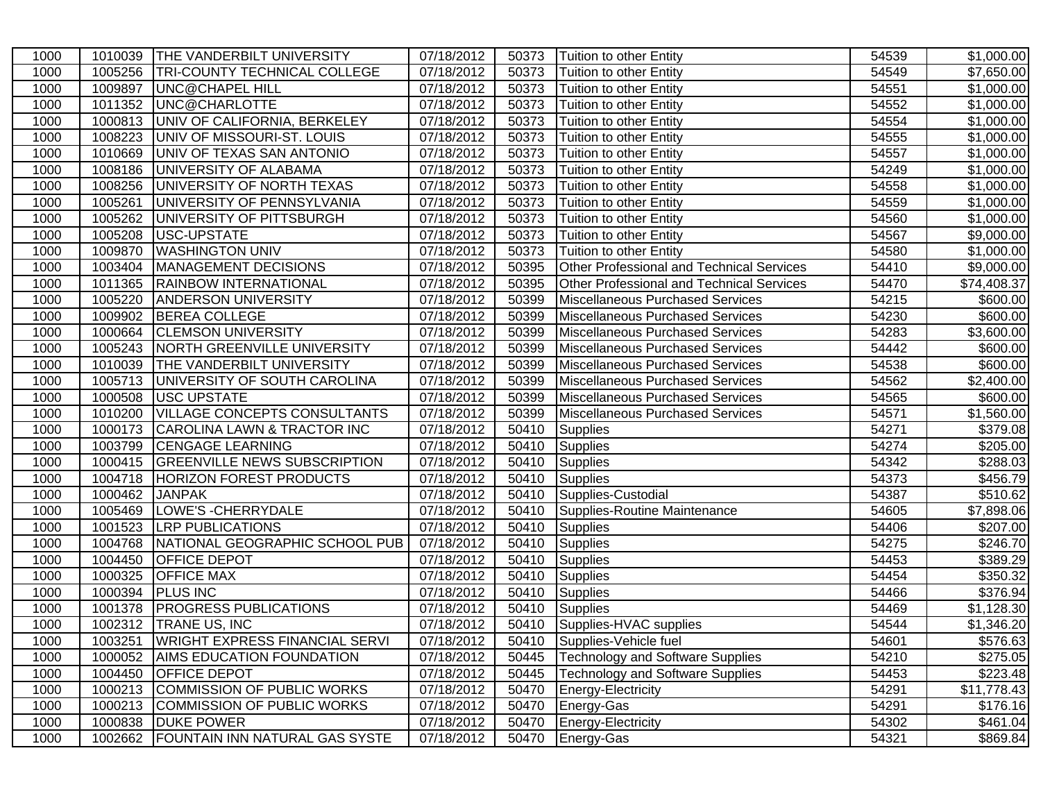| 1000 | 1010039 | THE VANDERBILT UNIVERSITY | 07/18/2012 | 50373 | Tuition to other Entity | 54539 | $1,000.00 |
|---|---|---|---|---|---|---|---|
| 1000 | 1005256 | TRI-COUNTY TECHNICAL COLLEGE | 07/18/2012 | 50373 | Tuition to other Entity | 54549 | $7,650.00 |
| 1000 | 1009897 | UNC@CHAPEL HILL | 07/18/2012 | 50373 | Tuition to other Entity | 54551 | $1,000.00 |
| 1000 | 1011352 | UNC@CHARLOTTE | 07/18/2012 | 50373 | Tuition to other Entity | 54552 | $1,000.00 |
| 1000 | 1000813 | UNIV OF CALIFORNIA, BERKELEY | 07/18/2012 | 50373 | Tuition to other Entity | 54554 | $1,000.00 |
| 1000 | 1008223 | UNIV OF MISSOURI-ST. LOUIS | 07/18/2012 | 50373 | Tuition to other Entity | 54555 | $1,000.00 |
| 1000 | 1010669 | UNIV OF TEXAS SAN ANTONIO | 07/18/2012 | 50373 | Tuition to other Entity | 54557 | $1,000.00 |
| 1000 | 1008186 | UNIVERSITY OF ALABAMA | 07/18/2012 | 50373 | Tuition to other Entity | 54249 | $1,000.00 |
| 1000 | 1008256 | UNIVERSITY OF NORTH TEXAS | 07/18/2012 | 50373 | Tuition to other Entity | 54558 | $1,000.00 |
| 1000 | 1005261 | UNIVERSITY OF PENNSYLVANIA | 07/18/2012 | 50373 | Tuition to other Entity | 54559 | $1,000.00 |
| 1000 | 1005262 | UNIVERSITY OF PITTSBURGH | 07/18/2012 | 50373 | Tuition to other Entity | 54560 | $1,000.00 |
| 1000 | 1005208 | USC-UPSTATE | 07/18/2012 | 50373 | Tuition to other Entity | 54567 | $9,000.00 |
| 1000 | 1009870 | WASHINGTON UNIV | 07/18/2012 | 50373 | Tuition to other Entity | 54580 | $1,000.00 |
| 1000 | 1003404 | MANAGEMENT DECISIONS | 07/18/2012 | 50395 | Other Professional and Technical Services | 54410 | $9,000.00 |
| 1000 | 1011365 | RAINBOW INTERNATIONAL | 07/18/2012 | 50395 | Other Professional and Technical Services | 54470 | $74,408.37 |
| 1000 | 1005220 | ANDERSON UNIVERSITY | 07/18/2012 | 50399 | Miscellaneous Purchased Services | 54215 | $600.00 |
| 1000 | 1009902 | BEREA COLLEGE | 07/18/2012 | 50399 | Miscellaneous Purchased Services | 54230 | $600.00 |
| 1000 | 1000664 | CLEMSON UNIVERSITY | 07/18/2012 | 50399 | Miscellaneous Purchased Services | 54283 | $3,600.00 |
| 1000 | 1005243 | NORTH GREENVILLE UNIVERSITY | 07/18/2012 | 50399 | Miscellaneous Purchased Services | 54442 | $600.00 |
| 1000 | 1010039 | THE VANDERBILT UNIVERSITY | 07/18/2012 | 50399 | Miscellaneous Purchased Services | 54538 | $600.00 |
| 1000 | 1005713 | UNIVERSITY OF SOUTH CAROLINA | 07/18/2012 | 50399 | Miscellaneous Purchased Services | 54562 | $2,400.00 |
| 1000 | 1000508 | USC UPSTATE | 07/18/2012 | 50399 | Miscellaneous Purchased Services | 54565 | $600.00 |
| 1000 | 1010200 | VILLAGE CONCEPTS CONSULTANTS | 07/18/2012 | 50399 | Miscellaneous Purchased Services | 54571 | $1,560.00 |
| 1000 | 1000173 | CAROLINA LAWN & TRACTOR INC | 07/18/2012 | 50410 | Supplies | 54271 | $379.08 |
| 1000 | 1003799 | CENGAGE LEARNING | 07/18/2012 | 50410 | Supplies | 54274 | $205.00 |
| 1000 | 1000415 | GREENVILLE NEWS SUBSCRIPTION | 07/18/2012 | 50410 | Supplies | 54342 | $288.03 |
| 1000 | 1004718 | HORIZON FOREST PRODUCTS | 07/18/2012 | 50410 | Supplies | 54373 | $456.79 |
| 1000 | 1000462 | JANPAK | 07/18/2012 | 50410 | Supplies-Custodial | 54387 | $510.62 |
| 1000 | 1005469 | LOWE'S -CHERRYDALE | 07/18/2012 | 50410 | Supplies-Routine Maintenance | 54605 | $7,898.06 |
| 1000 | 1001523 | LRP PUBLICATIONS | 07/18/2012 | 50410 | Supplies | 54406 | $207.00 |
| 1000 | 1004768 | NATIONAL GEOGRAPHIC SCHOOL PUB | 07/18/2012 | 50410 | Supplies | 54275 | $246.70 |
| 1000 | 1004450 | OFFICE DEPOT | 07/18/2012 | 50410 | Supplies | 54453 | $389.29 |
| 1000 | 1000325 | OFFICE MAX | 07/18/2012 | 50410 | Supplies | 54454 | $350.32 |
| 1000 | 1000394 | PLUS INC | 07/18/2012 | 50410 | Supplies | 54466 | $376.94 |
| 1000 | 1001378 | PROGRESS PUBLICATIONS | 07/18/2012 | 50410 | Supplies | 54469 | $1,128.30 |
| 1000 | 1002312 | TRANE US, INC | 07/18/2012 | 50410 | Supplies-HVAC supplies | 54544 | $1,346.20 |
| 1000 | 1003251 | WRIGHT EXPRESS FINANCIAL SERVI | 07/18/2012 | 50410 | Supplies-Vehicle fuel | 54601 | $576.63 |
| 1000 | 1000052 | AIMS EDUCATION FOUNDATION | 07/18/2012 | 50445 | Technology and Software Supplies | 54210 | $275.05 |
| 1000 | 1004450 | OFFICE DEPOT | 07/18/2012 | 50445 | Technology and Software Supplies | 54453 | $223.48 |
| 1000 | 1000213 | COMMISSION OF PUBLIC WORKS | 07/18/2012 | 50470 | Energy-Electricity | 54291 | $11,778.43 |
| 1000 | 1000213 | COMMISSION OF PUBLIC WORKS | 07/18/2012 | 50470 | Energy-Gas | 54291 | $176.16 |
| 1000 | 1000838 | DUKE POWER | 07/18/2012 | 50470 | Energy-Electricity | 54302 | $461.04 |
| 1000 | 1002662 | FOUNTAIN INN NATURAL GAS SYSTE | 07/18/2012 | 50470 | Energy-Gas | 54321 | $869.84 |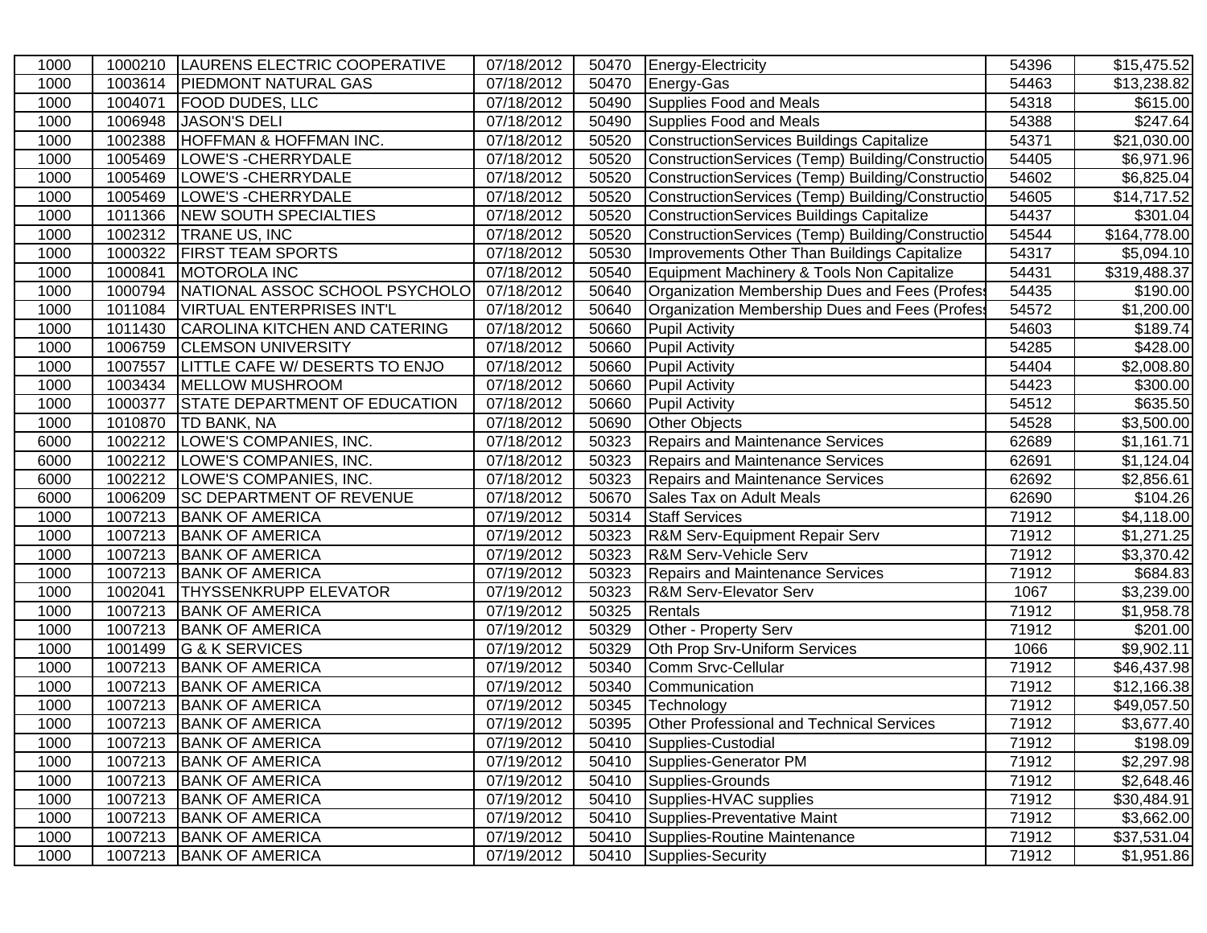| | | | | | | | |
|---|---|---|---|---|---|---|---|
| 1000 | 1000210 | LAURENS ELECTRIC COOPERATIVE | 07/18/2012 | 50470 | Energy-Electricity | 54396 | $15,475.52 |
| 1000 | 1003614 | PIEDMONT NATURAL GAS | 07/18/2012 | 50470 | Energy-Gas | 54463 | $13,238.82 |
| 1000 | 1004071 | FOOD DUDES, LLC | 07/18/2012 | 50490 | Supplies Food and Meals | 54318 | $615.00 |
| 1000 | 1006948 | JASON'S DELI | 07/18/2012 | 50490 | Supplies Food and Meals | 54388 | $247.64 |
| 1000 | 1002388 | HOFFMAN & HOFFMAN INC. | 07/18/2012 | 50520 | ConstructionServices Buildings Capitalize | 54371 | $21,030.00 |
| 1000 | 1005469 | LOWE'S -CHERRYDALE | 07/18/2012 | 50520 | ConstructionServices (Temp) Building/Constructio | 54405 | $6,971.96 |
| 1000 | 1005469 | LOWE'S -CHERRYDALE | 07/18/2012 | 50520 | ConstructionServices (Temp) Building/Constructio | 54602 | $6,825.04 |
| 1000 | 1005469 | LOWE'S -CHERRYDALE | 07/18/2012 | 50520 | ConstructionServices (Temp) Building/Constructio | 54605 | $14,717.52 |
| 1000 | 1011366 | NEW SOUTH SPECIALTIES | 07/18/2012 | 50520 | ConstructionServices Buildings Capitalize | 54437 | $301.04 |
| 1000 | 1002312 | TRANE US, INC | 07/18/2012 | 50520 | ConstructionServices (Temp) Building/Constructio | 54544 | $164,778.00 |
| 1000 | 1000322 | FIRST TEAM SPORTS | 07/18/2012 | 50530 | Improvements Other Than Buildings Capitalize | 54317 | $5,094.10 |
| 1000 | 1000841 | MOTOROLA INC | 07/18/2012 | 50540 | Equipment Machinery & Tools Non Capitalize | 54431 | $319,488.37 |
| 1000 | 1000794 | NATIONAL ASSOC SCHOOL PSYCHOLO | 07/18/2012 | 50640 | Organization Membership Dues and Fees (Profess | 54435 | $190.00 |
| 1000 | 1011084 | VIRTUAL ENTERPRISES INT'L | 07/18/2012 | 50640 | Organization Membership Dues and Fees (Profess | 54572 | $1,200.00 |
| 1000 | 1011430 | CAROLINA KITCHEN AND CATERING | 07/18/2012 | 50660 | Pupil Activity | 54603 | $189.74 |
| 1000 | 1006759 | CLEMSON UNIVERSITY | 07/18/2012 | 50660 | Pupil Activity | 54285 | $428.00 |
| 1000 | 1007557 | LITTLE CAFE W/ DESERTS TO ENJO | 07/18/2012 | 50660 | Pupil Activity | 54404 | $2,008.80 |
| 1000 | 1003434 | MELLOW MUSHROOM | 07/18/2012 | 50660 | Pupil Activity | 54423 | $300.00 |
| 1000 | 1000377 | STATE DEPARTMENT OF EDUCATION | 07/18/2012 | 50660 | Pupil Activity | 54512 | $635.50 |
| 1000 | 1010870 | TD BANK, NA | 07/18/2012 | 50690 | Other Objects | 54528 | $3,500.00 |
| 6000 | 1002212 | LOWE'S COMPANIES, INC. | 07/18/2012 | 50323 | Repairs and Maintenance Services | 62689 | $1,161.71 |
| 6000 | 1002212 | LOWE'S COMPANIES, INC. | 07/18/2012 | 50323 | Repairs and Maintenance Services | 62691 | $1,124.04 |
| 6000 | 1002212 | LOWE'S COMPANIES, INC. | 07/18/2012 | 50323 | Repairs and Maintenance Services | 62692 | $2,856.61 |
| 6000 | 1006209 | SC DEPARTMENT OF REVENUE | 07/18/2012 | 50670 | Sales Tax on Adult Meals | 62690 | $104.26 |
| 1000 | 1007213 | BANK OF AMERICA | 07/19/2012 | 50314 | Staff Services | 71912 | $4,118.00 |
| 1000 | 1007213 | BANK OF AMERICA | 07/19/2012 | 50323 | R&M Serv-Equipment Repair Serv | 71912 | $1,271.25 |
| 1000 | 1007213 | BANK OF AMERICA | 07/19/2012 | 50323 | R&M Serv-Vehicle Serv | 71912 | $3,370.42 |
| 1000 | 1007213 | BANK OF AMERICA | 07/19/2012 | 50323 | Repairs and Maintenance Services | 71912 | $684.83 |
| 1000 | 1002041 | THYSSENKRUPP ELEVATOR | 07/19/2012 | 50323 | R&M Serv-Elevator Serv | 1067 | $3,239.00 |
| 1000 | 1007213 | BANK OF AMERICA | 07/19/2012 | 50325 | Rentals | 71912 | $1,958.78 |
| 1000 | 1007213 | BANK OF AMERICA | 07/19/2012 | 50329 | Other - Property Serv | 71912 | $201.00 |
| 1000 | 1001499 | G & K SERVICES | 07/19/2012 | 50329 | Oth Prop Srv-Uniform Services | 1066 | $9,902.11 |
| 1000 | 1007213 | BANK OF AMERICA | 07/19/2012 | 50340 | Comm Srvc-Cellular | 71912 | $46,437.98 |
| 1000 | 1007213 | BANK OF AMERICA | 07/19/2012 | 50340 | Communication | 71912 | $12,166.38 |
| 1000 | 1007213 | BANK OF AMERICA | 07/19/2012 | 50345 | Technology | 71912 | $49,057.50 |
| 1000 | 1007213 | BANK OF AMERICA | 07/19/2012 | 50395 | Other Professional and Technical Services | 71912 | $3,677.40 |
| 1000 | 1007213 | BANK OF AMERICA | 07/19/2012 | 50410 | Supplies-Custodial | 71912 | $198.09 |
| 1000 | 1007213 | BANK OF AMERICA | 07/19/2012 | 50410 | Supplies-Generator PM | 71912 | $2,297.98 |
| 1000 | 1007213 | BANK OF AMERICA | 07/19/2012 | 50410 | Supplies-Grounds | 71912 | $2,648.46 |
| 1000 | 1007213 | BANK OF AMERICA | 07/19/2012 | 50410 | Supplies-HVAC supplies | 71912 | $30,484.91 |
| 1000 | 1007213 | BANK OF AMERICA | 07/19/2012 | 50410 | Supplies-Preventative Maint | 71912 | $3,662.00 |
| 1000 | 1007213 | BANK OF AMERICA | 07/19/2012 | 50410 | Supplies-Routine Maintenance | 71912 | $37,531.04 |
| 1000 | 1007213 | BANK OF AMERICA | 07/19/2012 | 50410 | Supplies-Security | 71912 | $1,951.86 |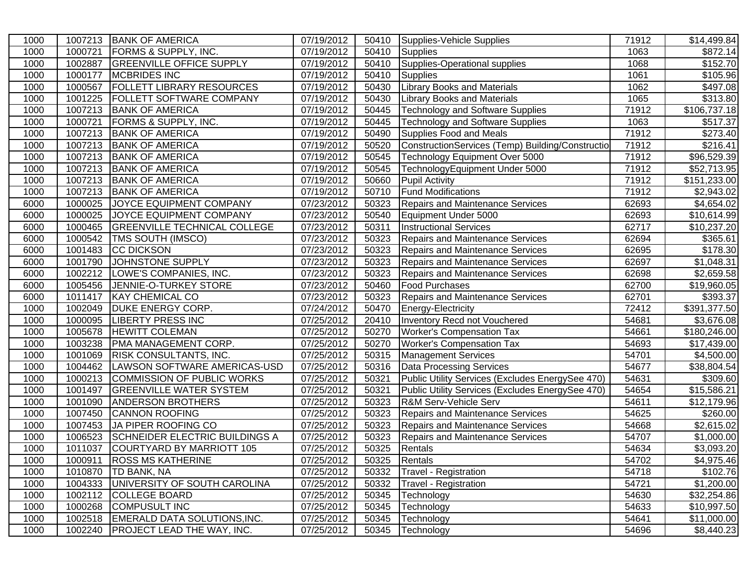| 1000 | 1007213 | BANK OF AMERICA | 07/19/2012 | 50410 | Supplies-Vehicle Supplies | 71912 | $14,499.84 |
|---|---|---|---|---|---|---|---|
| 1000 | 1000721 | FORMS & SUPPLY, INC. | 07/19/2012 | 50410 | Supplies | 1063 | $872.14 |
| 1000 | 1002887 | GREENVILLE OFFICE SUPPLY | 07/19/2012 | 50410 | Supplies-Operational supplies | 1068 | $152.70 |
| 1000 | 1000177 | MCBRIDES INC | 07/19/2012 | 50410 | Supplies | 1061 | $105.96 |
| 1000 | 1000567 | FOLLETT LIBRARY RESOURCES | 07/19/2012 | 50430 | Library Books and Materials | 1062 | $497.08 |
| 1000 | 1001225 | FOLLETT SOFTWARE COMPANY | 07/19/2012 | 50430 | Library Books and Materials | 1065 | $313.80 |
| 1000 | 1007213 | BANK OF AMERICA | 07/19/2012 | 50445 | Technology and Software Supplies | 71912 | $106,737.18 |
| 1000 | 1000721 | FORMS & SUPPLY, INC. | 07/19/2012 | 50445 | Technology and Software Supplies | 1063 | $517.37 |
| 1000 | 1007213 | BANK OF AMERICA | 07/19/2012 | 50490 | Supplies Food and Meals | 71912 | $273.40 |
| 1000 | 1007213 | BANK OF AMERICA | 07/19/2012 | 50520 | ConstructionServices (Temp) Building/Constructio | 71912 | $216.41 |
| 1000 | 1007213 | BANK OF AMERICA | 07/19/2012 | 50545 | Technology Equipment Over 5000 | 71912 | $96,529.39 |
| 1000 | 1007213 | BANK OF AMERICA | 07/19/2012 | 50545 | TechnologyEquipment Under 5000 | 71912 | $52,713.95 |
| 1000 | 1007213 | BANK OF AMERICA | 07/19/2012 | 50660 | Pupil Activity | 71912 | $151,233.00 |
| 1000 | 1007213 | BANK OF AMERICA | 07/19/2012 | 50710 | Fund Modifications | 71912 | $2,943.02 |
| 6000 | 1000025 | JOYCE EQUIPMENT COMPANY | 07/23/2012 | 50323 | Repairs and Maintenance Services | 62693 | $4,654.02 |
| 6000 | 1000025 | JOYCE EQUIPMENT COMPANY | 07/23/2012 | 50540 | Equipment Under 5000 | 62693 | $10,614.99 |
| 6000 | 1000465 | GREENVILLE TECHNICAL COLLEGE | 07/23/2012 | 50311 | Instructional Services | 62717 | $10,237.20 |
| 6000 | 1000542 | TMS SOUTH (IMSCO) | 07/23/2012 | 50323 | Repairs and Maintenance Services | 62694 | $365.61 |
| 6000 | 1001483 | CC DICKSON | 07/23/2012 | 50323 | Repairs and Maintenance Services | 62695 | $178.30 |
| 6000 | 1001790 | JOHNSTONE SUPPLY | 07/23/2012 | 50323 | Repairs and Maintenance Services | 62697 | $1,048.31 |
| 6000 | 1002212 | LOWE'S COMPANIES, INC. | 07/23/2012 | 50323 | Repairs and Maintenance Services | 62698 | $2,659.58 |
| 6000 | 1005456 | JENNIE-O-TURKEY STORE | 07/23/2012 | 50460 | Food Purchases | 62700 | $19,960.05 |
| 6000 | 1011417 | KAY CHEMICAL CO | 07/23/2012 | 50323 | Repairs and Maintenance Services | 62701 | $393.37 |
| 1000 | 1002049 | DUKE ENERGY CORP. | 07/24/2012 | 50470 | Energy-Electricity | 72412 | $391,377.50 |
| 1000 | 1000095 | LIBERTY PRESS INC | 07/25/2012 | 20410 | Inventory Recd not Vouchered | 54681 | $3,676.08 |
| 1000 | 1005678 | HEWITT COLEMAN | 07/25/2012 | 50270 | Worker's Compensation Tax | 54661 | $180,246.00 |
| 1000 | 1003238 | PMA MANAGEMENT CORP. | 07/25/2012 | 50270 | Worker's Compensation Tax | 54693 | $17,439.00 |
| 1000 | 1001069 | RISK CONSULTANTS, INC. | 07/25/2012 | 50315 | Management Services | 54701 | $4,500.00 |
| 1000 | 1004462 | LAWSON SOFTWARE AMERICAS-USD | 07/25/2012 | 50316 | Data Processing Services | 54677 | $38,804.54 |
| 1000 | 1000213 | COMMISSION OF PUBLIC WORKS | 07/25/2012 | 50321 | Public Utility Services (Excludes EnergySee 470) | 54631 | $309.60 |
| 1000 | 1001497 | GREENVILLE WATER SYSTEM | 07/25/2012 | 50321 | Public Utility Services (Excludes EnergySee 470) | 54654 | $15,586.21 |
| 1000 | 1001090 | ANDERSON BROTHERS | 07/25/2012 | 50323 | R&M Serv-Vehicle Serv | 54611 | $12,179.96 |
| 1000 | 1007450 | CANNON ROOFING | 07/25/2012 | 50323 | Repairs and Maintenance Services | 54625 | $260.00 |
| 1000 | 1007453 | JA PIPER ROOFING CO | 07/25/2012 | 50323 | Repairs and Maintenance Services | 54668 | $2,615.02 |
| 1000 | 1006523 | SCHNEIDER ELECTRIC BUILDINGS A | 07/25/2012 | 50323 | Repairs and Maintenance Services | 54707 | $1,000.00 |
| 1000 | 1011037 | COURTYARD BY MARRIOTT 105 | 07/25/2012 | 50325 | Rentals | 54634 | $3,093.20 |
| 1000 | 1000911 | ROSS MS KATHERINE | 07/25/2012 | 50325 | Rentals | 54702 | $4,975.46 |
| 1000 | 1010870 | TD BANK, NA | 07/25/2012 | 50332 | Travel - Registration | 54718 | $102.76 |
| 1000 | 1004333 | UNIVERSITY OF SOUTH CAROLINA | 07/25/2012 | 50332 | Travel - Registration | 54721 | $1,200.00 |
| 1000 | 1002112 | COLLEGE BOARD | 07/25/2012 | 50345 | Technology | 54630 | $32,254.86 |
| 1000 | 1000268 | COMPUSULT INC | 07/25/2012 | 50345 | Technology | 54633 | $10,997.50 |
| 1000 | 1002518 | EMERALD DATA SOLUTIONS,INC. | 07/25/2012 | 50345 | Technology | 54641 | $11,000.00 |
| 1000 | 1002240 | PROJECT LEAD THE WAY, INC. | 07/25/2012 | 50345 | Technology | 54696 | $8,440.23 |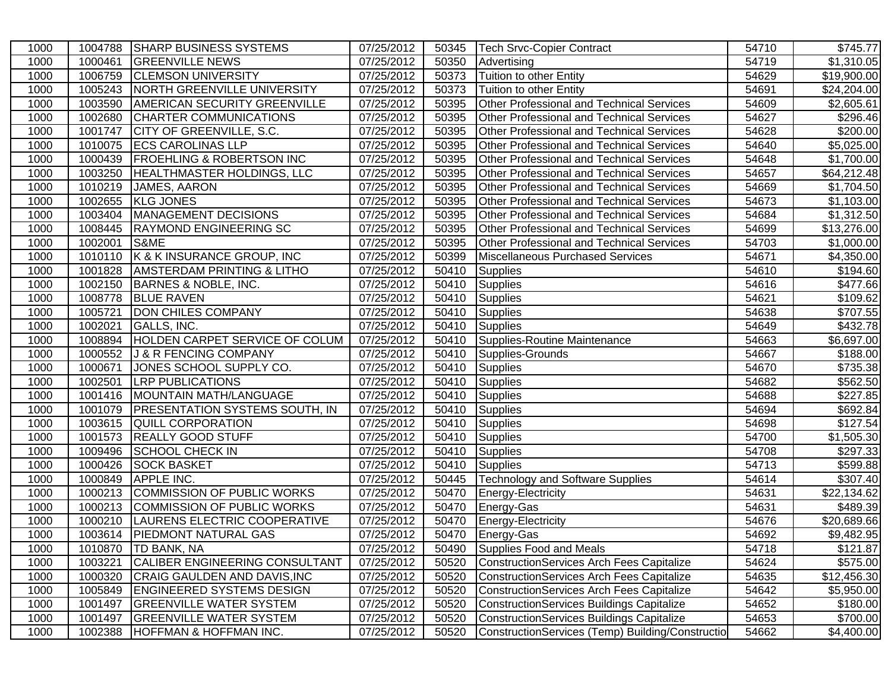| 1000 | 1004788 | SHARP BUSINESS SYSTEMS | 07/25/2012 | 50345 | Tech Srvc-Copier Contract | 54710 | $745.77 |
|---|---|---|---|---|---|---|---|
| 1000 | 1000461 | GREENVILLE NEWS | 07/25/2012 | 50350 | Advertising | 54719 | $1,310.05 |
| 1000 | 1006759 | CLEMSON UNIVERSITY | 07/25/2012 | 50373 | Tuition to other Entity | 54629 | $19,900.00 |
| 1000 | 1005243 | NORTH GREENVILLE UNIVERSITY | 07/25/2012 | 50373 | Tuition to other Entity | 54691 | $24,204.00 |
| 1000 | 1003590 | AMERICAN SECURITY GREENVILLE | 07/25/2012 | 50395 | Other Professional and Technical Services | 54609 | $2,605.61 |
| 1000 | 1002680 | CHARTER COMMUNICATIONS | 07/25/2012 | 50395 | Other Professional and Technical Services | 54627 | $296.46 |
| 1000 | 1001747 | CITY OF GREENVILLE, S.C. | 07/25/2012 | 50395 | Other Professional and Technical Services | 54628 | $200.00 |
| 1000 | 1010075 | ECS CAROLINAS LLP | 07/25/2012 | 50395 | Other Professional and Technical Services | 54640 | $5,025.00 |
| 1000 | 1000439 | FROEHLING & ROBERTSON INC | 07/25/2012 | 50395 | Other Professional and Technical Services | 54648 | $1,700.00 |
| 1000 | 1003250 | HEALTHMASTER HOLDINGS, LLC | 07/25/2012 | 50395 | Other Professional and Technical Services | 54657 | $64,212.48 |
| 1000 | 1010219 | JAMES, AARON | 07/25/2012 | 50395 | Other Professional and Technical Services | 54669 | $1,704.50 |
| 1000 | 1002655 | KLG JONES | 07/25/2012 | 50395 | Other Professional and Technical Services | 54673 | $1,103.00 |
| 1000 | 1003404 | MANAGEMENT DECISIONS | 07/25/2012 | 50395 | Other Professional and Technical Services | 54684 | $1,312.50 |
| 1000 | 1008445 | RAYMOND ENGINEERING SC | 07/25/2012 | 50395 | Other Professional and Technical Services | 54699 | $13,276.00 |
| 1000 | 1002001 | S&ME | 07/25/2012 | 50395 | Other Professional and Technical Services | 54703 | $1,000.00 |
| 1000 | 1010110 | K & K INSURANCE GROUP, INC | 07/25/2012 | 50399 | Miscellaneous Purchased Services | 54671 | $4,350.00 |
| 1000 | 1001828 | AMSTERDAM PRINTING & LITHO | 07/25/2012 | 50410 | Supplies | 54610 | $194.60 |
| 1000 | 1002150 | BARNES & NOBLE, INC. | 07/25/2012 | 50410 | Supplies | 54616 | $477.66 |
| 1000 | 1008778 | BLUE RAVEN | 07/25/2012 | 50410 | Supplies | 54621 | $109.62 |
| 1000 | 1005721 | DON CHILES COMPANY | 07/25/2012 | 50410 | Supplies | 54638 | $707.55 |
| 1000 | 1002021 | GALLS, INC. | 07/25/2012 | 50410 | Supplies | 54649 | $432.78 |
| 1000 | 1008894 | HOLDEN CARPET SERVICE OF COLUM | 07/25/2012 | 50410 | Supplies-Routine Maintenance | 54663 | $6,697.00 |
| 1000 | 1000552 | J & R FENCING COMPANY | 07/25/2012 | 50410 | Supplies-Grounds | 54667 | $188.00 |
| 1000 | 1000671 | JONES SCHOOL SUPPLY CO. | 07/25/2012 | 50410 | Supplies | 54670 | $735.38 |
| 1000 | 1002501 | LRP PUBLICATIONS | 07/25/2012 | 50410 | Supplies | 54682 | $562.50 |
| 1000 | 1001416 | MOUNTAIN MATH/LANGUAGE | 07/25/2012 | 50410 | Supplies | 54688 | $227.85 |
| 1000 | 1001079 | PRESENTATION SYSTEMS SOUTH, IN | 07/25/2012 | 50410 | Supplies | 54694 | $692.84 |
| 1000 | 1003615 | QUILL CORPORATION | 07/25/2012 | 50410 | Supplies | 54698 | $127.54 |
| 1000 | 1001573 | REALLY GOOD STUFF | 07/25/2012 | 50410 | Supplies | 54700 | $1,505.30 |
| 1000 | 1009496 | SCHOOL CHECK IN | 07/25/2012 | 50410 | Supplies | 54708 | $297.33 |
| 1000 | 1000426 | SOCK BASKET | 07/25/2012 | 50410 | Supplies | 54713 | $599.88 |
| 1000 | 1000849 | APPLE INC. | 07/25/2012 | 50445 | Technology and Software Supplies | 54614 | $307.40 |
| 1000 | 1000213 | COMMISSION OF PUBLIC WORKS | 07/25/2012 | 50470 | Energy-Electricity | 54631 | $22,134.62 |
| 1000 | 1000213 | COMMISSION OF PUBLIC WORKS | 07/25/2012 | 50470 | Energy-Gas | 54631 | $489.39 |
| 1000 | 1000210 | LAURENS ELECTRIC COOPERATIVE | 07/25/2012 | 50470 | Energy-Electricity | 54676 | $20,689.66 |
| 1000 | 1003614 | PIEDMONT NATURAL GAS | 07/25/2012 | 50470 | Energy-Gas | 54692 | $9,482.95 |
| 1000 | 1010870 | TD BANK, NA | 07/25/2012 | 50490 | Supplies Food and Meals | 54718 | $121.87 |
| 1000 | 1003221 | CALIBER ENGINEERING CONSULTANT | 07/25/2012 | 50520 | ConstructionServices Arch Fees Capitalize | 54624 | $575.00 |
| 1000 | 1000320 | CRAIG GAULDEN AND DAVIS,INC | 07/25/2012 | 50520 | ConstructionServices Arch Fees Capitalize | 54635 | $12,456.30 |
| 1000 | 1005849 | ENGINEERED SYSTEMS DESIGN | 07/25/2012 | 50520 | ConstructionServices Arch Fees Capitalize | 54642 | $5,950.00 |
| 1000 | 1001497 | GREENVILLE WATER SYSTEM | 07/25/2012 | 50520 | ConstructionServices Buildings Capitalize | 54652 | $180.00 |
| 1000 | 1001497 | GREENVILLE WATER SYSTEM | 07/25/2012 | 50520 | ConstructionServices Buildings Capitalize | 54653 | $700.00 |
| 1000 | 1002388 | HOFFMAN & HOFFMAN INC. | 07/25/2012 | 50520 | ConstructionServices (Temp) Building/Constructio | 54662 | $4,400.00 |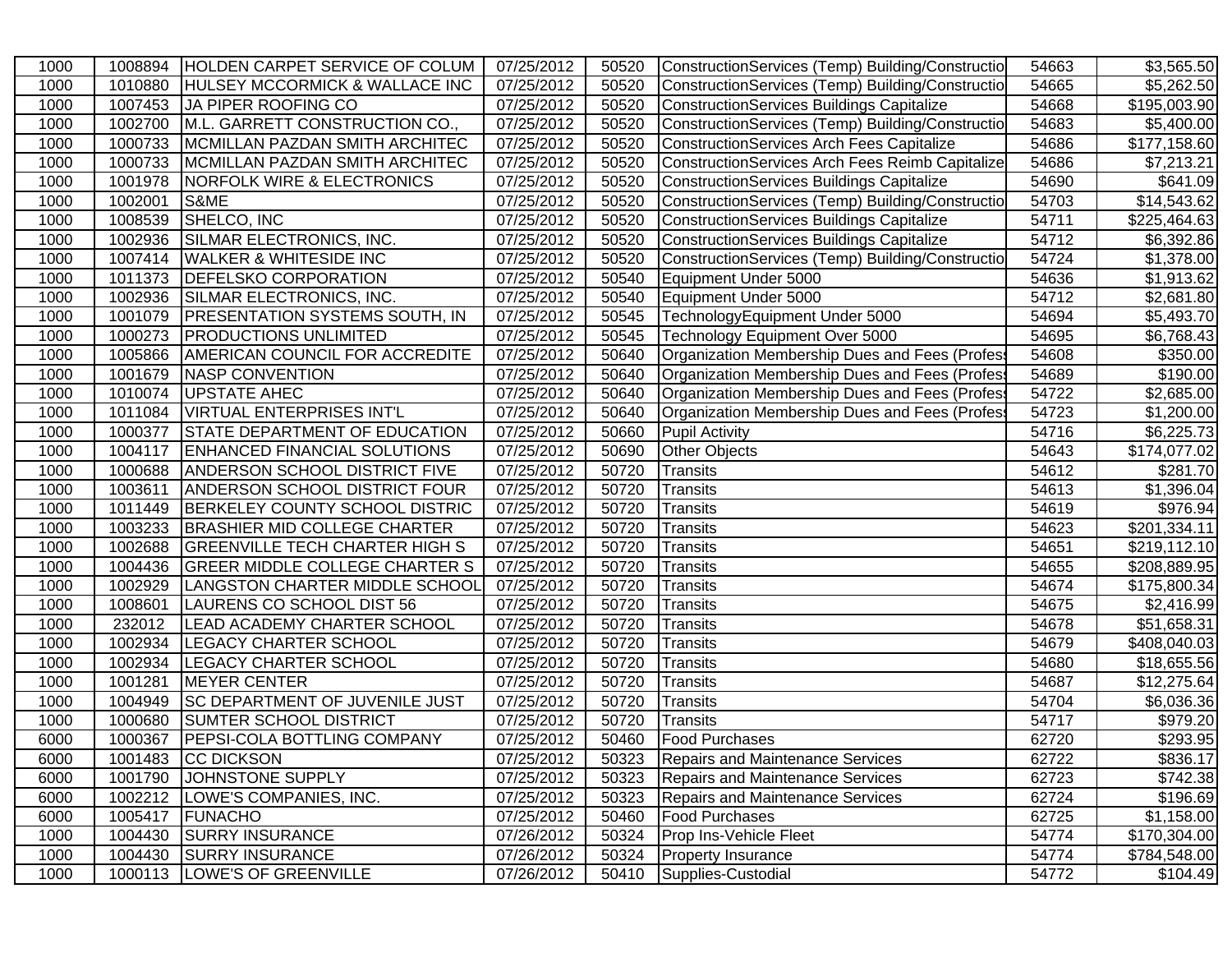| | | | | | | | |
|---|---|---|---|---|---|---|---|
| 1000 | 1008894 | HOLDEN CARPET SERVICE OF COLUM | 07/25/2012 | 50520 | ConstructionServices (Temp) Building/Constructio | 54663 | $3,565.50 |
| 1000 | 1010880 | HULSEY MCCORMICK & WALLACE INC | 07/25/2012 | 50520 | ConstructionServices (Temp) Building/Constructio | 54665 | $5,262.50 |
| 1000 | 1007453 | JA PIPER ROOFING CO | 07/25/2012 | 50520 | ConstructionServices Buildings Capitalize | 54668 | $195,003.90 |
| 1000 | 1002700 | M.L. GARRETT CONSTRUCTION CO., | 07/25/2012 | 50520 | ConstructionServices (Temp) Building/Constructio | 54683 | $5,400.00 |
| 1000 | 1000733 | MCMILLAN PAZDAN SMITH ARCHITEC | 07/25/2012 | 50520 | ConstructionServices Arch Fees Capitalize | 54686 | $177,158.60 |
| 1000 | 1000733 | MCMILLAN PAZDAN SMITH ARCHITEC | 07/25/2012 | 50520 | ConstructionServices Arch Fees Reimb Capitalize | 54686 | $7,213.21 |
| 1000 | 1001978 | NORFOLK WIRE & ELECTRONICS | 07/25/2012 | 50520 | ConstructionServices Buildings Capitalize | 54690 | $641.09 |
| 1000 | 1002001 | S&ME | 07/25/2012 | 50520 | ConstructionServices (Temp) Building/Constructio | 54703 | $14,543.62 |
| 1000 | 1008539 | SHELCO, INC | 07/25/2012 | 50520 | ConstructionServices Buildings Capitalize | 54711 | $225,464.63 |
| 1000 | 1002936 | SILMAR ELECTRONICS, INC. | 07/25/2012 | 50520 | ConstructionServices Buildings Capitalize | 54712 | $6,392.86 |
| 1000 | 1007414 | WALKER & WHITESIDE INC | 07/25/2012 | 50520 | ConstructionServices (Temp) Building/Constructio | 54724 | $1,378.00 |
| 1000 | 1011373 | DEFELSKO CORPORATION | 07/25/2012 | 50540 | Equipment Under 5000 | 54636 | $1,913.62 |
| 1000 | 1002936 | SILMAR ELECTRONICS, INC. | 07/25/2012 | 50540 | Equipment Under 5000 | 54712 | $2,681.80 |
| 1000 | 1001079 | PRESENTATION SYSTEMS SOUTH, IN | 07/25/2012 | 50545 | TechnologyEquipment Under 5000 | 54694 | $5,493.70 |
| 1000 | 1000273 | PRODUCTIONS UNLIMITED | 07/25/2012 | 50545 | Technology Equipment Over 5000 | 54695 | $6,768.43 |
| 1000 | 1005866 | AMERICAN COUNCIL FOR ACCREDITE | 07/25/2012 | 50640 | Organization Membership Dues and Fees (Profess | 54608 | $350.00 |
| 1000 | 1001679 | NASP CONVENTION | 07/25/2012 | 50640 | Organization Membership Dues and Fees (Profess | 54689 | $190.00 |
| 1000 | 1010074 | UPSTATE AHEC | 07/25/2012 | 50640 | Organization Membership Dues and Fees (Profess | 54722 | $2,685.00 |
| 1000 | 1011084 | VIRTUAL ENTERPRISES INT'L | 07/25/2012 | 50640 | Organization Membership Dues and Fees (Profess | 54723 | $1,200.00 |
| 1000 | 1000377 | STATE DEPARTMENT OF EDUCATION | 07/25/2012 | 50660 | Pupil Activity | 54716 | $6,225.73 |
| 1000 | 1004117 | ENHANCED FINANCIAL SOLUTIONS | 07/25/2012 | 50690 | Other Objects | 54643 | $174,077.02 |
| 1000 | 1000688 | ANDERSON SCHOOL DISTRICT FIVE | 07/25/2012 | 50720 | Transits | 54612 | $281.70 |
| 1000 | 1003611 | ANDERSON SCHOOL DISTRICT FOUR | 07/25/2012 | 50720 | Transits | 54613 | $1,396.04 |
| 1000 | 1011449 | BERKELEY COUNTY SCHOOL DISTRIC | 07/25/2012 | 50720 | Transits | 54619 | $976.94 |
| 1000 | 1003233 | BRASHIER MID COLLEGE CHARTER | 07/25/2012 | 50720 | Transits | 54623 | $201,334.11 |
| 1000 | 1002688 | GREENVILLE TECH CHARTER HIGH S | 07/25/2012 | 50720 | Transits | 54651 | $219,112.10 |
| 1000 | 1004436 | GREER MIDDLE COLLEGE CHARTER S | 07/25/2012 | 50720 | Transits | 54655 | $208,889.95 |
| 1000 | 1002929 | LANGSTON CHARTER MIDDLE SCHOOL | 07/25/2012 | 50720 | Transits | 54674 | $175,800.34 |
| 1000 | 1008601 | LAURENS CO SCHOOL DIST 56 | 07/25/2012 | 50720 | Transits | 54675 | $2,416.99 |
| 1000 | 232012 | LEAD ACADEMY CHARTER SCHOOL | 07/25/2012 | 50720 | Transits | 54678 | $51,658.31 |
| 1000 | 1002934 | LEGACY CHARTER SCHOOL | 07/25/2012 | 50720 | Transits | 54679 | $408,040.03 |
| 1000 | 1002934 | LEGACY CHARTER SCHOOL | 07/25/2012 | 50720 | Transits | 54680 | $18,655.56 |
| 1000 | 1001281 | MEYER CENTER | 07/25/2012 | 50720 | Transits | 54687 | $12,275.64 |
| 1000 | 1004949 | SC DEPARTMENT OF JUVENILE JUST | 07/25/2012 | 50720 | Transits | 54704 | $6,036.36 |
| 1000 | 1000680 | SUMTER SCHOOL DISTRICT | 07/25/2012 | 50720 | Transits | 54717 | $979.20 |
| 6000 | 1000367 | PEPSI-COLA BOTTLING COMPANY | 07/25/2012 | 50460 | Food Purchases | 62720 | $293.95 |
| 6000 | 1001483 | CC DICKSON | 07/25/2012 | 50323 | Repairs and Maintenance Services | 62722 | $836.17 |
| 6000 | 1001790 | JOHNSTONE SUPPLY | 07/25/2012 | 50323 | Repairs and Maintenance Services | 62723 | $742.38 |
| 6000 | 1002212 | LOWE'S COMPANIES, INC. | 07/25/2012 | 50323 | Repairs and Maintenance Services | 62724 | $196.69 |
| 6000 | 1005417 | FUNACHO | 07/25/2012 | 50460 | Food Purchases | 62725 | $1,158.00 |
| 1000 | 1004430 | SURRY INSURANCE | 07/26/2012 | 50324 | Prop Ins-Vehicle Fleet | 54774 | $170,304.00 |
| 1000 | 1004430 | SURRY INSURANCE | 07/26/2012 | 50324 | Property Insurance | 54774 | $784,548.00 |
| 1000 | 1000113 | LOWE'S OF GREENVILLE | 07/26/2012 | 50410 | Supplies-Custodial | 54772 | $104.49 |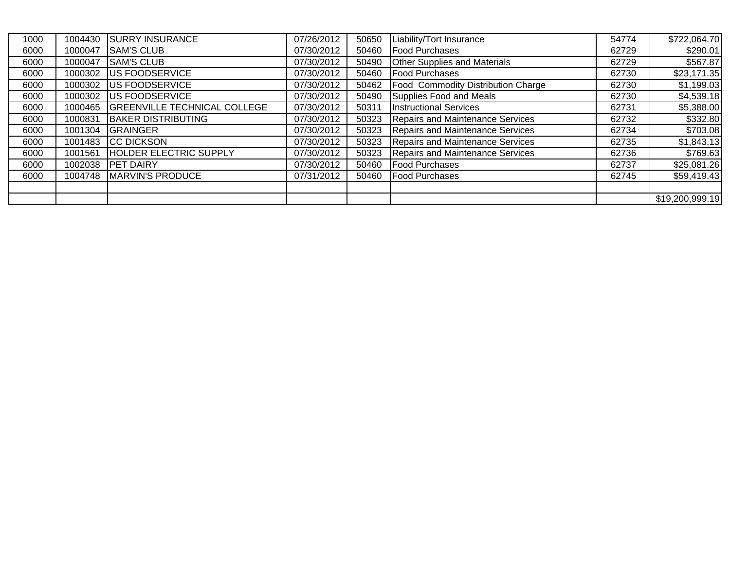| | | | | | | | |
|---|---|---|---|---|---|---|---|
| 1000 | 1004430 | SURRY INSURANCE | 07/26/2012 | 50650 | Liability/Tort Insurance | 54774 | $722,064.70 |
| 6000 | 1000047 | SAM'S CLUB | 07/30/2012 | 50460 | Food Purchases | 62729 | $290.01 |
| 6000 | 1000047 | SAM'S CLUB | 07/30/2012 | 50490 | Other Supplies and Materials | 62729 | $567.87 |
| 6000 | 1000302 | US FOODSERVICE | 07/30/2012 | 50460 | Food Purchases | 62730 | $23,171.35 |
| 6000 | 1000302 | US FOODSERVICE | 07/30/2012 | 50462 | Food Commodity Distribution Charge | 62730 | $1,199.03 |
| 6000 | 1000302 | US FOODSERVICE | 07/30/2012 | 50490 | Supplies Food and Meals | 62730 | $4,539.18 |
| 6000 | 1000465 | GREENVILLE TECHNICAL COLLEGE | 07/30/2012 | 50311 | Instructional Services | 62731 | $5,388.00 |
| 6000 | 1000831 | BAKER DISTRIBUTING | 07/30/2012 | 50323 | Repairs and Maintenance Services | 62732 | $332.80 |
| 6000 | 1001304 | GRAINGER | 07/30/2012 | 50323 | Repairs and Maintenance Services | 62734 | $703.08 |
| 6000 | 1001483 | CC DICKSON | 07/30/2012 | 50323 | Repairs and Maintenance Services | 62735 | $1,843.13 |
| 6000 | 1001561 | HOLDER ELECTRIC SUPPLY | 07/30/2012 | 50323 | Repairs and Maintenance Services | 62736 | $769.63 |
| 6000 | 1002038 | PET DAIRY | 07/30/2012 | 50460 | Food Purchases | 62737 | $25,081.26 |
| 6000 | 1004748 | MARVIN'S PRODUCE | 07/31/2012 | 50460 | Food Purchases | 62745 | $59,419.43 |
| | | | | | | | |
| | | | | | | | $19,200,999.19 |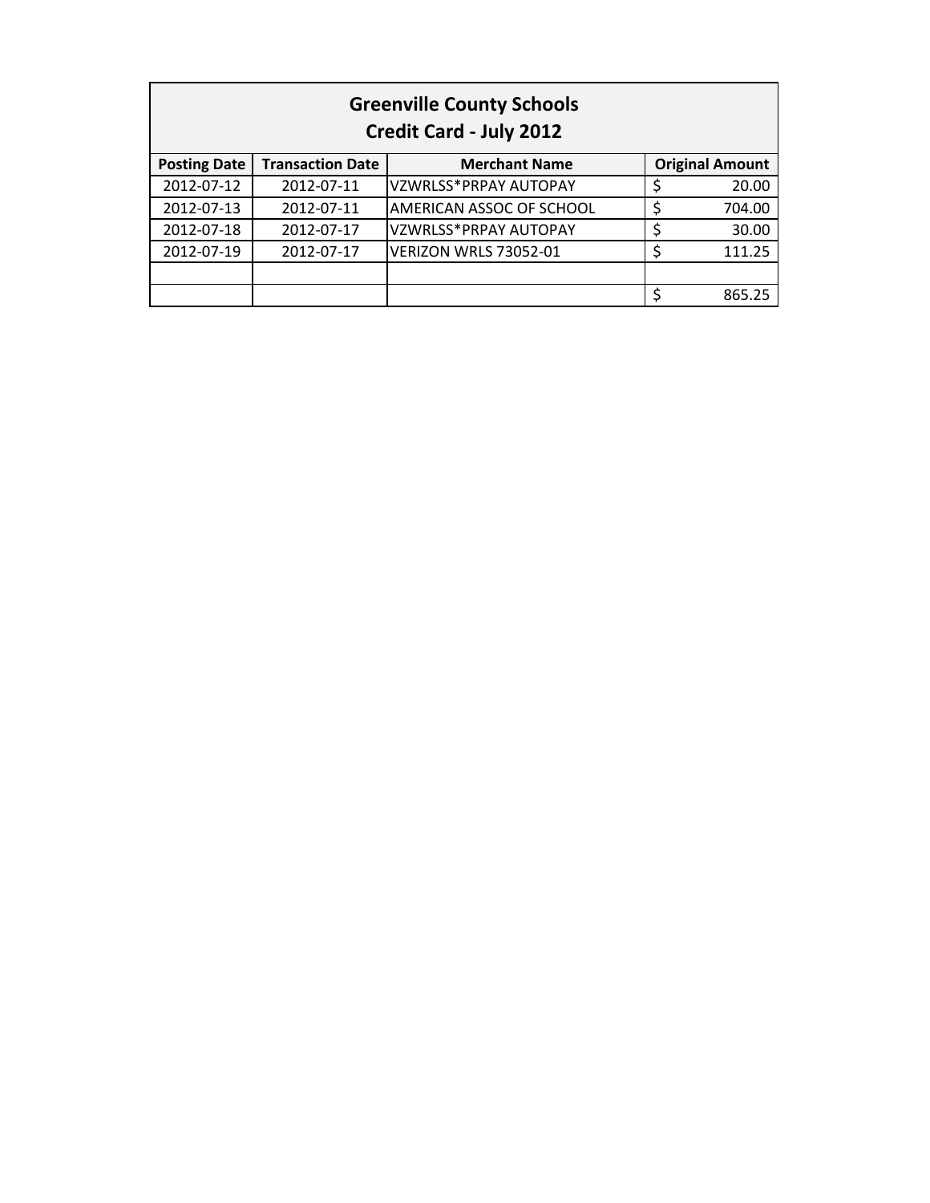# Greenville County Schools
## Credit Card - July 2012

| Posting Date | Transaction Date | Merchant Name | Original Amount |
|---|---|---|---|
| 2012-07-12 | 2012-07-11 | VZWRLSS*PRPAY AUTOPAY | $ 20.00 |
| 2012-07-13 | 2012-07-11 | AMERICAN ASSOC OF SCHOOL | $ 704.00 |
| 2012-07-18 | 2012-07-17 | VZWRLSS*PRPAY AUTOPAY | $ 30.00 |
| 2012-07-19 | 2012-07-17 | VERIZON WRLS 73052-01 | $ 111.25 |
| | | | |
| | | | $ 865.25 |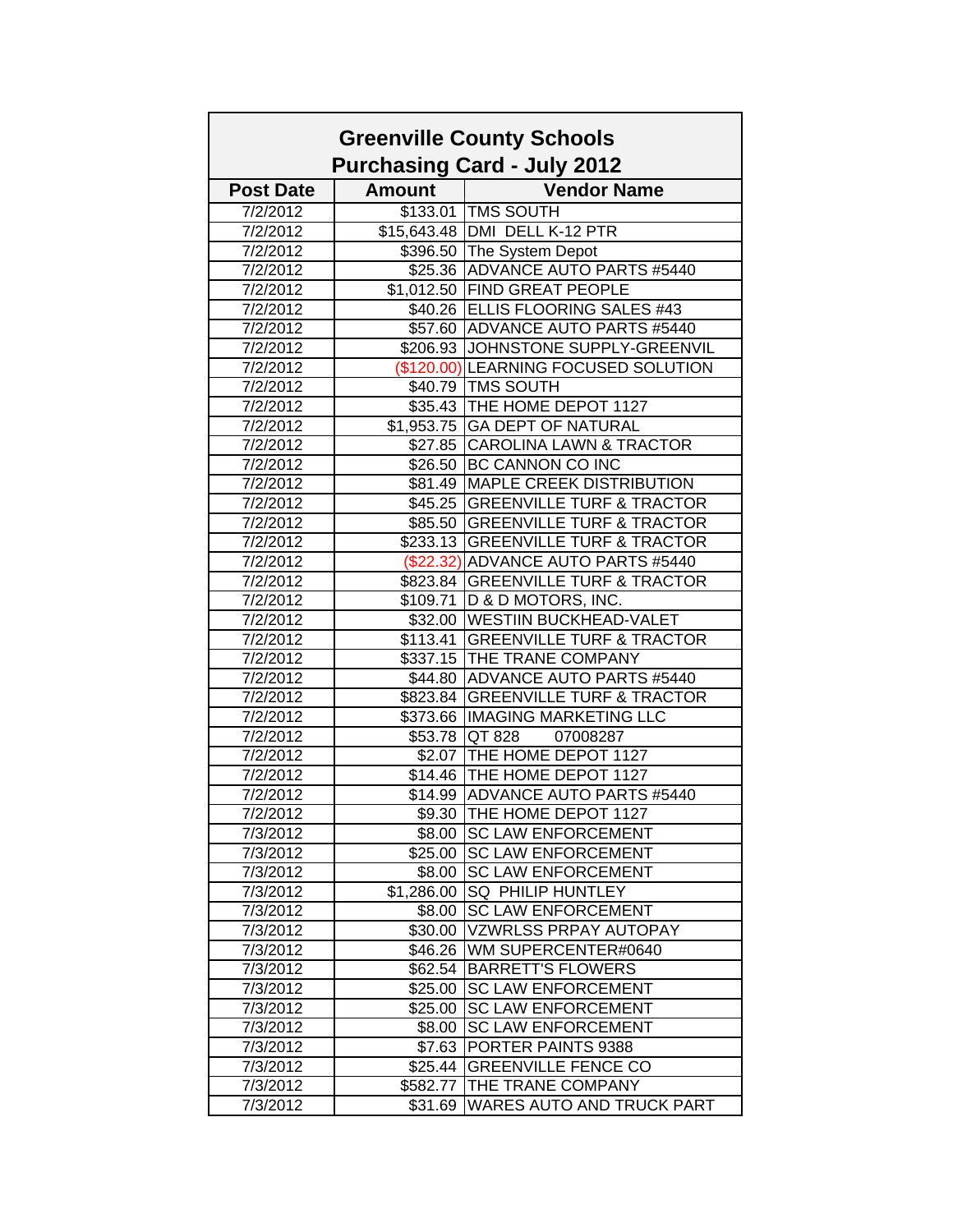# Greenville County Schools
## Purchasing Card - July 2012

| Post Date | Amount | Vendor Name |
|---|---|---|
| 7/2/2012 | $133.01 | TMS SOUTH |
| 7/2/2012 | $15,643.48 | DMI DELL K-12 PTR |
| 7/2/2012 | $396.50 | The System Depot |
| 7/2/2012 | $25.36 | ADVANCE AUTO PARTS #5440 |
| 7/2/2012 | $1,012.50 | FIND GREAT PEOPLE |
| 7/2/2012 | $40.26 | ELLIS FLOORING SALES #43 |
| 7/2/2012 | $57.60 | ADVANCE AUTO PARTS #5440 |
| 7/2/2012 | $206.93 | JOHNSTONE SUPPLY-GREENVIL |
| 7/2/2012 | ($120.00) | LEARNING FOCUSED SOLUTION |
| 7/2/2012 | $40.79 | TMS SOUTH |
| 7/2/2012 | $35.43 | THE HOME DEPOT 1127 |
| 7/2/2012 | $1,953.75 | GA DEPT OF NATURAL |
| 7/2/2012 | $27.85 | CAROLINA LAWN & TRACTOR |
| 7/2/2012 | $26.50 | BC CANNON CO INC |
| 7/2/2012 | $81.49 | MAPLE CREEK DISTRIBUTION |
| 7/2/2012 | $45.25 | GREENVILLE TURF & TRACTOR |
| 7/2/2012 | $85.50 | GREENVILLE TURF & TRACTOR |
| 7/2/2012 | $233.13 | GREENVILLE TURF & TRACTOR |
| 7/2/2012 | ($22.32) | ADVANCE AUTO PARTS #5440 |
| 7/2/2012 | $823.84 | GREENVILLE TURF & TRACTOR |
| 7/2/2012 | $109.71 | D & D MOTORS, INC. |
| 7/2/2012 | $32.00 | WESTIIN BUCKHEAD-VALET |
| 7/2/2012 | $113.41 | GREENVILLE TURF & TRACTOR |
| 7/2/2012 | $337.15 | THE TRANE COMPANY |
| 7/2/2012 | $44.80 | ADVANCE AUTO PARTS #5440 |
| 7/2/2012 | $823.84 | GREENVILLE TURF & TRACTOR |
| 7/2/2012 | $373.66 | IMAGING MARKETING LLC |
| 7/2/2012 | $53.78 | QT 828 07008287 |
| 7/2/2012 | $2.07 | THE HOME DEPOT 1127 |
| 7/2/2012 | $14.46 | THE HOME DEPOT 1127 |
| 7/2/2012 | $14.99 | ADVANCE AUTO PARTS #5440 |
| 7/2/2012 | $9.30 | THE HOME DEPOT 1127 |
| 7/3/2012 | $8.00 | SC LAW ENFORCEMENT |
| 7/3/2012 | $25.00 | SC LAW ENFORCEMENT |
| 7/3/2012 | $8.00 | SC LAW ENFORCEMENT |
| 7/3/2012 | $1,286.00 | SQ PHILIP HUNTLEY |
| 7/3/2012 | $8.00 | SC LAW ENFORCEMENT |
| 7/3/2012 | $30.00 | VZWRLSS PRPAY AUTOPAY |
| 7/3/2012 | $46.26 | WM SUPERCENTER#0640 |
| 7/3/2012 | $62.54 | BARRETT'S FLOWERS |
| 7/3/2012 | $25.00 | SC LAW ENFORCEMENT |
| 7/3/2012 | $25.00 | SC LAW ENFORCEMENT |
| 7/3/2012 | $8.00 | SC LAW ENFORCEMENT |
| 7/3/2012 | $7.63 | PORTER PAINTS 9388 |
| 7/3/2012 | $25.44 | GREENVILLE FENCE CO |
| 7/3/2012 | $582.77 | THE TRANE COMPANY |
| 7/3/2012 | $31.69 | WARES AUTO AND TRUCK PART |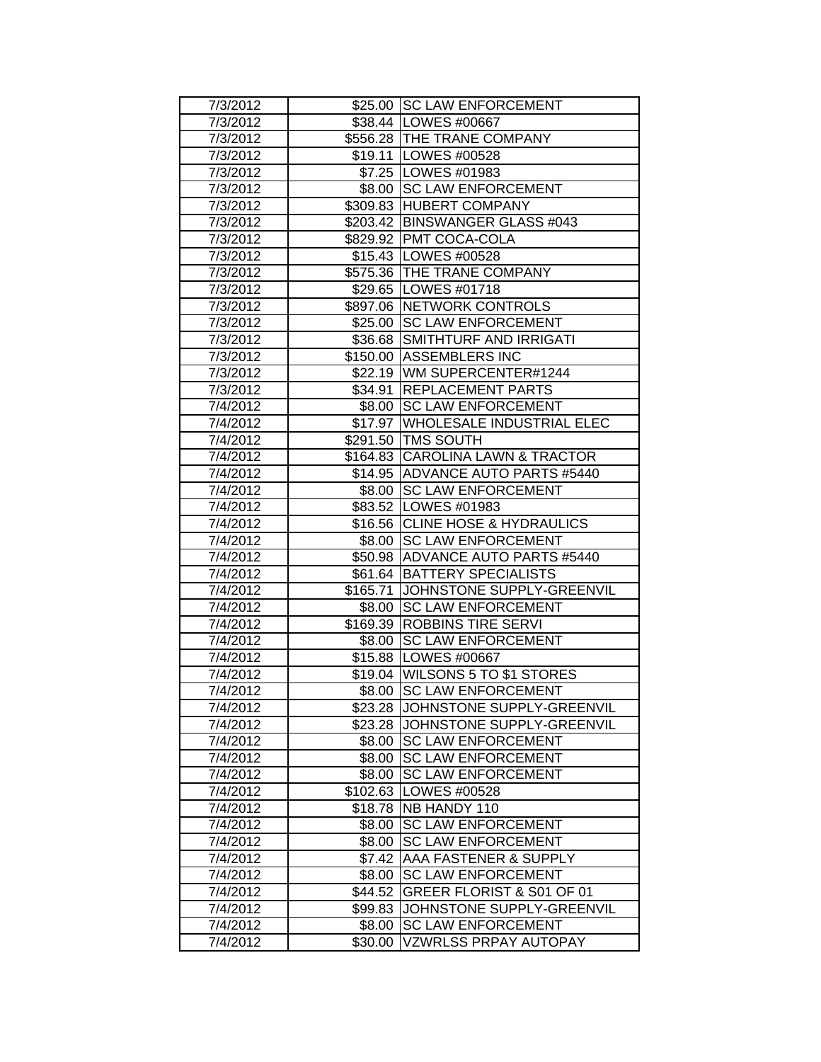| 7/3/2012 | $25.00 | SC LAW ENFORCEMENT |
|---|---|---|
| 7/3/2012 | $38.44 | LOWES #00667 |
| 7/3/2012 | $556.28 | THE TRANE COMPANY |
| 7/3/2012 | $19.11 | LOWES #00528 |
| 7/3/2012 | $7.25 | LOWES #01983 |
| 7/3/2012 | $8.00 | SC LAW ENFORCEMENT |
| 7/3/2012 | $309.83 | HUBERT COMPANY |
| 7/3/2012 | $203.42 | BINSWANGER GLASS #043 |
| 7/3/2012 | $829.92 | PMT COCA-COLA |
| 7/3/2012 | $15.43 | LOWES #00528 |
| 7/3/2012 | $575.36 | THE TRANE COMPANY |
| 7/3/2012 | $29.65 | LOWES #01718 |
| 7/3/2012 | $897.06 | NETWORK CONTROLS |
| 7/3/2012 | $25.00 | SC LAW ENFORCEMENT |
| 7/3/2012 | $36.68 | SMITHTURF AND IRRIGATI |
| 7/3/2012 | $150.00 | ASSEMBLERS INC |
| 7/3/2012 | $22.19 | WM SUPERCENTER#1244 |
| 7/3/2012 | $34.91 | REPLACEMENT PARTS |
| 7/4/2012 | $8.00 | SC LAW ENFORCEMENT |
| 7/4/2012 | $17.97 | WHOLESALE INDUSTRIAL ELEC |
| 7/4/2012 | $291.50 | TMS SOUTH |
| 7/4/2012 | $164.83 | CAROLINA LAWN & TRACTOR |
| 7/4/2012 | $14.95 | ADVANCE AUTO PARTS #5440 |
| 7/4/2012 | $8.00 | SC LAW ENFORCEMENT |
| 7/4/2012 | $83.52 | LOWES #01983 |
| 7/4/2012 | $16.56 | CLINE HOSE & HYDRAULICS |
| 7/4/2012 | $8.00 | SC LAW ENFORCEMENT |
| 7/4/2012 | $50.98 | ADVANCE AUTO PARTS #5440 |
| 7/4/2012 | $61.64 | BATTERY SPECIALISTS |
| 7/4/2012 | $165.71 | JOHNSTONE SUPPLY-GREENVIL |
| 7/4/2012 | $8.00 | SC LAW ENFORCEMENT |
| 7/4/2012 | $169.39 | ROBBINS TIRE SERVI |
| 7/4/2012 | $8.00 | SC LAW ENFORCEMENT |
| 7/4/2012 | $15.88 | LOWES #00667 |
| 7/4/2012 | $19.04 | WILSONS 5 TO $1 STORES |
| 7/4/2012 | $8.00 | SC LAW ENFORCEMENT |
| 7/4/2012 | $23.28 | JOHNSTONE SUPPLY-GREENVIL |
| 7/4/2012 | $23.28 | JOHNSTONE SUPPLY-GREENVIL |
| 7/4/2012 | $8.00 | SC LAW ENFORCEMENT |
| 7/4/2012 | $8.00 | SC LAW ENFORCEMENT |
| 7/4/2012 | $8.00 | SC LAW ENFORCEMENT |
| 7/4/2012 | $102.63 | LOWES #00528 |
| 7/4/2012 | $18.78 | NB HANDY 110 |
| 7/4/2012 | $8.00 | SC LAW ENFORCEMENT |
| 7/4/2012 | $8.00 | SC LAW ENFORCEMENT |
| 7/4/2012 | $7.42 | AAA FASTENER & SUPPLY |
| 7/4/2012 | $8.00 | SC LAW ENFORCEMENT |
| 7/4/2012 | $44.52 | GREER FLORIST & S01 OF 01 |
| 7/4/2012 | $99.83 | JOHNSTONE SUPPLY-GREENVIL |
| 7/4/2012 | $8.00 | SC LAW ENFORCEMENT |
| 7/4/2012 | $30.00 | VZWRLSS PRPAY AUTOPAY |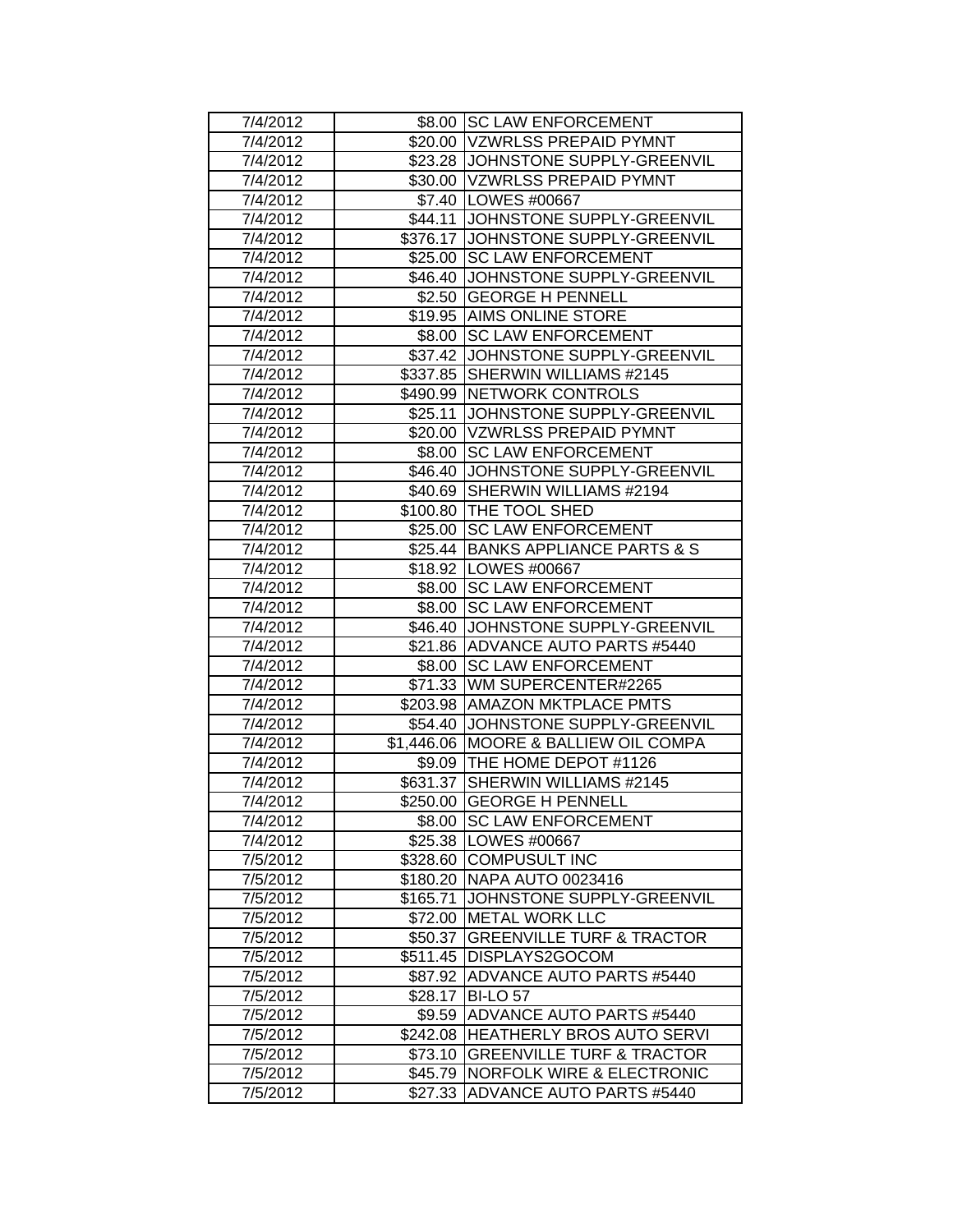| 7/4/2012 | $8.00 | SC LAW ENFORCEMENT |
|---|---|---|
| 7/4/2012 | $20.00 | VZWRLSS PREPAID PYMNT |
| 7/4/2012 | $23.28 | JOHNSTONE SUPPLY-GREENVIL |
| 7/4/2012 | $30.00 | VZWRLSS PREPAID PYMNT |
| 7/4/2012 | $7.40 | LOWES #00667 |
| 7/4/2012 | $44.11 | JOHNSTONE SUPPLY-GREENVIL |
| 7/4/2012 | $376.17 | JOHNSTONE SUPPLY-GREENVIL |
| 7/4/2012 | $25.00 | SC LAW ENFORCEMENT |
| 7/4/2012 | $46.40 | JOHNSTONE SUPPLY-GREENVIL |
| 7/4/2012 | $2.50 | GEORGE H PENNELL |
| 7/4/2012 | $19.95 | AIMS ONLINE STORE |
| 7/4/2012 | $8.00 | SC LAW ENFORCEMENT |
| 7/4/2012 | $37.42 | JOHNSTONE SUPPLY-GREENVIL |
| 7/4/2012 | $337.85 | SHERWIN WILLIAMS #2145 |
| 7/4/2012 | $490.99 | NETWORK CONTROLS |
| 7/4/2012 | $25.11 | JOHNSTONE SUPPLY-GREENVIL |
| 7/4/2012 | $20.00 | VZWRLSS PREPAID PYMNT |
| 7/4/2012 | $8.00 | SC LAW ENFORCEMENT |
| 7/4/2012 | $46.40 | JOHNSTONE SUPPLY-GREENVIL |
| 7/4/2012 | $40.69 | SHERWIN WILLIAMS #2194 |
| 7/4/2012 | $100.80 | THE TOOL SHED |
| 7/4/2012 | $25.00 | SC LAW ENFORCEMENT |
| 7/4/2012 | $25.44 | BANKS APPLIANCE PARTS & S |
| 7/4/2012 | $18.92 | LOWES #00667 |
| 7/4/2012 | $8.00 | SC LAW ENFORCEMENT |
| 7/4/2012 | $8.00 | SC LAW ENFORCEMENT |
| 7/4/2012 | $46.40 | JOHNSTONE SUPPLY-GREENVIL |
| 7/4/2012 | $21.86 | ADVANCE AUTO PARTS #5440 |
| 7/4/2012 | $8.00 | SC LAW ENFORCEMENT |
| 7/4/2012 | $71.33 | WM SUPERCENTER#2265 |
| 7/4/2012 | $203.98 | AMAZON MKTPLACE PMTS |
| 7/4/2012 | $54.40 | JOHNSTONE SUPPLY-GREENVIL |
| 7/4/2012 | $1,446.06 | MOORE & BALLIEW OIL COMPA |
| 7/4/2012 | $9.09 | THE HOME DEPOT #1126 |
| 7/4/2012 | $631.37 | SHERWIN WILLIAMS #2145 |
| 7/4/2012 | $250.00 | GEORGE H PENNELL |
| 7/4/2012 | $8.00 | SC LAW ENFORCEMENT |
| 7/4/2012 | $25.38 | LOWES #00667 |
| 7/5/2012 | $328.60 | COMPUSULT INC |
| 7/5/2012 | $180.20 | NAPA AUTO 0023416 |
| 7/5/2012 | $165.71 | JOHNSTONE SUPPLY-GREENVIL |
| 7/5/2012 | $72.00 | METAL WORK LLC |
| 7/5/2012 | $50.37 | GREENVILLE TURF & TRACTOR |
| 7/5/2012 | $511.45 | DISPLAYS2GOCOM |
| 7/5/2012 | $87.92 | ADVANCE AUTO PARTS #5440 |
| 7/5/2012 | $28.17 | BI-LO 57 |
| 7/5/2012 | $9.59 | ADVANCE AUTO PARTS #5440 |
| 7/5/2012 | $242.08 | HEATHERLY BROS AUTO SERVI |
| 7/5/2012 | $73.10 | GREENVILLE TURF & TRACTOR |
| 7/5/2012 | $45.79 | NORFOLK WIRE & ELECTRONIC |
| 7/5/2012 | $27.33 | ADVANCE AUTO PARTS #5440 |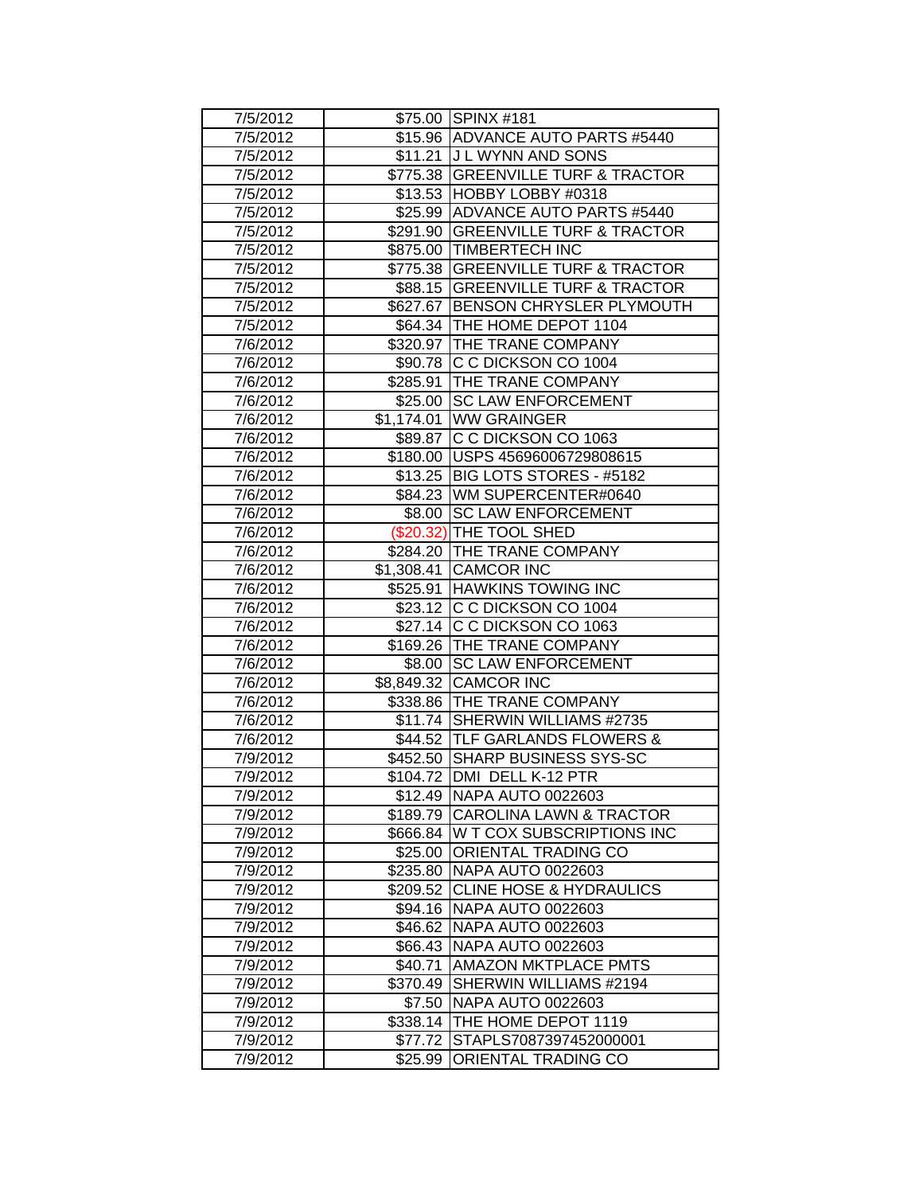| 7/5/2012 | $75.00 | SPINX #181 |
|---|---|---|
| 7/5/2012 | $15.96 | ADVANCE AUTO PARTS #5440 |
| 7/5/2012 | $11.21 | J L WYNN AND SONS |
| 7/5/2012 | $775.38 | GREENVILLE TURF & TRACTOR |
| 7/5/2012 | $13.53 | HOBBY LOBBY #0318 |
| 7/5/2012 | $25.99 | ADVANCE AUTO PARTS #5440 |
| 7/5/2012 | $291.90 | GREENVILLE TURF & TRACTOR |
| 7/5/2012 | $875.00 | TIMBERTECH INC |
| 7/5/2012 | $775.38 | GREENVILLE TURF & TRACTOR |
| 7/5/2012 | $88.15 | GREENVILLE TURF & TRACTOR |
| 7/5/2012 | $627.67 | BENSON CHRYSLER PLYMOUTH |
| 7/5/2012 | $64.34 | THE HOME DEPOT 1104 |
| 7/6/2012 | $320.97 | THE TRANE COMPANY |
| 7/6/2012 | $90.78 | C C DICKSON CO 1004 |
| 7/6/2012 | $285.91 | THE TRANE COMPANY |
| 7/6/2012 | $25.00 | SC LAW ENFORCEMENT |
| 7/6/2012 | $1,174.01 | WW GRAINGER |
| 7/6/2012 | $89.87 | C C DICKSON CO 1063 |
| 7/6/2012 | $180.00 | USPS 45696006729808615 |
| 7/6/2012 | $13.25 | BIG LOTS STORES - #5182 |
| 7/6/2012 | $84.23 | WM SUPERCENTER#0640 |
| 7/6/2012 | $8.00 | SC LAW ENFORCEMENT |
| 7/6/2012 | ($20.32) | THE TOOL SHED |
| 7/6/2012 | $284.20 | THE TRANE COMPANY |
| 7/6/2012 | $1,308.41 | CAMCOR INC |
| 7/6/2012 | $525.91 | HAWKINS TOWING INC |
| 7/6/2012 | $23.12 | C C DICKSON CO 1004 |
| 7/6/2012 | $27.14 | C C DICKSON CO 1063 |
| 7/6/2012 | $169.26 | THE TRANE COMPANY |
| 7/6/2012 | $8.00 | SC LAW ENFORCEMENT |
| 7/6/2012 | $8,849.32 | CAMCOR INC |
| 7/6/2012 | $338.86 | THE TRANE COMPANY |
| 7/6/2012 | $11.74 | SHERWIN WILLIAMS #2735 |
| 7/6/2012 | $44.52 | TLF GARLANDS FLOWERS & |
| 7/9/2012 | $452.50 | SHARP BUSINESS SYS-SC |
| 7/9/2012 | $104.72 | DMI DELL K-12 PTR |
| 7/9/2012 | $12.49 | NAPA AUTO 0022603 |
| 7/9/2012 | $189.79 | CAROLINA LAWN & TRACTOR |
| 7/9/2012 | $666.84 | W T COX SUBSCRIPTIONS INC |
| 7/9/2012 | $25.00 | ORIENTAL TRADING CO |
| 7/9/2012 | $235.80 | NAPA AUTO 0022603 |
| 7/9/2012 | $209.52 | CLINE HOSE & HYDRAULICS |
| 7/9/2012 | $94.16 | NAPA AUTO 0022603 |
| 7/9/2012 | $46.62 | NAPA AUTO 0022603 |
| 7/9/2012 | $66.43 | NAPA AUTO 0022603 |
| 7/9/2012 | $40.71 | AMAZON MKTPLACE PMTS |
| 7/9/2012 | $370.49 | SHERWIN WILLIAMS #2194 |
| 7/9/2012 | $7.50 | NAPA AUTO 0022603 |
| 7/9/2012 | $338.14 | THE HOME DEPOT 1119 |
| 7/9/2012 | $77.72 | STAPLS7087397452000001 |
| 7/9/2012 | $25.99 | ORIENTAL TRADING CO |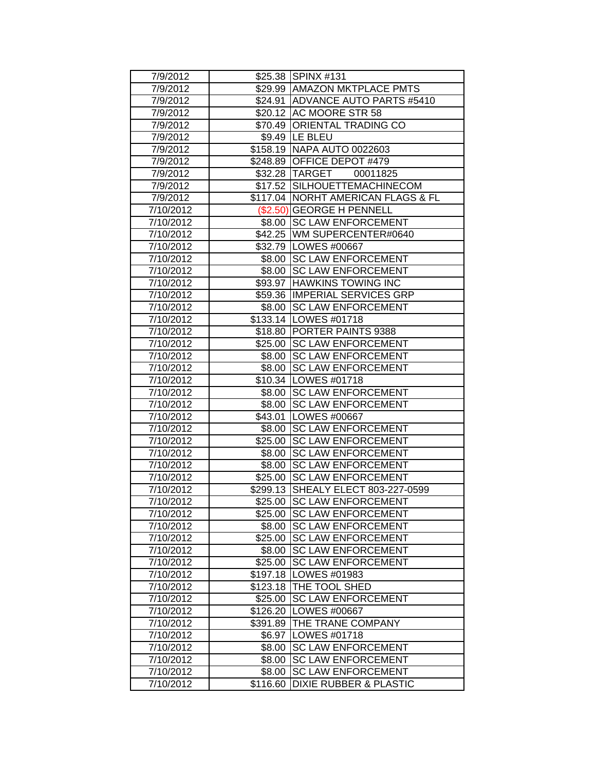| | | |
|---|---|---|
| 7/9/2012 | $25.38 | SPINX #131 |
| 7/9/2012 | $29.99 | AMAZON MKTPLACE PMTS |
| 7/9/2012 | $24.91 | ADVANCE AUTO PARTS #5410 |
| 7/9/2012 | $20.12 | AC MOORE STR 58 |
| 7/9/2012 | $70.49 | ORIENTAL TRADING CO |
| 7/9/2012 | $9.49 | LE BLEU |
| 7/9/2012 | $158.19 | NAPA AUTO 0022603 |
| 7/9/2012 | $248.89 | OFFICE DEPOT #479 |
| 7/9/2012 | $32.28 | TARGET 00011825 |
| 7/9/2012 | $17.52 | SILHOUETTEMACHINECOM |
| 7/9/2012 | $117.04 | NORHT AMERICAN FLAGS & FL |
| 7/10/2012 | ($2.50) | GEORGE H PENNELL |
| 7/10/2012 | $8.00 | SC LAW ENFORCEMENT |
| 7/10/2012 | $42.25 | WM SUPERCENTER#0640 |
| 7/10/2012 | $32.79 | LOWES #00667 |
| 7/10/2012 | $8.00 | SC LAW ENFORCEMENT |
| 7/10/2012 | $8.00 | SC LAW ENFORCEMENT |
| 7/10/2012 | $93.97 | HAWKINS TOWING INC |
| 7/10/2012 | $59.36 | IMPERIAL SERVICES GRP |
| 7/10/2012 | $8.00 | SC LAW ENFORCEMENT |
| 7/10/2012 | $133.14 | LOWES #01718 |
| 7/10/2012 | $18.80 | PORTER PAINTS 9388 |
| 7/10/2012 | $25.00 | SC LAW ENFORCEMENT |
| 7/10/2012 | $8.00 | SC LAW ENFORCEMENT |
| 7/10/2012 | $8.00 | SC LAW ENFORCEMENT |
| 7/10/2012 | $10.34 | LOWES #01718 |
| 7/10/2012 | $8.00 | SC LAW ENFORCEMENT |
| 7/10/2012 | $8.00 | SC LAW ENFORCEMENT |
| 7/10/2012 | $43.01 | LOWES #00667 |
| 7/10/2012 | $8.00 | SC LAW ENFORCEMENT |
| 7/10/2012 | $25.00 | SC LAW ENFORCEMENT |
| 7/10/2012 | $8.00 | SC LAW ENFORCEMENT |
| 7/10/2012 | $8.00 | SC LAW ENFORCEMENT |
| 7/10/2012 | $25.00 | SC LAW ENFORCEMENT |
| 7/10/2012 | $299.13 | SHEALY ELECT 803-227-0599 |
| 7/10/2012 | $25.00 | SC LAW ENFORCEMENT |
| 7/10/2012 | $25.00 | SC LAW ENFORCEMENT |
| 7/10/2012 | $8.00 | SC LAW ENFORCEMENT |
| 7/10/2012 | $25.00 | SC LAW ENFORCEMENT |
| 7/10/2012 | $8.00 | SC LAW ENFORCEMENT |
| 7/10/2012 | $25.00 | SC LAW ENFORCEMENT |
| 7/10/2012 | $197.18 | LOWES #01983 |
| 7/10/2012 | $123.18 | THE TOOL SHED |
| 7/10/2012 | $25.00 | SC LAW ENFORCEMENT |
| 7/10/2012 | $126.20 | LOWES #00667 |
| 7/10/2012 | $391.89 | THE TRANE COMPANY |
| 7/10/2012 | $6.97 | LOWES #01718 |
| 7/10/2012 | $8.00 | SC LAW ENFORCEMENT |
| 7/10/2012 | $8.00 | SC LAW ENFORCEMENT |
| 7/10/2012 | $8.00 | SC LAW ENFORCEMENT |
| 7/10/2012 | $116.60 | DIXIE RUBBER & PLASTIC |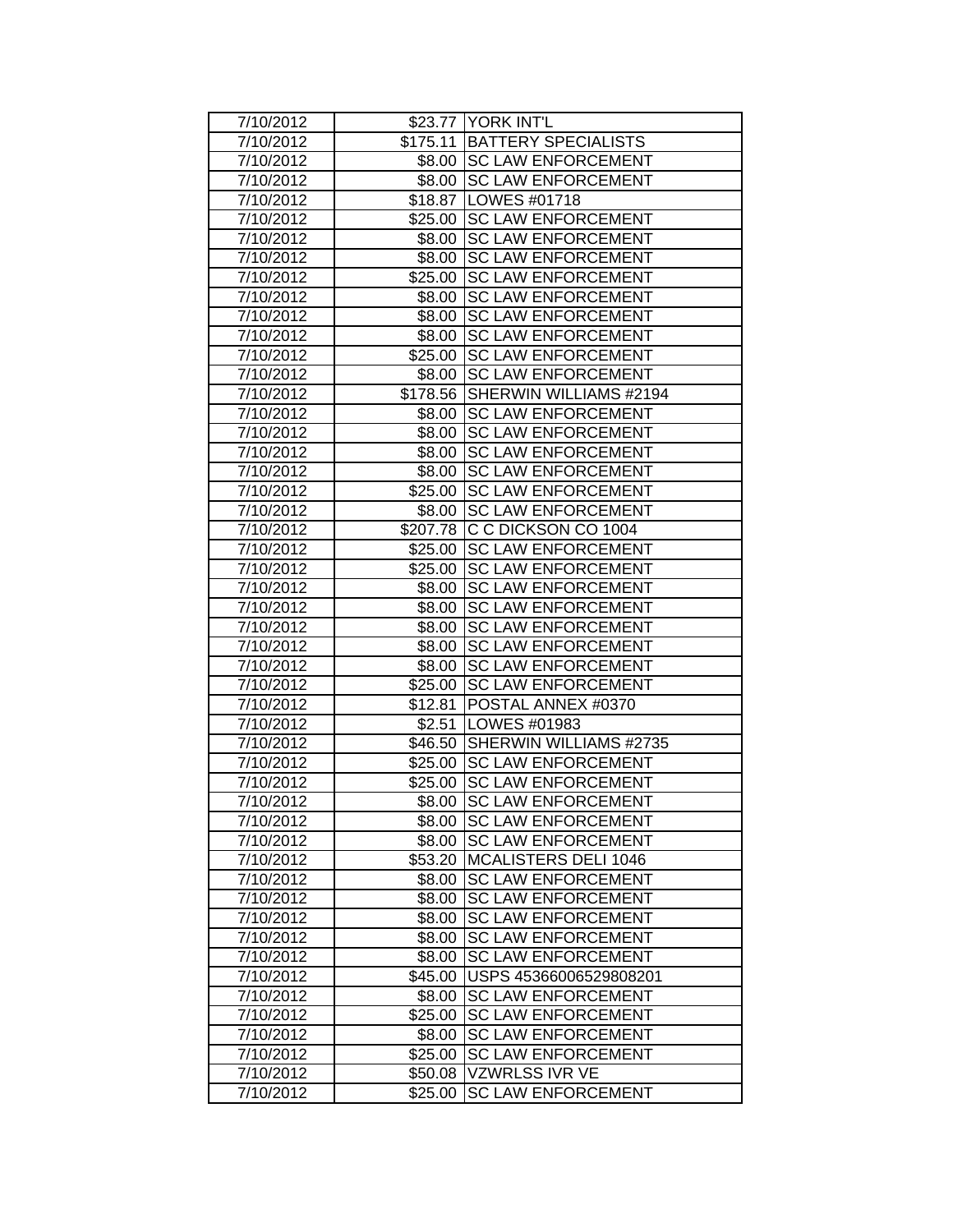| | | |
|---|---|---|
| 7/10/2012 | $23.77 | YORK INT'L |
| 7/10/2012 | $175.11 | BATTERY SPECIALISTS |
| 7/10/2012 | $8.00 | SC LAW ENFORCEMENT |
| 7/10/2012 | $8.00 | SC LAW ENFORCEMENT |
| 7/10/2012 | $18.87 | LOWES #01718 |
| 7/10/2012 | $25.00 | SC LAW ENFORCEMENT |
| 7/10/2012 | $8.00 | SC LAW ENFORCEMENT |
| 7/10/2012 | $8.00 | SC LAW ENFORCEMENT |
| 7/10/2012 | $25.00 | SC LAW ENFORCEMENT |
| 7/10/2012 | $8.00 | SC LAW ENFORCEMENT |
| 7/10/2012 | $8.00 | SC LAW ENFORCEMENT |
| 7/10/2012 | $8.00 | SC LAW ENFORCEMENT |
| 7/10/2012 | $25.00 | SC LAW ENFORCEMENT |
| 7/10/2012 | $8.00 | SC LAW ENFORCEMENT |
| 7/10/2012 | $178.56 | SHERWIN WILLIAMS #2194 |
| 7/10/2012 | $8.00 | SC LAW ENFORCEMENT |
| 7/10/2012 | $8.00 | SC LAW ENFORCEMENT |
| 7/10/2012 | $8.00 | SC LAW ENFORCEMENT |
| 7/10/2012 | $8.00 | SC LAW ENFORCEMENT |
| 7/10/2012 | $25.00 | SC LAW ENFORCEMENT |
| 7/10/2012 | $8.00 | SC LAW ENFORCEMENT |
| 7/10/2012 | $207.78 | C C DICKSON CO 1004 |
| 7/10/2012 | $25.00 | SC LAW ENFORCEMENT |
| 7/10/2012 | $25.00 | SC LAW ENFORCEMENT |
| 7/10/2012 | $8.00 | SC LAW ENFORCEMENT |
| 7/10/2012 | $8.00 | SC LAW ENFORCEMENT |
| 7/10/2012 | $8.00 | SC LAW ENFORCEMENT |
| 7/10/2012 | $8.00 | SC LAW ENFORCEMENT |
| 7/10/2012 | $8.00 | SC LAW ENFORCEMENT |
| 7/10/2012 | $25.00 | SC LAW ENFORCEMENT |
| 7/10/2012 | $12.81 | POSTAL ANNEX #0370 |
| 7/10/2012 | $2.51 | LOWES #01983 |
| 7/10/2012 | $46.50 | SHERWIN WILLIAMS #2735 |
| 7/10/2012 | $25.00 | SC LAW ENFORCEMENT |
| 7/10/2012 | $25.00 | SC LAW ENFORCEMENT |
| 7/10/2012 | $8.00 | SC LAW ENFORCEMENT |
| 7/10/2012 | $8.00 | SC LAW ENFORCEMENT |
| 7/10/2012 | $8.00 | SC LAW ENFORCEMENT |
| 7/10/2012 | $53.20 | MCALISTERS DELI 1046 |
| 7/10/2012 | $8.00 | SC LAW ENFORCEMENT |
| 7/10/2012 | $8.00 | SC LAW ENFORCEMENT |
| 7/10/2012 | $8.00 | SC LAW ENFORCEMENT |
| 7/10/2012 | $8.00 | SC LAW ENFORCEMENT |
| 7/10/2012 | $8.00 | SC LAW ENFORCEMENT |
| 7/10/2012 | $45.00 | USPS 45366006529808201 |
| 7/10/2012 | $8.00 | SC LAW ENFORCEMENT |
| 7/10/2012 | $25.00 | SC LAW ENFORCEMENT |
| 7/10/2012 | $8.00 | SC LAW ENFORCEMENT |
| 7/10/2012 | $25.00 | SC LAW ENFORCEMENT |
| 7/10/2012 | $50.08 | VZWRLSS IVR VE |
| 7/10/2012 | $25.00 | SC LAW ENFORCEMENT |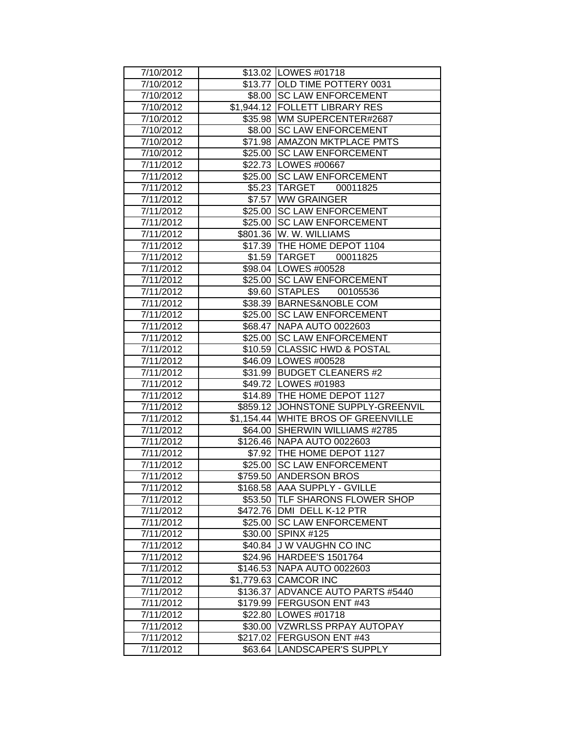| | | |
|---|---|---|
| 7/10/2012 | $13.02 | LOWES #01718 |
| 7/10/2012 | $13.77 | OLD TIME POTTERY 0031 |
| 7/10/2012 | $8.00 | SC LAW ENFORCEMENT |
| 7/10/2012 | $1,944.12 | FOLLETT LIBRARY RES |
| 7/10/2012 | $35.98 | WM SUPERCENTER#2687 |
| 7/10/2012 | $8.00 | SC LAW ENFORCEMENT |
| 7/10/2012 | $71.98 | AMAZON MKTPLACE PMTS |
| 7/10/2012 | $25.00 | SC LAW ENFORCEMENT |
| 7/11/2012 | $22.73 | LOWES #00667 |
| 7/11/2012 | $25.00 | SC LAW ENFORCEMENT |
| 7/11/2012 | $5.23 | TARGET 00011825 |
| 7/11/2012 | $7.57 | WW GRAINGER |
| 7/11/2012 | $25.00 | SC LAW ENFORCEMENT |
| 7/11/2012 | $25.00 | SC LAW ENFORCEMENT |
| 7/11/2012 | $801.36 | W. W. WILLIAMS |
| 7/11/2012 | $17.39 | THE HOME DEPOT 1104 |
| 7/11/2012 | $1.59 | TARGET 00011825 |
| 7/11/2012 | $98.04 | LOWES #00528 |
| 7/11/2012 | $25.00 | SC LAW ENFORCEMENT |
| 7/11/2012 | $9.60 | STAPLES 00105536 |
| 7/11/2012 | $38.39 | BARNES&NOBLE COM |
| 7/11/2012 | $25.00 | SC LAW ENFORCEMENT |
| 7/11/2012 | $68.47 | NAPA AUTO 0022603 |
| 7/11/2012 | $25.00 | SC LAW ENFORCEMENT |
| 7/11/2012 | $10.59 | CLASSIC HWD & POSTAL |
| 7/11/2012 | $46.09 | LOWES #00528 |
| 7/11/2012 | $31.99 | BUDGET CLEANERS #2 |
| 7/11/2012 | $49.72 | LOWES #01983 |
| 7/11/2012 | $14.89 | THE HOME DEPOT 1127 |
| 7/11/2012 | $859.12 | JOHNSTONE SUPPLY-GREENVIL |
| 7/11/2012 | $1,154.44 | WHITE BROS OF GREENVILLE |
| 7/11/2012 | $64.00 | SHERWIN WILLIAMS #2785 |
| 7/11/2012 | $126.46 | NAPA AUTO 0022603 |
| 7/11/2012 | $7.92 | THE HOME DEPOT 1127 |
| 7/11/2012 | $25.00 | SC LAW ENFORCEMENT |
| 7/11/2012 | $759.50 | ANDERSON BROS |
| 7/11/2012 | $168.58 | AAA SUPPLY - GVILLE |
| 7/11/2012 | $53.50 | TLF SHARONS FLOWER SHOP |
| 7/11/2012 | $472.76 | DMI DELL K-12 PTR |
| 7/11/2012 | $25.00 | SC LAW ENFORCEMENT |
| 7/11/2012 | $30.00 | SPINX #125 |
| 7/11/2012 | $40.84 | J W VAUGHN CO INC |
| 7/11/2012 | $24.96 | HARDEE'S 1501764 |
| 7/11/2012 | $146.53 | NAPA AUTO 0022603 |
| 7/11/2012 | $1,779.63 | CAMCOR INC |
| 7/11/2012 | $136.37 | ADVANCE AUTO PARTS #5440 |
| 7/11/2012 | $179.99 | FERGUSON ENT #43 |
| 7/11/2012 | $22.80 | LOWES #01718 |
| 7/11/2012 | $30.00 | VZWRLSS PRPAY AUTOPAY |
| 7/11/2012 | $217.02 | FERGUSON ENT #43 |
| 7/11/2012 | $63.64 | LANDSCAPER'S SUPPLY |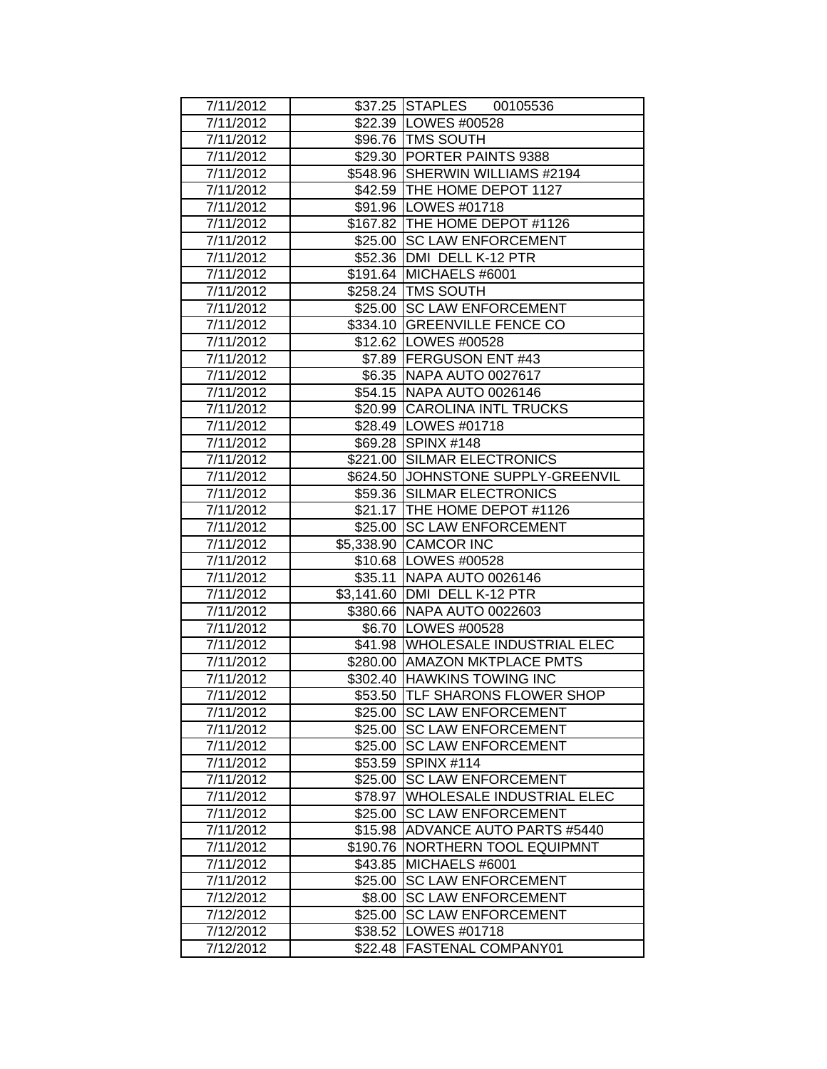| | | |
|---|---|---|
| 7/11/2012 | $37.25 | STAPLES 00105536 |
| 7/11/2012 | $22.39 | LOWES #00528 |
| 7/11/2012 | $96.76 | TMS SOUTH |
| 7/11/2012 | $29.30 | PORTER PAINTS 9388 |
| 7/11/2012 | $548.96 | SHERWIN WILLIAMS #2194 |
| 7/11/2012 | $42.59 | THE HOME DEPOT 1127 |
| 7/11/2012 | $91.96 | LOWES #01718 |
| 7/11/2012 | $167.82 | THE HOME DEPOT #1126 |
| 7/11/2012 | $25.00 | SC LAW ENFORCEMENT |
| 7/11/2012 | $52.36 | DMI DELL K-12 PTR |
| 7/11/2012 | $191.64 | MICHAELS #6001 |
| 7/11/2012 | $258.24 | TMS SOUTH |
| 7/11/2012 | $25.00 | SC LAW ENFORCEMENT |
| 7/11/2012 | $334.10 | GREENVILLE FENCE CO |
| 7/11/2012 | $12.62 | LOWES #00528 |
| 7/11/2012 | $7.89 | FERGUSON ENT #43 |
| 7/11/2012 | $6.35 | NAPA AUTO 0027617 |
| 7/11/2012 | $54.15 | NAPA AUTO 0026146 |
| 7/11/2012 | $20.99 | CAROLINA INTL TRUCKS |
| 7/11/2012 | $28.49 | LOWES #01718 |
| 7/11/2012 | $69.28 | SPINX #148 |
| 7/11/2012 | $221.00 | SILMAR ELECTRONICS |
| 7/11/2012 | $624.50 | JOHNSTONE SUPPLY-GREENVIL |
| 7/11/2012 | $59.36 | SILMAR ELECTRONICS |
| 7/11/2012 | $21.17 | THE HOME DEPOT #1126 |
| 7/11/2012 | $25.00 | SC LAW ENFORCEMENT |
| 7/11/2012 | $5,338.90 | CAMCOR INC |
| 7/11/2012 | $10.68 | LOWES #00528 |
| 7/11/2012 | $35.11 | NAPA AUTO 0026146 |
| 7/11/2012 | $3,141.60 | DMI DELL K-12 PTR |
| 7/11/2012 | $380.66 | NAPA AUTO 0022603 |
| 7/11/2012 | $6.70 | LOWES #00528 |
| 7/11/2012 | $41.98 | WHOLESALE INDUSTRIAL ELEC |
| 7/11/2012 | $280.00 | AMAZON MKTPLACE PMTS |
| 7/11/2012 | $302.40 | HAWKINS TOWING INC |
| 7/11/2012 | $53.50 | TLF SHARONS FLOWER SHOP |
| 7/11/2012 | $25.00 | SC LAW ENFORCEMENT |
| 7/11/2012 | $25.00 | SC LAW ENFORCEMENT |
| 7/11/2012 | $25.00 | SC LAW ENFORCEMENT |
| 7/11/2012 | $53.59 | SPINX #114 |
| 7/11/2012 | $25.00 | SC LAW ENFORCEMENT |
| 7/11/2012 | $78.97 | WHOLESALE INDUSTRIAL ELEC |
| 7/11/2012 | $25.00 | SC LAW ENFORCEMENT |
| 7/11/2012 | $15.98 | ADVANCE AUTO PARTS #5440 |
| 7/11/2012 | $190.76 | NORTHERN TOOL EQUIPMNT |
| 7/11/2012 | $43.85 | MICHAELS #6001 |
| 7/11/2012 | $25.00 | SC LAW ENFORCEMENT |
| 7/12/2012 | $8.00 | SC LAW ENFORCEMENT |
| 7/12/2012 | $25.00 | SC LAW ENFORCEMENT |
| 7/12/2012 | $38.52 | LOWES #01718 |
| 7/12/2012 | $22.48 | FASTENAL COMPANY01 |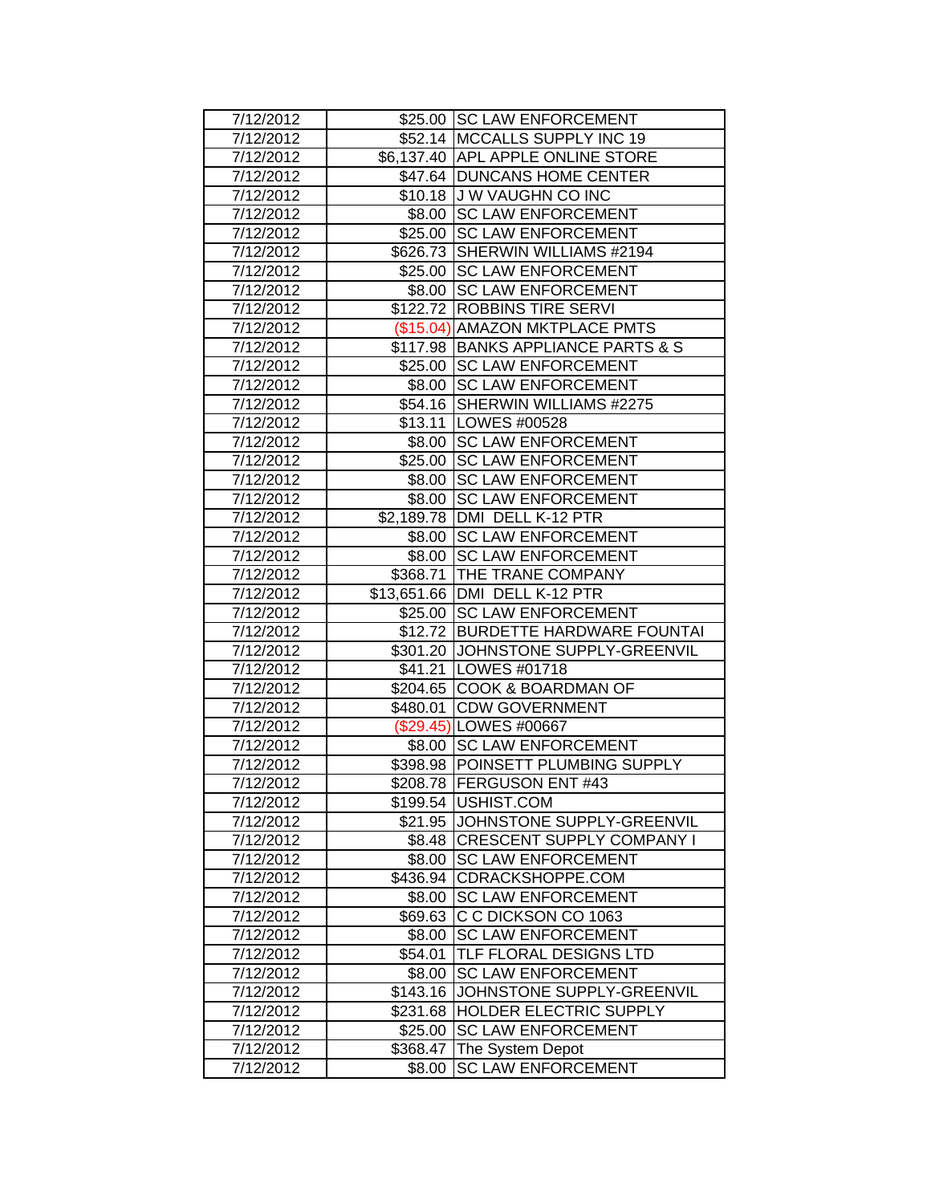| 7/12/2012 | $25.00 | SC LAW ENFORCEMENT |
|---|---|---|
| 7/12/2012 | $52.14 | MCCALLS SUPPLY INC 19 |
| 7/12/2012 | $6,137.40 | APL APPLE ONLINE STORE |
| 7/12/2012 | $47.64 | DUNCANS HOME CENTER |
| 7/12/2012 | $10.18 | J W VAUGHN CO INC |
| 7/12/2012 | $8.00 | SC LAW ENFORCEMENT |
| 7/12/2012 | $25.00 | SC LAW ENFORCEMENT |
| 7/12/2012 | $626.73 | SHERWIN WILLIAMS #2194 |
| 7/12/2012 | $25.00 | SC LAW ENFORCEMENT |
| 7/12/2012 | $8.00 | SC LAW ENFORCEMENT |
| 7/12/2012 | $122.72 | ROBBINS TIRE SERVI |
| 7/12/2012 | ($15.04) | AMAZON MKTPLACE PMTS |
| 7/12/2012 | $117.98 | BANKS APPLIANCE PARTS & S |
| 7/12/2012 | $25.00 | SC LAW ENFORCEMENT |
| 7/12/2012 | $8.00 | SC LAW ENFORCEMENT |
| 7/12/2012 | $54.16 | SHERWIN WILLIAMS #2275 |
| 7/12/2012 | $13.11 | LOWES #00528 |
| 7/12/2012 | $8.00 | SC LAW ENFORCEMENT |
| 7/12/2012 | $25.00 | SC LAW ENFORCEMENT |
| 7/12/2012 | $8.00 | SC LAW ENFORCEMENT |
| 7/12/2012 | $8.00 | SC LAW ENFORCEMENT |
| 7/12/2012 | $2,189.78 | DMI DELL K-12 PTR |
| 7/12/2012 | $8.00 | SC LAW ENFORCEMENT |
| 7/12/2012 | $8.00 | SC LAW ENFORCEMENT |
| 7/12/2012 | $368.71 | THE TRANE COMPANY |
| 7/12/2012 | $13,651.66 | DMI DELL K-12 PTR |
| 7/12/2012 | $25.00 | SC LAW ENFORCEMENT |
| 7/12/2012 | $12.72 | BURDETTE HARDWARE FOUNTAI |
| 7/12/2012 | $301.20 | JOHNSTONE SUPPLY-GREENVIL |
| 7/12/2012 | $41.21 | LOWES #01718 |
| 7/12/2012 | $204.65 | COOK & BOARDMAN OF |
| 7/12/2012 | $480.01 | CDW GOVERNMENT |
| 7/12/2012 | ($29.45) | LOWES #00667 |
| 7/12/2012 | $8.00 | SC LAW ENFORCEMENT |
| 7/12/2012 | $398.98 | POINSETT PLUMBING SUPPLY |
| 7/12/2012 | $208.78 | FERGUSON ENT #43 |
| 7/12/2012 | $199.54 | USHIST.COM |
| 7/12/2012 | $21.95 | JOHNSTONE SUPPLY-GREENVIL |
| 7/12/2012 | $8.48 | CRESCENT SUPPLY COMPANY I |
| 7/12/2012 | $8.00 | SC LAW ENFORCEMENT |
| 7/12/2012 | $436.94 | CDRACKSHOPPE.COM |
| 7/12/2012 | $8.00 | SC LAW ENFORCEMENT |
| 7/12/2012 | $69.63 | C C DICKSON CO 1063 |
| 7/12/2012 | $8.00 | SC LAW ENFORCEMENT |
| 7/12/2012 | $54.01 | TLF FLORAL DESIGNS LTD |
| 7/12/2012 | $8.00 | SC LAW ENFORCEMENT |
| 7/12/2012 | $143.16 | JOHNSTONE SUPPLY-GREENVIL |
| 7/12/2012 | $231.68 | HOLDER ELECTRIC SUPPLY |
| 7/12/2012 | $25.00 | SC LAW ENFORCEMENT |
| 7/12/2012 | $368.47 | The System Depot |
| 7/12/2012 | $8.00 | SC LAW ENFORCEMENT |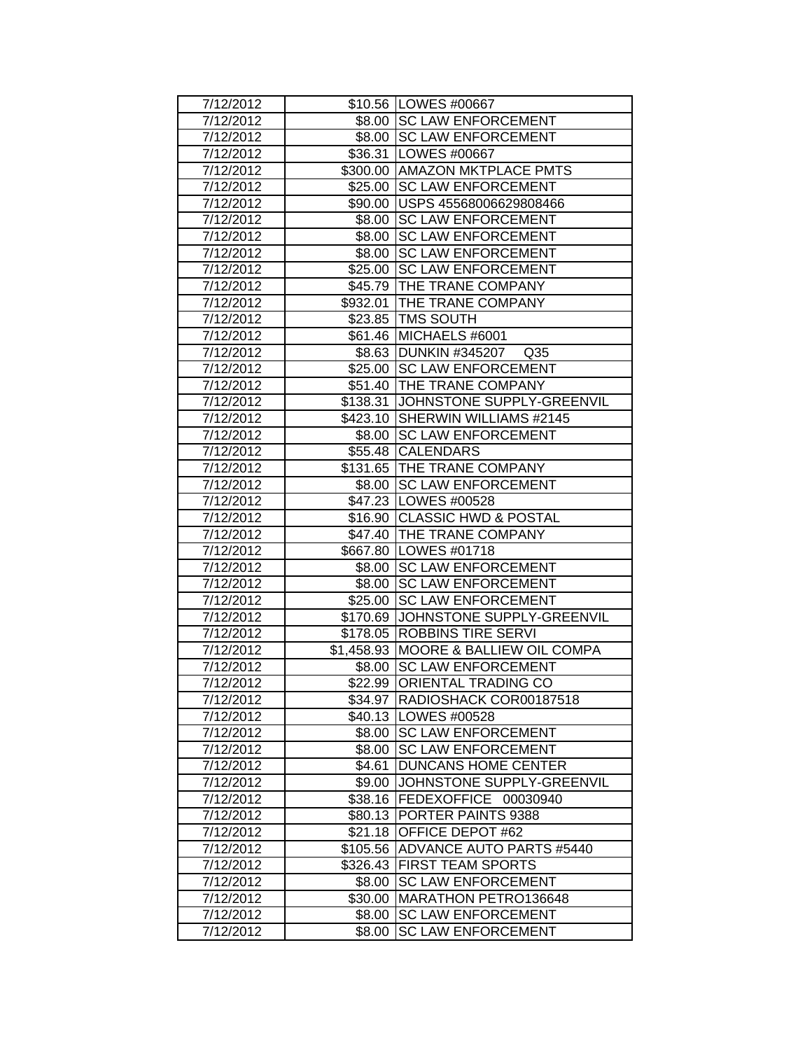| 7/12/2012 | $10.56 | LOWES #00667 |
|---|---|---|
| 7/12/2012 | $8.00 | SC LAW ENFORCEMENT |
| 7/12/2012 | $8.00 | SC LAW ENFORCEMENT |
| 7/12/2012 | $36.31 | LOWES #00667 |
| 7/12/2012 | $300.00 | AMAZON MKTPLACE PMTS |
| 7/12/2012 | $25.00 | SC LAW ENFORCEMENT |
| 7/12/2012 | $90.00 | USPS 45568006629808466 |
| 7/12/2012 | $8.00 | SC LAW ENFORCEMENT |
| 7/12/2012 | $8.00 | SC LAW ENFORCEMENT |
| 7/12/2012 | $8.00 | SC LAW ENFORCEMENT |
| 7/12/2012 | $25.00 | SC LAW ENFORCEMENT |
| 7/12/2012 | $45.79 | THE TRANE COMPANY |
| 7/12/2012 | $932.01 | THE TRANE COMPANY |
| 7/12/2012 | $23.85 | TMS SOUTH |
| 7/12/2012 | $61.46 | MICHAELS #6001 |
| 7/12/2012 | $8.63 | DUNKIN #345207 Q35 |
| 7/12/2012 | $25.00 | SC LAW ENFORCEMENT |
| 7/12/2012 | $51.40 | THE TRANE COMPANY |
| 7/12/2012 | $138.31 | JOHNSTONE SUPPLY-GREENVIL |
| 7/12/2012 | $423.10 | SHERWIN WILLIAMS #2145 |
| 7/12/2012 | $8.00 | SC LAW ENFORCEMENT |
| 7/12/2012 | $55.48 | CALENDARS |
| 7/12/2012 | $131.65 | THE TRANE COMPANY |
| 7/12/2012 | $8.00 | SC LAW ENFORCEMENT |
| 7/12/2012 | $47.23 | LOWES #00528 |
| 7/12/2012 | $16.90 | CLASSIC HWD & POSTAL |
| 7/12/2012 | $47.40 | THE TRANE COMPANY |
| 7/12/2012 | $667.80 | LOWES #01718 |
| 7/12/2012 | $8.00 | SC LAW ENFORCEMENT |
| 7/12/2012 | $8.00 | SC LAW ENFORCEMENT |
| 7/12/2012 | $25.00 | SC LAW ENFORCEMENT |
| 7/12/2012 | $170.69 | JOHNSTONE SUPPLY-GREENVIL |
| 7/12/2012 | $178.05 | ROBBINS TIRE SERVI |
| 7/12/2012 | $1,458.93 | MOORE & BALLIEW OIL COMPA |
| 7/12/2012 | $8.00 | SC LAW ENFORCEMENT |
| 7/12/2012 | $22.99 | ORIENTAL TRADING CO |
| 7/12/2012 | $34.97 | RADIOSHACK COR00187518 |
| 7/12/2012 | $40.13 | LOWES #00528 |
| 7/12/2012 | $8.00 | SC LAW ENFORCEMENT |
| 7/12/2012 | $8.00 | SC LAW ENFORCEMENT |
| 7/12/2012 | $4.61 | DUNCANS HOME CENTER |
| 7/12/2012 | $9.00 | JOHNSTONE SUPPLY-GREENVIL |
| 7/12/2012 | $38.16 | FEDEXOFFICE 00030940 |
| 7/12/2012 | $80.13 | PORTER PAINTS 9388 |
| 7/12/2012 | $21.18 | OFFICE DEPOT #62 |
| 7/12/2012 | $105.56 | ADVANCE AUTO PARTS #5440 |
| 7/12/2012 | $326.43 | FIRST TEAM SPORTS |
| 7/12/2012 | $8.00 | SC LAW ENFORCEMENT |
| 7/12/2012 | $30.00 | MARATHON PETRO136648 |
| 7/12/2012 | $8.00 | SC LAW ENFORCEMENT |
| 7/12/2012 | $8.00 | SC LAW ENFORCEMENT |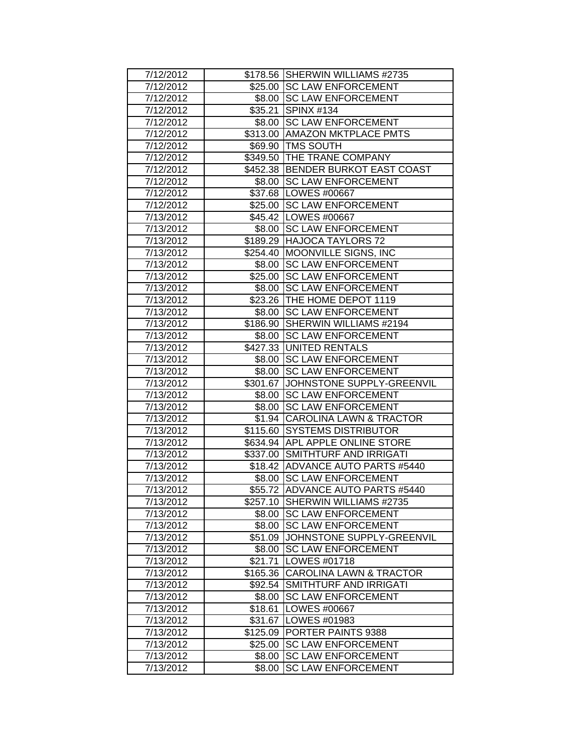| 7/12/2012 | $178.56 | SHERWIN WILLIAMS #2735 |
|---|---|---|
| 7/12/2012 | $25.00 | SC LAW ENFORCEMENT |
| 7/12/2012 | $8.00 | SC LAW ENFORCEMENT |
| 7/12/2012 | $35.21 | SPINX #134 |
| 7/12/2012 | $8.00 | SC LAW ENFORCEMENT |
| 7/12/2012 | $313.00 | AMAZON MKTPLACE PMTS |
| 7/12/2012 | $69.90 | TMS SOUTH |
| 7/12/2012 | $349.50 | THE TRANE COMPANY |
| 7/12/2012 | $452.38 | BENDER BURKOT EAST COAST |
| 7/12/2012 | $8.00 | SC LAW ENFORCEMENT |
| 7/12/2012 | $37.68 | LOWES #00667 |
| 7/12/2012 | $25.00 | SC LAW ENFORCEMENT |
| 7/13/2012 | $45.42 | LOWES #00667 |
| 7/13/2012 | $8.00 | SC LAW ENFORCEMENT |
| 7/13/2012 | $189.29 | HAJOCA TAYLORS 72 |
| 7/13/2012 | $254.40 | MOONVILLE SIGNS, INC |
| 7/13/2012 | $8.00 | SC LAW ENFORCEMENT |
| 7/13/2012 | $25.00 | SC LAW ENFORCEMENT |
| 7/13/2012 | $8.00 | SC LAW ENFORCEMENT |
| 7/13/2012 | $23.26 | THE HOME DEPOT 1119 |
| 7/13/2012 | $8.00 | SC LAW ENFORCEMENT |
| 7/13/2012 | $186.90 | SHERWIN WILLIAMS #2194 |
| 7/13/2012 | $8.00 | SC LAW ENFORCEMENT |
| 7/13/2012 | $427.33 | UNITED RENTALS |
| 7/13/2012 | $8.00 | SC LAW ENFORCEMENT |
| 7/13/2012 | $8.00 | SC LAW ENFORCEMENT |
| 7/13/2012 | $301.67 | JOHNSTONE SUPPLY-GREENVIL |
| 7/13/2012 | $8.00 | SC LAW ENFORCEMENT |
| 7/13/2012 | $8.00 | SC LAW ENFORCEMENT |
| 7/13/2012 | $1.94 | CAROLINA LAWN & TRACTOR |
| 7/13/2012 | $115.60 | SYSTEMS DISTRIBUTOR |
| 7/13/2012 | $634.94 | APL APPLE ONLINE STORE |
| 7/13/2012 | $337.00 | SMITHTURF AND IRRIGATI |
| 7/13/2012 | $18.42 | ADVANCE AUTO PARTS #5440 |
| 7/13/2012 | $8.00 | SC LAW ENFORCEMENT |
| 7/13/2012 | $55.72 | ADVANCE AUTO PARTS #5440 |
| 7/13/2012 | $257.10 | SHERWIN WILLIAMS #2735 |
| 7/13/2012 | $8.00 | SC LAW ENFORCEMENT |
| 7/13/2012 | $8.00 | SC LAW ENFORCEMENT |
| 7/13/2012 | $51.09 | JOHNSTONE SUPPLY-GREENVIL |
| 7/13/2012 | $8.00 | SC LAW ENFORCEMENT |
| 7/13/2012 | $21.71 | LOWES #01718 |
| 7/13/2012 | $165.36 | CAROLINA LAWN & TRACTOR |
| 7/13/2012 | $92.54 | SMITHTURF AND IRRIGATI |
| 7/13/2012 | $8.00 | SC LAW ENFORCEMENT |
| 7/13/2012 | $18.61 | LOWES #00667 |
| 7/13/2012 | $31.67 | LOWES #01983 |
| 7/13/2012 | $125.09 | PORTER PAINTS 9388 |
| 7/13/2012 | $25.00 | SC LAW ENFORCEMENT |
| 7/13/2012 | $8.00 | SC LAW ENFORCEMENT |
| 7/13/2012 | $8.00 | SC LAW ENFORCEMENT |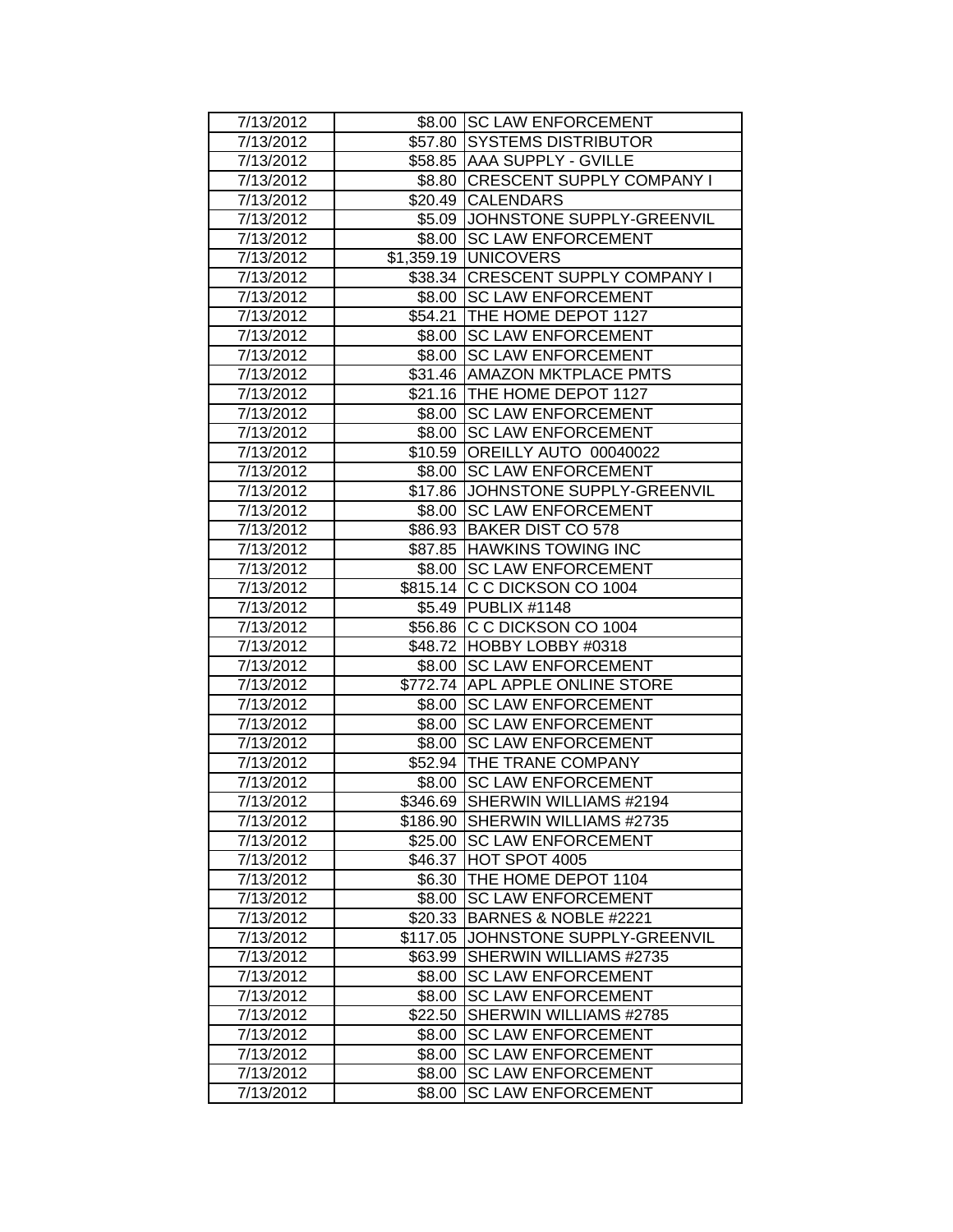| | | |
|---|---|---|
| 7/13/2012 | $8.00 | SC LAW ENFORCEMENT |
| 7/13/2012 | $57.80 | SYSTEMS DISTRIBUTOR |
| 7/13/2012 | $58.85 | AAA SUPPLY - GVILLE |
| 7/13/2012 | $8.80 | CRESCENT SUPPLY COMPANY I |
| 7/13/2012 | $20.49 | CALENDARS |
| 7/13/2012 | $5.09 | JOHNSTONE SUPPLY-GREENVIL |
| 7/13/2012 | $8.00 | SC LAW ENFORCEMENT |
| 7/13/2012 | $1,359.19 | UNICOVERS |
| 7/13/2012 | $38.34 | CRESCENT SUPPLY COMPANY I |
| 7/13/2012 | $8.00 | SC LAW ENFORCEMENT |
| 7/13/2012 | $54.21 | THE HOME DEPOT 1127 |
| 7/13/2012 | $8.00 | SC LAW ENFORCEMENT |
| 7/13/2012 | $8.00 | SC LAW ENFORCEMENT |
| 7/13/2012 | $31.46 | AMAZON MKTPLACE PMTS |
| 7/13/2012 | $21.16 | THE HOME DEPOT 1127 |
| 7/13/2012 | $8.00 | SC LAW ENFORCEMENT |
| 7/13/2012 | $8.00 | SC LAW ENFORCEMENT |
| 7/13/2012 | $10.59 | OREILLY AUTO 00040022 |
| 7/13/2012 | $8.00 | SC LAW ENFORCEMENT |
| 7/13/2012 | $17.86 | JOHNSTONE SUPPLY-GREENVIL |
| 7/13/2012 | $8.00 | SC LAW ENFORCEMENT |
| 7/13/2012 | $86.93 | BAKER DIST CO 578 |
| 7/13/2012 | $87.85 | HAWKINS TOWING INC |
| 7/13/2012 | $8.00 | SC LAW ENFORCEMENT |
| 7/13/2012 | $815.14 | C C DICKSON CO 1004 |
| 7/13/2012 | $5.49 | PUBLIX #1148 |
| 7/13/2012 | $56.86 | C C DICKSON CO 1004 |
| 7/13/2012 | $48.72 | HOBBY LOBBY #0318 |
| 7/13/2012 | $8.00 | SC LAW ENFORCEMENT |
| 7/13/2012 | $772.74 | APL APPLE ONLINE STORE |
| 7/13/2012 | $8.00 | SC LAW ENFORCEMENT |
| 7/13/2012 | $8.00 | SC LAW ENFORCEMENT |
| 7/13/2012 | $8.00 | SC LAW ENFORCEMENT |
| 7/13/2012 | $52.94 | THE TRANE COMPANY |
| 7/13/2012 | $8.00 | SC LAW ENFORCEMENT |
| 7/13/2012 | $346.69 | SHERWIN WILLIAMS #2194 |
| 7/13/2012 | $186.90 | SHERWIN WILLIAMS #2735 |
| 7/13/2012 | $25.00 | SC LAW ENFORCEMENT |
| 7/13/2012 | $46.37 | HOT SPOT 4005 |
| 7/13/2012 | $6.30 | THE HOME DEPOT 1104 |
| 7/13/2012 | $8.00 | SC LAW ENFORCEMENT |
| 7/13/2012 | $20.33 | BARNES & NOBLE #2221 |
| 7/13/2012 | $117.05 | JOHNSTONE SUPPLY-GREENVIL |
| 7/13/2012 | $63.99 | SHERWIN WILLIAMS #2735 |
| 7/13/2012 | $8.00 | SC LAW ENFORCEMENT |
| 7/13/2012 | $8.00 | SC LAW ENFORCEMENT |
| 7/13/2012 | $22.50 | SHERWIN WILLIAMS #2785 |
| 7/13/2012 | $8.00 | SC LAW ENFORCEMENT |
| 7/13/2012 | $8.00 | SC LAW ENFORCEMENT |
| 7/13/2012 | $8.00 | SC LAW ENFORCEMENT |
| 7/13/2012 | $8.00 | SC LAW ENFORCEMENT |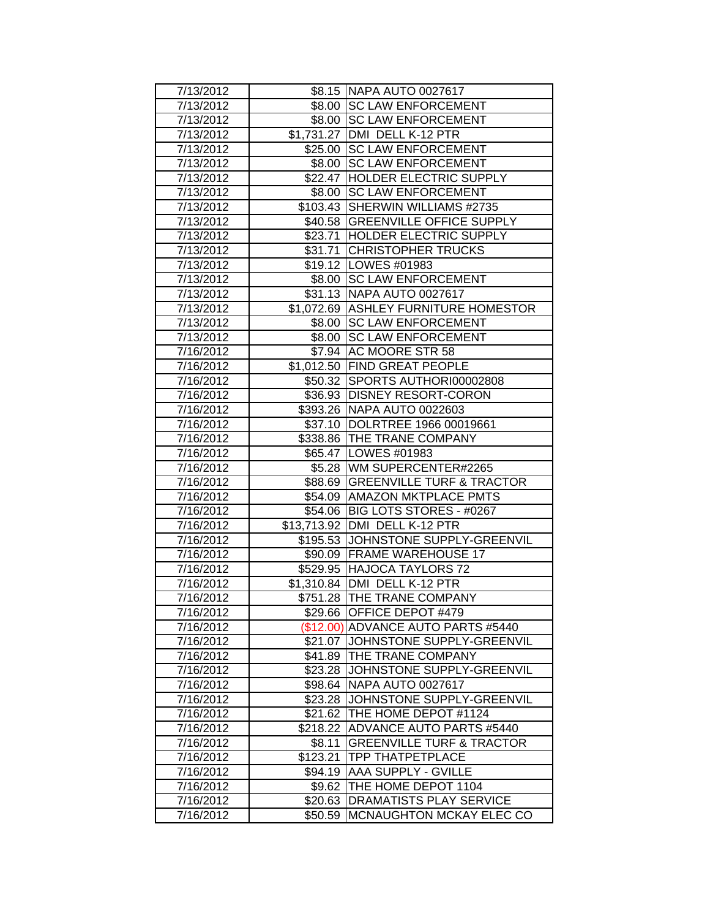| 7/13/2012 | $8.15 | NAPA AUTO 0027617 |
|---|---|---|
| 7/13/2012 | $8.00 | SC LAW ENFORCEMENT |
| 7/13/2012 | $8.00 | SC LAW ENFORCEMENT |
| 7/13/2012 | $1,731.27 | DMI DELL K-12 PTR |
| 7/13/2012 | $25.00 | SC LAW ENFORCEMENT |
| 7/13/2012 | $8.00 | SC LAW ENFORCEMENT |
| 7/13/2012 | $22.47 | HOLDER ELECTRIC SUPPLY |
| 7/13/2012 | $8.00 | SC LAW ENFORCEMENT |
| 7/13/2012 | $103.43 | SHERWIN WILLIAMS #2735 |
| 7/13/2012 | $40.58 | GREENVILLE OFFICE SUPPLY |
| 7/13/2012 | $23.71 | HOLDER ELECTRIC SUPPLY |
| 7/13/2012 | $31.71 | CHRISTOPHER TRUCKS |
| 7/13/2012 | $19.12 | LOWES #01983 |
| 7/13/2012 | $8.00 | SC LAW ENFORCEMENT |
| 7/13/2012 | $31.13 | NAPA AUTO 0027617 |
| 7/13/2012 | $1,072.69 | ASHLEY FURNITURE HOMESTOR |
| 7/13/2012 | $8.00 | SC LAW ENFORCEMENT |
| 7/13/2012 | $8.00 | SC LAW ENFORCEMENT |
| 7/16/2012 | $7.94 | AC MOORE STR 58 |
| 7/16/2012 | $1,012.50 | FIND GREAT PEOPLE |
| 7/16/2012 | $50.32 | SPORTS AUTHORI00002808 |
| 7/16/2012 | $36.93 | DISNEY RESORT-CORON |
| 7/16/2012 | $393.26 | NAPA AUTO 0022603 |
| 7/16/2012 | $37.10 | DOLRTREE 1966 00019661 |
| 7/16/2012 | $338.86 | THE TRANE COMPANY |
| 7/16/2012 | $65.47 | LOWES #01983 |
| 7/16/2012 | $5.28 | WM SUPERCENTER#2265 |
| 7/16/2012 | $88.69 | GREENVILLE TURF & TRACTOR |
| 7/16/2012 | $54.09 | AMAZON MKTPLACE PMTS |
| 7/16/2012 | $54.06 | BIG LOTS STORES - #0267 |
| 7/16/2012 | $13,713.92 | DMI DELL K-12 PTR |
| 7/16/2012 | $195.53 | JOHNSTONE SUPPLY-GREENVIL |
| 7/16/2012 | $90.09 | FRAME WAREHOUSE 17 |
| 7/16/2012 | $529.95 | HAJOCA TAYLORS 72 |
| 7/16/2012 | $1,310.84 | DMI DELL K-12 PTR |
| 7/16/2012 | $751.28 | THE TRANE COMPANY |
| 7/16/2012 | $29.66 | OFFICE DEPOT #479 |
| 7/16/2012 | ($12.00) | ADVANCE AUTO PARTS #5440 |
| 7/16/2012 | $21.07 | JOHNSTONE SUPPLY-GREENVIL |
| 7/16/2012 | $41.89 | THE TRANE COMPANY |
| 7/16/2012 | $23.28 | JOHNSTONE SUPPLY-GREENVIL |
| 7/16/2012 | $98.64 | NAPA AUTO 0027617 |
| 7/16/2012 | $23.28 | JOHNSTONE SUPPLY-GREENVIL |
| 7/16/2012 | $21.62 | THE HOME DEPOT #1124 |
| 7/16/2012 | $218.22 | ADVANCE AUTO PARTS #5440 |
| 7/16/2012 | $8.11 | GREENVILLE TURF & TRACTOR |
| 7/16/2012 | $123.21 | TPP THATPETPLACE |
| 7/16/2012 | $94.19 | AAA SUPPLY - GVILLE |
| 7/16/2012 | $9.62 | THE HOME DEPOT 1104 |
| 7/16/2012 | $20.63 | DRAMATISTS PLAY SERVICE |
| 7/16/2012 | $50.59 | MCNAUGHTON MCKAY ELEC CO |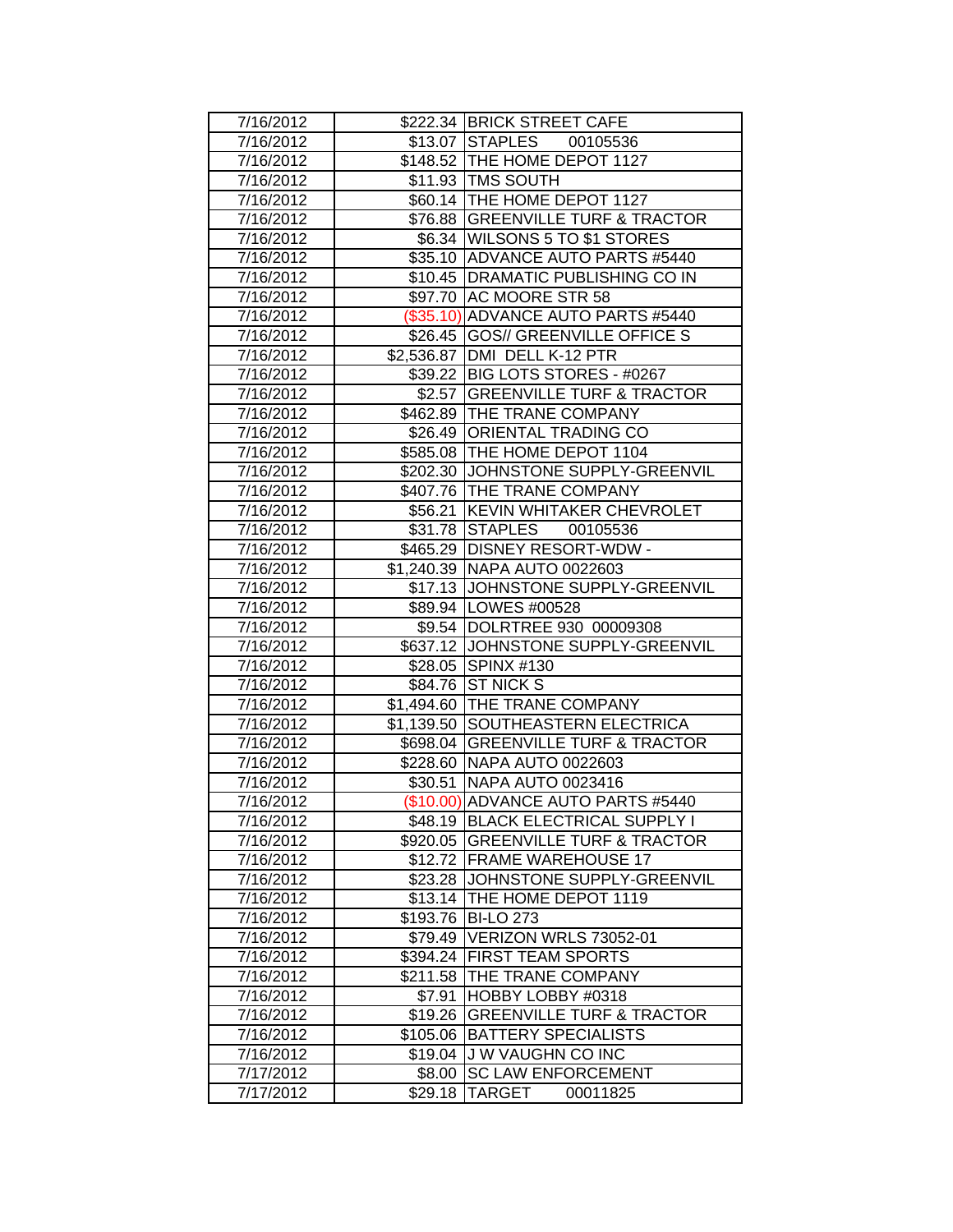| 7/16/2012 | $222.34 | BRICK STREET CAFE |
|---|---|---|
| 7/16/2012 | $13.07 | STAPLES 00105536 |
| 7/16/2012 | $148.52 | THE HOME DEPOT 1127 |
| 7/16/2012 | $11.93 | TMS SOUTH |
| 7/16/2012 | $60.14 | THE HOME DEPOT 1127 |
| 7/16/2012 | $76.88 | GREENVILLE TURF & TRACTOR |
| 7/16/2012 | $6.34 | WILSONS 5 TO $1 STORES |
| 7/16/2012 | $35.10 | ADVANCE AUTO PARTS #5440 |
| 7/16/2012 | $10.45 | DRAMATIC PUBLISHING CO IN |
| 7/16/2012 | $97.70 | AC MOORE STR 58 |
| 7/16/2012 | ($35.10) | ADVANCE AUTO PARTS #5440 |
| 7/16/2012 | $26.45 | GOS// GREENVILLE OFFICE S |
| 7/16/2012 | $2,536.87 | DMI DELL K-12 PTR |
| 7/16/2012 | $39.22 | BIG LOTS STORES - #0267 |
| 7/16/2012 | $2.57 | GREENVILLE TURF & TRACTOR |
| 7/16/2012 | $462.89 | THE TRANE COMPANY |
| 7/16/2012 | $26.49 | ORIENTAL TRADING CO |
| 7/16/2012 | $585.08 | THE HOME DEPOT 1104 |
| 7/16/2012 | $202.30 | JOHNSTONE SUPPLY-GREENVIL |
| 7/16/2012 | $407.76 | THE TRANE COMPANY |
| 7/16/2012 | $56.21 | KEVIN WHITAKER CHEVROLET |
| 7/16/2012 | $31.78 | STAPLES 00105536 |
| 7/16/2012 | $465.29 | DISNEY RESORT-WDW - |
| 7/16/2012 | $1,240.39 | NAPA AUTO 0022603 |
| 7/16/2012 | $17.13 | JOHNSTONE SUPPLY-GREENVIL |
| 7/16/2012 | $89.94 | LOWES #00528 |
| 7/16/2012 | $9.54 | DOLRTREE 930 00009308 |
| 7/16/2012 | $637.12 | JOHNSTONE SUPPLY-GREENVIL |
| 7/16/2012 | $28.05 | SPINX #130 |
| 7/16/2012 | $84.76 | ST NICK S |
| 7/16/2012 | $1,494.60 | THE TRANE COMPANY |
| 7/16/2012 | $1,139.50 | SOUTHEASTERN ELECTRICA |
| 7/16/2012 | $698.04 | GREENVILLE TURF & TRACTOR |
| 7/16/2012 | $228.60 | NAPA AUTO 0022603 |
| 7/16/2012 | $30.51 | NAPA AUTO 0023416 |
| 7/16/2012 | ($10.00) | ADVANCE AUTO PARTS #5440 |
| 7/16/2012 | $48.19 | BLACK ELECTRICAL SUPPLY I |
| 7/16/2012 | $920.05 | GREENVILLE TURF & TRACTOR |
| 7/16/2012 | $12.72 | FRAME WAREHOUSE 17 |
| 7/16/2012 | $23.28 | JOHNSTONE SUPPLY-GREENVIL |
| 7/16/2012 | $13.14 | THE HOME DEPOT 1119 |
| 7/16/2012 | $193.76 | BI-LO 273 |
| 7/16/2012 | $79.49 | VERIZON WRLS 73052-01 |
| 7/16/2012 | $394.24 | FIRST TEAM SPORTS |
| 7/16/2012 | $211.58 | THE TRANE COMPANY |
| 7/16/2012 | $7.91 | HOBBY LOBBY #0318 |
| 7/16/2012 | $19.26 | GREENVILLE TURF & TRACTOR |
| 7/16/2012 | $105.06 | BATTERY SPECIALISTS |
| 7/16/2012 | $19.04 | J W VAUGHN CO INC |
| 7/17/2012 | $8.00 | SC LAW ENFORCEMENT |
| 7/17/2012 | $29.18 | TARGET 00011825 |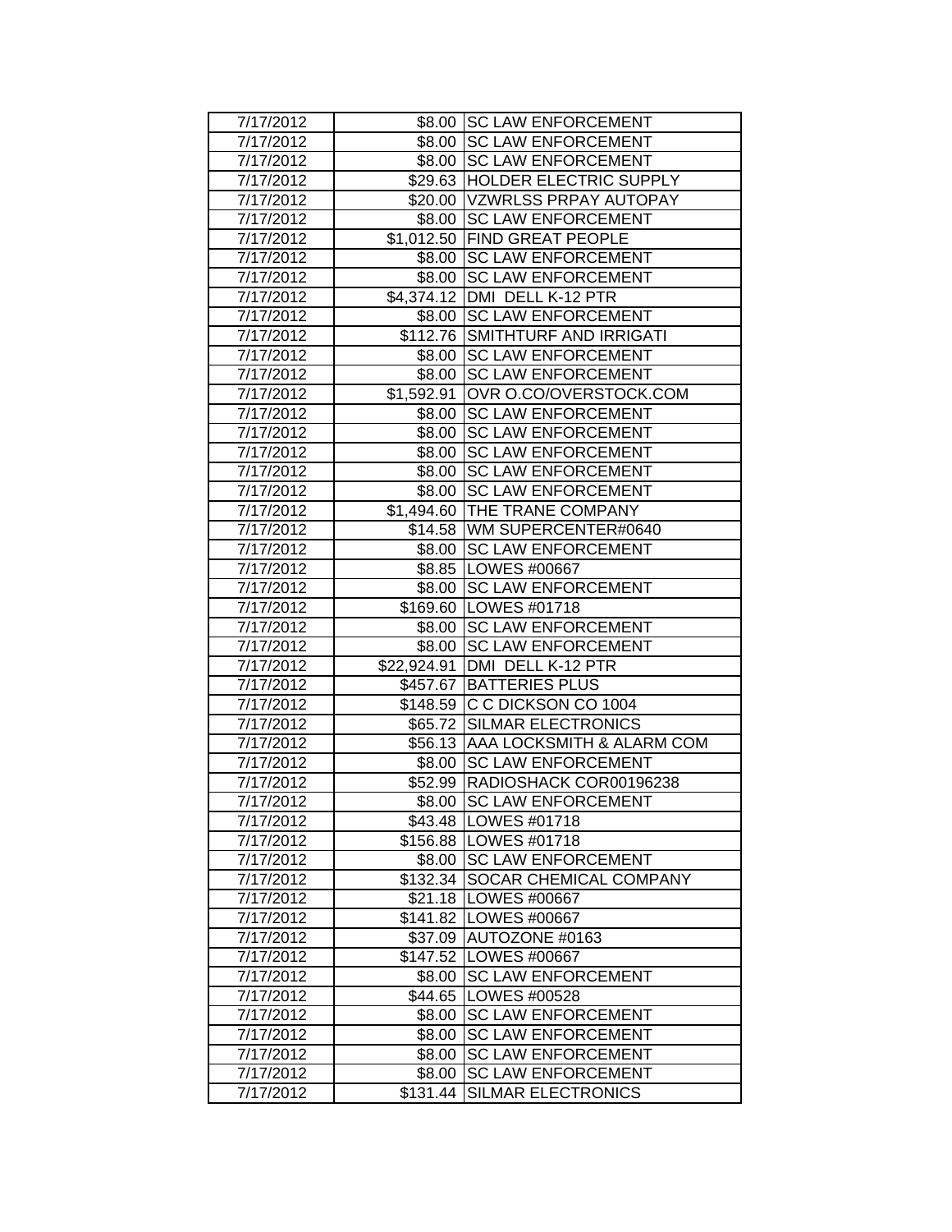| 7/17/2012 | $8.00 | SC LAW ENFORCEMENT |
|---|---|---|
| 7/17/2012 | $8.00 | SC LAW ENFORCEMENT |
| 7/17/2012 | $8.00 | SC LAW ENFORCEMENT |
| 7/17/2012 | $29.63 | HOLDER ELECTRIC SUPPLY |
| 7/17/2012 | $20.00 | VZWRLSS PRPAY AUTOPAY |
| 7/17/2012 | $8.00 | SC LAW ENFORCEMENT |
| 7/17/2012 | $1,012.50 | FIND GREAT PEOPLE |
| 7/17/2012 | $8.00 | SC LAW ENFORCEMENT |
| 7/17/2012 | $8.00 | SC LAW ENFORCEMENT |
| 7/17/2012 | $4,374.12 | DMI DELL K-12 PTR |
| 7/17/2012 | $8.00 | SC LAW ENFORCEMENT |
| 7/17/2012 | $112.76 | SMITHTURF AND IRRIGATI |
| 7/17/2012 | $8.00 | SC LAW ENFORCEMENT |
| 7/17/2012 | $8.00 | SC LAW ENFORCEMENT |
| 7/17/2012 | $1,592.91 | OVR O.CO/OVERSTOCK.COM |
| 7/17/2012 | $8.00 | SC LAW ENFORCEMENT |
| 7/17/2012 | $8.00 | SC LAW ENFORCEMENT |
| 7/17/2012 | $8.00 | SC LAW ENFORCEMENT |
| 7/17/2012 | $8.00 | SC LAW ENFORCEMENT |
| 7/17/2012 | $8.00 | SC LAW ENFORCEMENT |
| 7/17/2012 | $1,494.60 | THE TRANE COMPANY |
| 7/17/2012 | $14.58 | WM SUPERCENTER#0640 |
| 7/17/2012 | $8.00 | SC LAW ENFORCEMENT |
| 7/17/2012 | $8.85 | LOWES #00667 |
| 7/17/2012 | $8.00 | SC LAW ENFORCEMENT |
| 7/17/2012 | $169.60 | LOWES #01718 |
| 7/17/2012 | $8.00 | SC LAW ENFORCEMENT |
| 7/17/2012 | $8.00 | SC LAW ENFORCEMENT |
| 7/17/2012 | $22,924.91 | DMI DELL K-12 PTR |
| 7/17/2012 | $457.67 | BATTERIES PLUS |
| 7/17/2012 | $148.59 | C C DICKSON CO 1004 |
| 7/17/2012 | $65.72 | SILMAR ELECTRONICS |
| 7/17/2012 | $56.13 | AAA LOCKSMITH & ALARM COM |
| 7/17/2012 | $8.00 | SC LAW ENFORCEMENT |
| 7/17/2012 | $52.99 | RADIOSHACK COR00196238 |
| 7/17/2012 | $8.00 | SC LAW ENFORCEMENT |
| 7/17/2012 | $43.48 | LOWES #01718 |
| 7/17/2012 | $156.88 | LOWES #01718 |
| 7/17/2012 | $8.00 | SC LAW ENFORCEMENT |
| 7/17/2012 | $132.34 | SOCAR CHEMICAL COMPANY |
| 7/17/2012 | $21.18 | LOWES #00667 |
| 7/17/2012 | $141.82 | LOWES #00667 |
| 7/17/2012 | $37.09 | AUTOZONE #0163 |
| 7/17/2012 | $147.52 | LOWES #00667 |
| 7/17/2012 | $8.00 | SC LAW ENFORCEMENT |
| 7/17/2012 | $44.65 | LOWES #00528 |
| 7/17/2012 | $8.00 | SC LAW ENFORCEMENT |
| 7/17/2012 | $8.00 | SC LAW ENFORCEMENT |
| 7/17/2012 | $8.00 | SC LAW ENFORCEMENT |
| 7/17/2012 | $8.00 | SC LAW ENFORCEMENT |
| 7/17/2012 | $131.44 | SILMAR ELECTRONICS |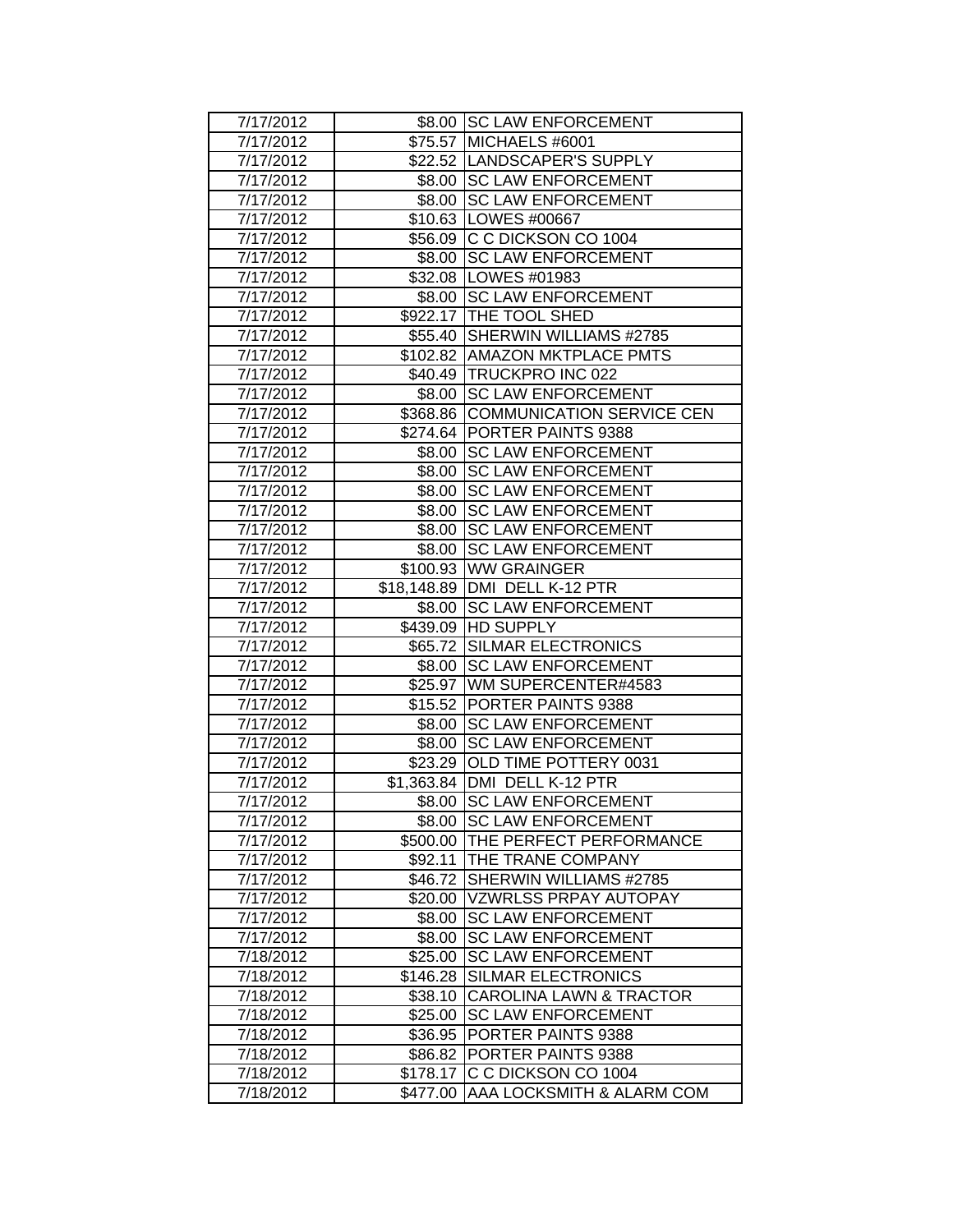| 7/17/2012 | $8.00 | SC LAW ENFORCEMENT |
|---|---|---|
| 7/17/2012 | $75.57 | MICHAELS #6001 |
| 7/17/2012 | $22.52 | LANDSCAPER'S SUPPLY |
| 7/17/2012 | $8.00 | SC LAW ENFORCEMENT |
| 7/17/2012 | $8.00 | SC LAW ENFORCEMENT |
| 7/17/2012 | $10.63 | LOWES #00667 |
| 7/17/2012 | $56.09 | C C DICKSON CO 1004 |
| 7/17/2012 | $8.00 | SC LAW ENFORCEMENT |
| 7/17/2012 | $32.08 | LOWES #01983 |
| 7/17/2012 | $8.00 | SC LAW ENFORCEMENT |
| 7/17/2012 | $922.17 | THE TOOL SHED |
| 7/17/2012 | $55.40 | SHERWIN WILLIAMS #2785 |
| 7/17/2012 | $102.82 | AMAZON MKTPLACE PMTS |
| 7/17/2012 | $40.49 | TRUCKPRO INC 022 |
| 7/17/2012 | $8.00 | SC LAW ENFORCEMENT |
| 7/17/2012 | $368.86 | COMMUNICATION SERVICE CEN |
| 7/17/2012 | $274.64 | PORTER PAINTS 9388 |
| 7/17/2012 | $8.00 | SC LAW ENFORCEMENT |
| 7/17/2012 | $8.00 | SC LAW ENFORCEMENT |
| 7/17/2012 | $8.00 | SC LAW ENFORCEMENT |
| 7/17/2012 | $8.00 | SC LAW ENFORCEMENT |
| 7/17/2012 | $8.00 | SC LAW ENFORCEMENT |
| 7/17/2012 | $8.00 | SC LAW ENFORCEMENT |
| 7/17/2012 | $100.93 | WW GRAINGER |
| 7/17/2012 | $18,148.89 | DMI DELL K-12 PTR |
| 7/17/2012 | $8.00 | SC LAW ENFORCEMENT |
| 7/17/2012 | $439.09 | HD SUPPLY |
| 7/17/2012 | $65.72 | SILMAR ELECTRONICS |
| 7/17/2012 | $8.00 | SC LAW ENFORCEMENT |
| 7/17/2012 | $25.97 | WM SUPERCENTER#4583 |
| 7/17/2012 | $15.52 | PORTER PAINTS 9388 |
| 7/17/2012 | $8.00 | SC LAW ENFORCEMENT |
| 7/17/2012 | $8.00 | SC LAW ENFORCEMENT |
| 7/17/2012 | $23.29 | OLD TIME POTTERY 0031 |
| 7/17/2012 | $1,363.84 | DMI DELL K-12 PTR |
| 7/17/2012 | $8.00 | SC LAW ENFORCEMENT |
| 7/17/2012 | $8.00 | SC LAW ENFORCEMENT |
| 7/17/2012 | $500.00 | THE PERFECT PERFORMANCE |
| 7/17/2012 | $92.11 | THE TRANE COMPANY |
| 7/17/2012 | $46.72 | SHERWIN WILLIAMS #2785 |
| 7/17/2012 | $20.00 | VZWRLSS PRPAY AUTOPAY |
| 7/17/2012 | $8.00 | SC LAW ENFORCEMENT |
| 7/17/2012 | $8.00 | SC LAW ENFORCEMENT |
| 7/18/2012 | $25.00 | SC LAW ENFORCEMENT |
| 7/18/2012 | $146.28 | SILMAR ELECTRONICS |
| 7/18/2012 | $38.10 | CAROLINA LAWN & TRACTOR |
| 7/18/2012 | $25.00 | SC LAW ENFORCEMENT |
| 7/18/2012 | $36.95 | PORTER PAINTS 9388 |
| 7/18/2012 | $86.82 | PORTER PAINTS 9388 |
| 7/18/2012 | $178.17 | C C DICKSON CO 1004 |
| 7/18/2012 | $477.00 | AAA LOCKSMITH & ALARM COM |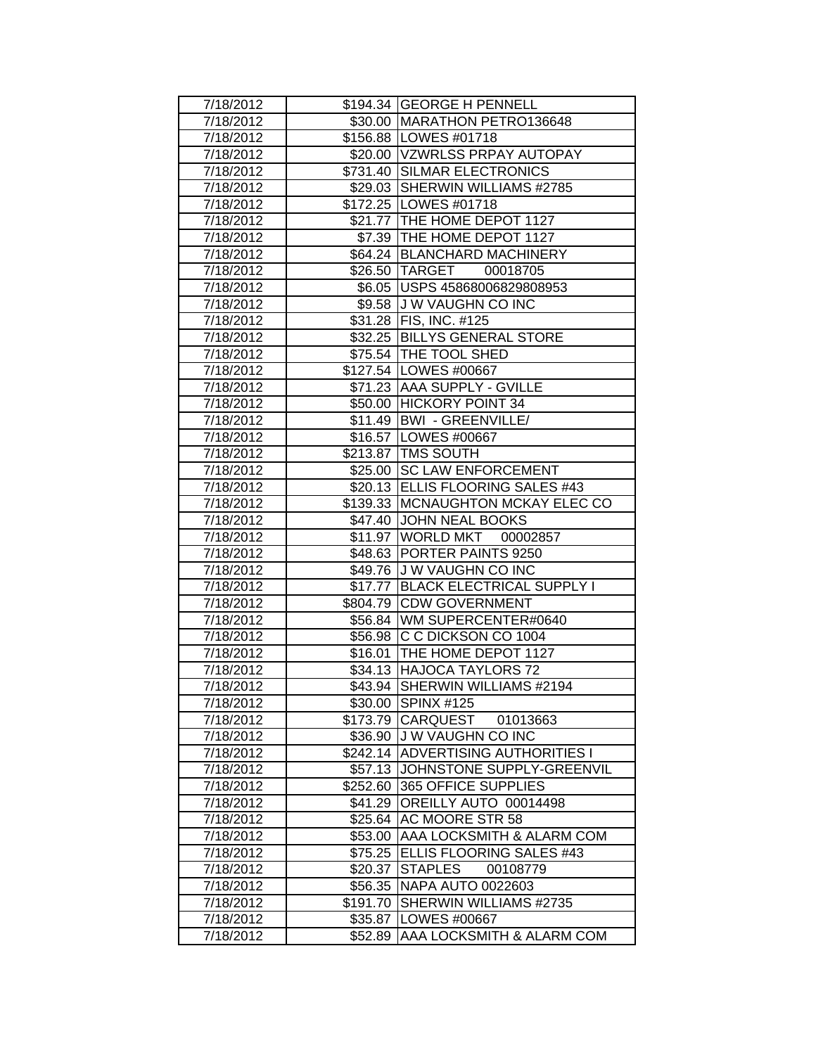| 7/18/2012 | $194.34 | GEORGE H PENNELL |
|---|---|---|
| 7/18/2012 | $30.00 | MARATHON PETRO136648 |
| 7/18/2012 | $156.88 | LOWES #01718 |
| 7/18/2012 | $20.00 | VZWRLSS PRPAY AUTOPAY |
| 7/18/2012 | $731.40 | SILMAR ELECTRONICS |
| 7/18/2012 | $29.03 | SHERWIN WILLIAMS #2785 |
| 7/18/2012 | $172.25 | LOWES #01718 |
| 7/18/2012 | $21.77 | THE HOME DEPOT 1127 |
| 7/18/2012 | $7.39 | THE HOME DEPOT 1127 |
| 7/18/2012 | $64.24 | BLANCHARD MACHINERY |
| 7/18/2012 | $26.50 | TARGET 00018705 |
| 7/18/2012 | $6.05 | USPS 45868006829808953 |
| 7/18/2012 | $9.58 | J W VAUGHN CO INC |
| 7/18/2012 | $31.28 | FIS, INC. #125 |
| 7/18/2012 | $32.25 | BILLYS GENERAL STORE |
| 7/18/2012 | $75.54 | THE TOOL SHED |
| 7/18/2012 | $127.54 | LOWES #00667 |
| 7/18/2012 | $71.23 | AAA SUPPLY - GVILLE |
| 7/18/2012 | $50.00 | HICKORY POINT 34 |
| 7/18/2012 | $11.49 | BWI - GREENVILLE/ |
| 7/18/2012 | $16.57 | LOWES #00667 |
| 7/18/2012 | $213.87 | TMS SOUTH |
| 7/18/2012 | $25.00 | SC LAW ENFORCEMENT |
| 7/18/2012 | $20.13 | ELLIS FLOORING SALES #43 |
| 7/18/2012 | $139.33 | MCNAUGHTON MCKAY ELEC CO |
| 7/18/2012 | $47.40 | JOHN NEAL BOOKS |
| 7/18/2012 | $11.97 | WORLD MKT 00002857 |
| 7/18/2012 | $48.63 | PORTER PAINTS 9250 |
| 7/18/2012 | $49.76 | J W VAUGHN CO INC |
| 7/18/2012 | $17.77 | BLACK ELECTRICAL SUPPLY I |
| 7/18/2012 | $804.79 | CDW GOVERNMENT |
| 7/18/2012 | $56.84 | WM SUPERCENTER#0640 |
| 7/18/2012 | $56.98 | C C DICKSON CO 1004 |
| 7/18/2012 | $16.01 | THE HOME DEPOT 1127 |
| 7/18/2012 | $34.13 | HAJOCA TAYLORS 72 |
| 7/18/2012 | $43.94 | SHERWIN WILLIAMS #2194 |
| 7/18/2012 | $30.00 | SPINX #125 |
| 7/18/2012 | $173.79 | CARQUEST 01013663 |
| 7/18/2012 | $36.90 | J W VAUGHN CO INC |
| 7/18/2012 | $242.14 | ADVERTISING AUTHORITIES I |
| 7/18/2012 | $57.13 | JOHNSTONE SUPPLY-GREENVIL |
| 7/18/2012 | $252.60 | 365 OFFICE SUPPLIES |
| 7/18/2012 | $41.29 | OREILLY AUTO 00014498 |
| 7/18/2012 | $25.64 | AC MOORE STR 58 |
| 7/18/2012 | $53.00 | AAA LOCKSMITH & ALARM COM |
| 7/18/2012 | $75.25 | ELLIS FLOORING SALES #43 |
| 7/18/2012 | $20.37 | STAPLES 00108779 |
| 7/18/2012 | $56.35 | NAPA AUTO 0022603 |
| 7/18/2012 | $191.70 | SHERWIN WILLIAMS #2735 |
| 7/18/2012 | $35.87 | LOWES #00667 |
| 7/18/2012 | $52.89 | AAA LOCKSMITH & ALARM COM |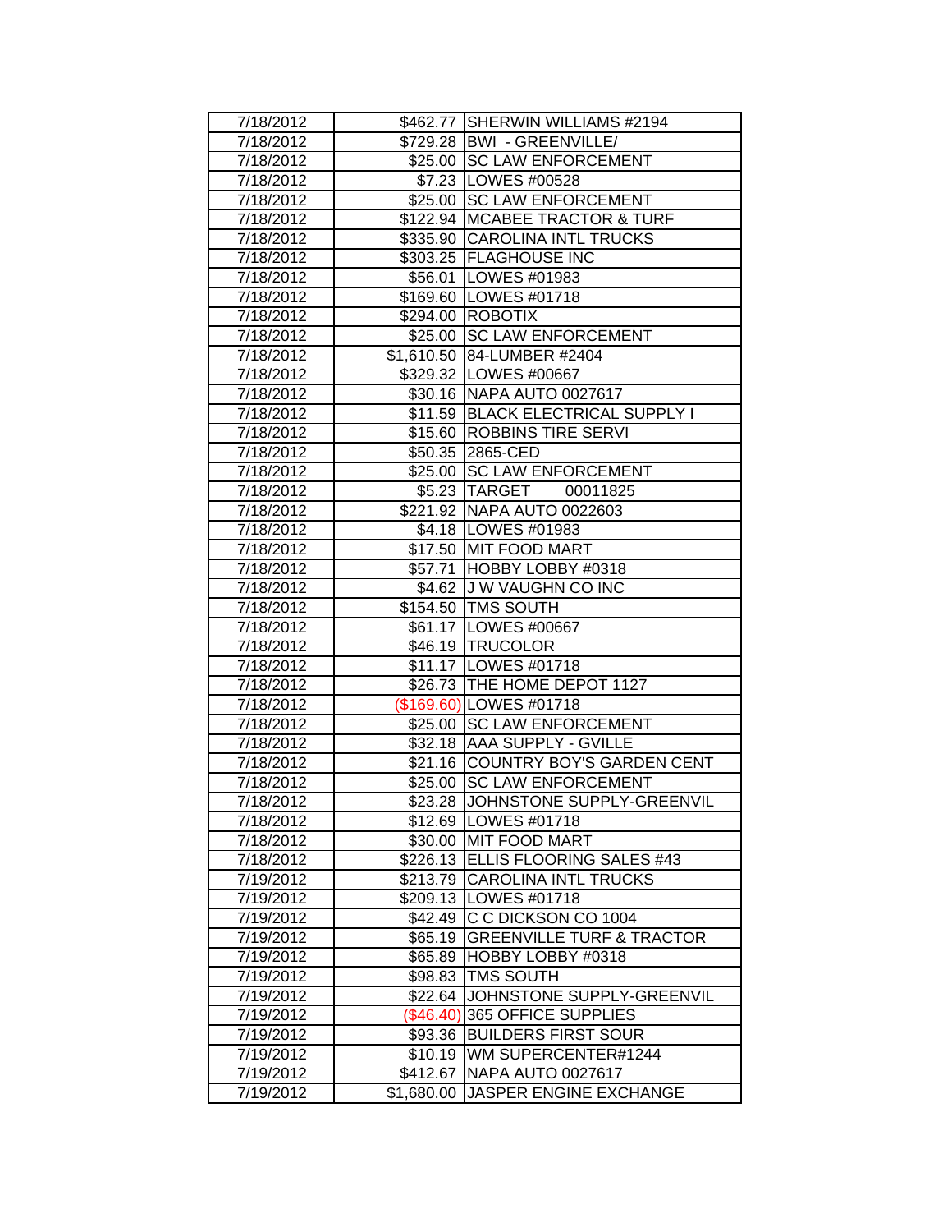| 7/18/2012 | $462.77 | SHERWIN WILLIAMS #2194 |
|---|---|---|
| 7/18/2012 | $729.28 | BWI - GREENVILLE/ |
| 7/18/2012 | $25.00 | SC LAW ENFORCEMENT |
| 7/18/2012 | $7.23 | LOWES #00528 |
| 7/18/2012 | $25.00 | SC LAW ENFORCEMENT |
| 7/18/2012 | $122.94 | MCABEE TRACTOR & TURF |
| 7/18/2012 | $335.90 | CAROLINA INTL TRUCKS |
| 7/18/2012 | $303.25 | FLAGHOUSE INC |
| 7/18/2012 | $56.01 | LOWES #01983 |
| 7/18/2012 | $169.60 | LOWES #01718 |
| 7/18/2012 | $294.00 | ROBOTIX |
| 7/18/2012 | $25.00 | SC LAW ENFORCEMENT |
| 7/18/2012 | $1,610.50 | 84-LUMBER #2404 |
| 7/18/2012 | $329.32 | LOWES #00667 |
| 7/18/2012 | $30.16 | NAPA AUTO 0027617 |
| 7/18/2012 | $11.59 | BLACK ELECTRICAL SUPPLY I |
| 7/18/2012 | $15.60 | ROBBINS TIRE SERVI |
| 7/18/2012 | $50.35 | 2865-CED |
| 7/18/2012 | $25.00 | SC LAW ENFORCEMENT |
| 7/18/2012 | $5.23 | TARGET 00011825 |
| 7/18/2012 | $221.92 | NAPA AUTO 0022603 |
| 7/18/2012 | $4.18 | LOWES #01983 |
| 7/18/2012 | $17.50 | MIT FOOD MART |
| 7/18/2012 | $57.71 | HOBBY LOBBY #0318 |
| 7/18/2012 | $4.62 | J W VAUGHN CO INC |
| 7/18/2012 | $154.50 | TMS SOUTH |
| 7/18/2012 | $61.17 | LOWES #00667 |
| 7/18/2012 | $46.19 | TRUCOLOR |
| 7/18/2012 | $11.17 | LOWES #01718 |
| 7/18/2012 | $26.73 | THE HOME DEPOT 1127 |
| 7/18/2012 | ($169.60) | LOWES #01718 |
| 7/18/2012 | $25.00 | SC LAW ENFORCEMENT |
| 7/18/2012 | $32.18 | AAA SUPPLY - GVILLE |
| 7/18/2012 | $21.16 | COUNTRY BOY'S GARDEN CENT |
| 7/18/2012 | $25.00 | SC LAW ENFORCEMENT |
| 7/18/2012 | $23.28 | JOHNSTONE SUPPLY-GREENVIL |
| 7/18/2012 | $12.69 | LOWES #01718 |
| 7/18/2012 | $30.00 | MIT FOOD MART |
| 7/18/2012 | $226.13 | ELLIS FLOORING SALES #43 |
| 7/19/2012 | $213.79 | CAROLINA INTL TRUCKS |
| 7/19/2012 | $209.13 | LOWES #01718 |
| 7/19/2012 | $42.49 | C C DICKSON CO 1004 |
| 7/19/2012 | $65.19 | GREENVILLE TURF & TRACTOR |
| 7/19/2012 | $65.89 | HOBBY LOBBY #0318 |
| 7/19/2012 | $98.83 | TMS SOUTH |
| 7/19/2012 | $22.64 | JOHNSTONE SUPPLY-GREENVIL |
| 7/19/2012 | ($46.40) | 365 OFFICE SUPPLIES |
| 7/19/2012 | $93.36 | BUILDERS FIRST SOUR |
| 7/19/2012 | $10.19 | WM SUPERCENTER#1244 |
| 7/19/2012 | $412.67 | NAPA AUTO 0027617 |
| 7/19/2012 | $1,680.00 | JASPER ENGINE EXCHANGE |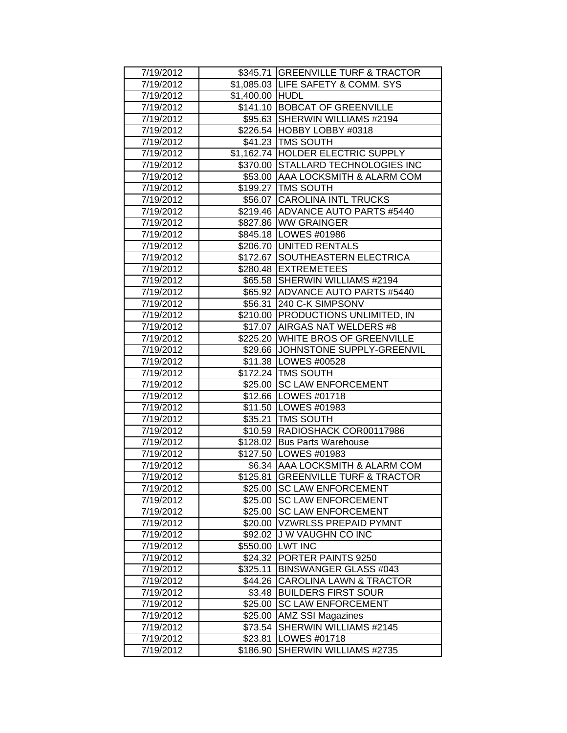| 7/19/2012 | $345.71 | GREENVILLE TURF & TRACTOR |
|---|---|---|
| 7/19/2012 | $1,085.03 | LIFE SAFETY & COMM. SYS |
| 7/19/2012 | $1,400.00 | HUDL |
| 7/19/2012 | $141.10 | BOBCAT OF GREENVILLE |
| 7/19/2012 | $95.63 | SHERWIN WILLIAMS #2194 |
| 7/19/2012 | $226.54 | HOBBY LOBBY #0318 |
| 7/19/2012 | $41.23 | TMS SOUTH |
| 7/19/2012 | $1,162.74 | HOLDER ELECTRIC SUPPLY |
| 7/19/2012 | $370.00 | STALLARD TECHNOLOGIES INC |
| 7/19/2012 | $53.00 | AAA LOCKSMITH & ALARM COM |
| 7/19/2012 | $199.27 | TMS SOUTH |
| 7/19/2012 | $56.07 | CAROLINA INTL TRUCKS |
| 7/19/2012 | $219.46 | ADVANCE AUTO PARTS #5440 |
| 7/19/2012 | $827.86 | WW GRAINGER |
| 7/19/2012 | $845.18 | LOWES #01986 |
| 7/19/2012 | $206.70 | UNITED RENTALS |
| 7/19/2012 | $172.67 | SOUTHEASTERN ELECTRICA |
| 7/19/2012 | $280.48 | EXTREMETEES |
| 7/19/2012 | $65.58 | SHERWIN WILLIAMS #2194 |
| 7/19/2012 | $65.92 | ADVANCE AUTO PARTS #5440 |
| 7/19/2012 | $56.31 | 240 C-K SIMPSONV |
| 7/19/2012 | $210.00 | PRODUCTIONS UNLIMITED, IN |
| 7/19/2012 | $17.07 | AIRGAS NAT WELDERS #8 |
| 7/19/2012 | $225.20 | WHITE BROS OF GREENVILLE |
| 7/19/2012 | $29.66 | JOHNSTONE SUPPLY-GREENVIL |
| 7/19/2012 | $11.38 | LOWES #00528 |
| 7/19/2012 | $172.24 | TMS SOUTH |
| 7/19/2012 | $25.00 | SC LAW ENFORCEMENT |
| 7/19/2012 | $12.66 | LOWES #01718 |
| 7/19/2012 | $11.50 | LOWES #01983 |
| 7/19/2012 | $35.21 | TMS SOUTH |
| 7/19/2012 | $10.59 | RADIOSHACK COR00117986 |
| 7/19/2012 | $128.02 | Bus Parts Warehouse |
| 7/19/2012 | $127.50 | LOWES #01983 |
| 7/19/2012 | $6.34 | AAA LOCKSMITH & ALARM COM |
| 7/19/2012 | $125.81 | GREENVILLE TURF & TRACTOR |
| 7/19/2012 | $25.00 | SC LAW ENFORCEMENT |
| 7/19/2012 | $25.00 | SC LAW ENFORCEMENT |
| 7/19/2012 | $25.00 | SC LAW ENFORCEMENT |
| 7/19/2012 | $20.00 | VZWRLSS PREPAID PYMNT |
| 7/19/2012 | $92.02 | J W VAUGHN CO INC |
| 7/19/2012 | $550.00 | LWT INC |
| 7/19/2012 | $24.32 | PORTER PAINTS 9250 |
| 7/19/2012 | $325.11 | BINSWANGER GLASS #043 |
| 7/19/2012 | $44.26 | CAROLINA LAWN & TRACTOR |
| 7/19/2012 | $3.48 | BUILDERS FIRST SOUR |
| 7/19/2012 | $25.00 | SC LAW ENFORCEMENT |
| 7/19/2012 | $25.00 | AMZ SSI Magazines |
| 7/19/2012 | $73.54 | SHERWIN WILLIAMS #2145 |
| 7/19/2012 | $23.81 | LOWES #01718 |
| 7/19/2012 | $186.90 | SHERWIN WILLIAMS #2735 |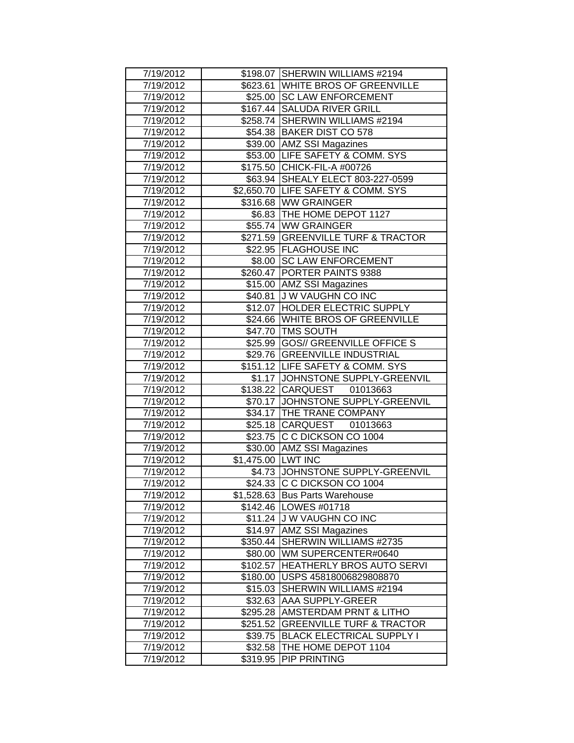| 7/19/2012 | $198.07 | SHERWIN WILLIAMS #2194 |
|---|---|---|
| 7/19/2012 | $623.61 | WHITE BROS OF GREENVILLE |
| 7/19/2012 | $25.00 | SC LAW ENFORCEMENT |
| 7/19/2012 | $167.44 | SALUDA RIVER GRILL |
| 7/19/2012 | $258.74 | SHERWIN WILLIAMS #2194 |
| 7/19/2012 | $54.38 | BAKER DIST CO 578 |
| 7/19/2012 | $39.00 | AMZ SSI Magazines |
| 7/19/2012 | $53.00 | LIFE SAFETY & COMM. SYS |
| 7/19/2012 | $175.50 | CHICK-FIL-A #00726 |
| 7/19/2012 | $63.94 | SHEALY ELECT 803-227-0599 |
| 7/19/2012 | $2,650.70 | LIFE SAFETY & COMM. SYS |
| 7/19/2012 | $316.68 | WW GRAINGER |
| 7/19/2012 | $6.83 | THE HOME DEPOT 1127 |
| 7/19/2012 | $55.74 | WW GRAINGER |
| 7/19/2012 | $271.59 | GREENVILLE TURF & TRACTOR |
| 7/19/2012 | $22.95 | FLAGHOUSE INC |
| 7/19/2012 | $8.00 | SC LAW ENFORCEMENT |
| 7/19/2012 | $260.47 | PORTER PAINTS 9388 |
| 7/19/2012 | $15.00 | AMZ SSI Magazines |
| 7/19/2012 | $40.81 | J W VAUGHN CO INC |
| 7/19/2012 | $12.07 | HOLDER ELECTRIC SUPPLY |
| 7/19/2012 | $24.66 | WHITE BROS OF GREENVILLE |
| 7/19/2012 | $47.70 | TMS SOUTH |
| 7/19/2012 | $25.99 | GOS// GREENVILLE OFFICE S |
| 7/19/2012 | $29.76 | GREENVILLE INDUSTRIAL |
| 7/19/2012 | $151.12 | LIFE SAFETY & COMM. SYS |
| 7/19/2012 | $1.17 | JOHNSTONE SUPPLY-GREENVIL |
| 7/19/2012 | $138.22 | CARQUEST 01013663 |
| 7/19/2012 | $70.17 | JOHNSTONE SUPPLY-GREENVIL |
| 7/19/2012 | $34.17 | THE TRANE COMPANY |
| 7/19/2012 | $25.18 | CARQUEST 01013663 |
| 7/19/2012 | $23.75 | C C DICKSON CO 1004 |
| 7/19/2012 | $30.00 | AMZ SSI Magazines |
| 7/19/2012 | $1,475.00 | LWT INC |
| 7/19/2012 | $4.73 | JOHNSTONE SUPPLY-GREENVIL |
| 7/19/2012 | $24.33 | C C DICKSON CO 1004 |
| 7/19/2012 | $1,528.63 | Bus Parts Warehouse |
| 7/19/2012 | $142.46 | LOWES #01718 |
| 7/19/2012 | $11.24 | J W VAUGHN CO INC |
| 7/19/2012 | $14.97 | AMZ SSI Magazines |
| 7/19/2012 | $350.44 | SHERWIN WILLIAMS #2735 |
| 7/19/2012 | $80.00 | WM SUPERCENTER#0640 |
| 7/19/2012 | $102.57 | HEATHERLY BROS AUTO SERVI |
| 7/19/2012 | $180.00 | USPS 45818006829808870 |
| 7/19/2012 | $15.03 | SHERWIN WILLIAMS #2194 |
| 7/19/2012 | $32.63 | AAA SUPPLY-GREER |
| 7/19/2012 | $295.28 | AMSTERDAM PRNT & LITHO |
| 7/19/2012 | $251.52 | GREENVILLE TURF & TRACTOR |
| 7/19/2012 | $39.75 | BLACK ELECTRICAL SUPPLY I |
| 7/19/2012 | $32.58 | THE HOME DEPOT 1104 |
| 7/19/2012 | $319.95 | PIP PRINTING |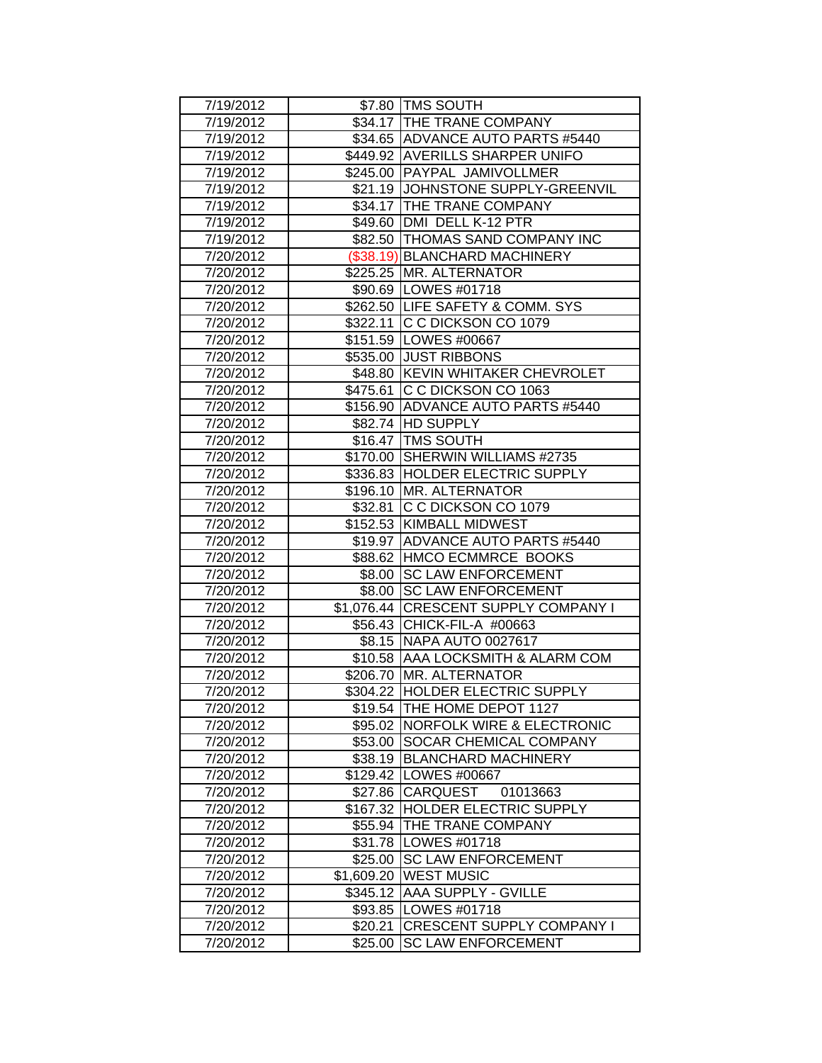| 7/19/2012 | $7.80 | TMS SOUTH |
|---|---|---|
| 7/19/2012 | $34.17 | THE TRANE COMPANY |
| 7/19/2012 | $34.65 | ADVANCE AUTO PARTS #5440 |
| 7/19/2012 | $449.92 | AVERILLS SHARPER UNIFO |
| 7/19/2012 | $245.00 | PAYPAL JAMIVOLLMER |
| 7/19/2012 | $21.19 | JOHNSTONE SUPPLY-GREENVIL |
| 7/19/2012 | $34.17 | THE TRANE COMPANY |
| 7/19/2012 | $49.60 | DMI DELL K-12 PTR |
| 7/19/2012 | $82.50 | THOMAS SAND COMPANY INC |
| 7/20/2012 | ($38.19) | BLANCHARD MACHINERY |
| 7/20/2012 | $225.25 | MR. ALTERNATOR |
| 7/20/2012 | $90.69 | LOWES #01718 |
| 7/20/2012 | $262.50 | LIFE SAFETY & COMM. SYS |
| 7/20/2012 | $322.11 | C C DICKSON CO 1079 |
| 7/20/2012 | $151.59 | LOWES #00667 |
| 7/20/2012 | $535.00 | JUST RIBBONS |
| 7/20/2012 | $48.80 | KEVIN WHITAKER CHEVROLET |
| 7/20/2012 | $475.61 | C C DICKSON CO 1063 |
| 7/20/2012 | $156.90 | ADVANCE AUTO PARTS #5440 |
| 7/20/2012 | $82.74 | HD SUPPLY |
| 7/20/2012 | $16.47 | TMS SOUTH |
| 7/20/2012 | $170.00 | SHERWIN WILLIAMS #2735 |
| 7/20/2012 | $336.83 | HOLDER ELECTRIC SUPPLY |
| 7/20/2012 | $196.10 | MR. ALTERNATOR |
| 7/20/2012 | $32.81 | C C DICKSON CO 1079 |
| 7/20/2012 | $152.53 | KIMBALL MIDWEST |
| 7/20/2012 | $19.97 | ADVANCE AUTO PARTS #5440 |
| 7/20/2012 | $88.62 | HMCO ECMMRCE BOOKS |
| 7/20/2012 | $8.00 | SC LAW ENFORCEMENT |
| 7/20/2012 | $8.00 | SC LAW ENFORCEMENT |
| 7/20/2012 | $1,076.44 | CRESCENT SUPPLY COMPANY I |
| 7/20/2012 | $56.43 | CHICK-FIL-A #00663 |
| 7/20/2012 | $8.15 | NAPA AUTO 0027617 |
| 7/20/2012 | $10.58 | AAA LOCKSMITH & ALARM COM |
| 7/20/2012 | $206.70 | MR. ALTERNATOR |
| 7/20/2012 | $304.22 | HOLDER ELECTRIC SUPPLY |
| 7/20/2012 | $19.54 | THE HOME DEPOT 1127 |
| 7/20/2012 | $95.02 | NORFOLK WIRE & ELECTRONIC |
| 7/20/2012 | $53.00 | SOCAR CHEMICAL COMPANY |
| 7/20/2012 | $38.19 | BLANCHARD MACHINERY |
| 7/20/2012 | $129.42 | LOWES #00667 |
| 7/20/2012 | $27.86 | CARQUEST 01013663 |
| 7/20/2012 | $167.32 | HOLDER ELECTRIC SUPPLY |
| 7/20/2012 | $55.94 | THE TRANE COMPANY |
| 7/20/2012 | $31.78 | LOWES #01718 |
| 7/20/2012 | $25.00 | SC LAW ENFORCEMENT |
| 7/20/2012 | $1,609.20 | WEST MUSIC |
| 7/20/2012 | $345.12 | AAA SUPPLY - GVILLE |
| 7/20/2012 | $93.85 | LOWES #01718 |
| 7/20/2012 | $20.21 | CRESCENT SUPPLY COMPANY I |
| 7/20/2012 | $25.00 | SC LAW ENFORCEMENT |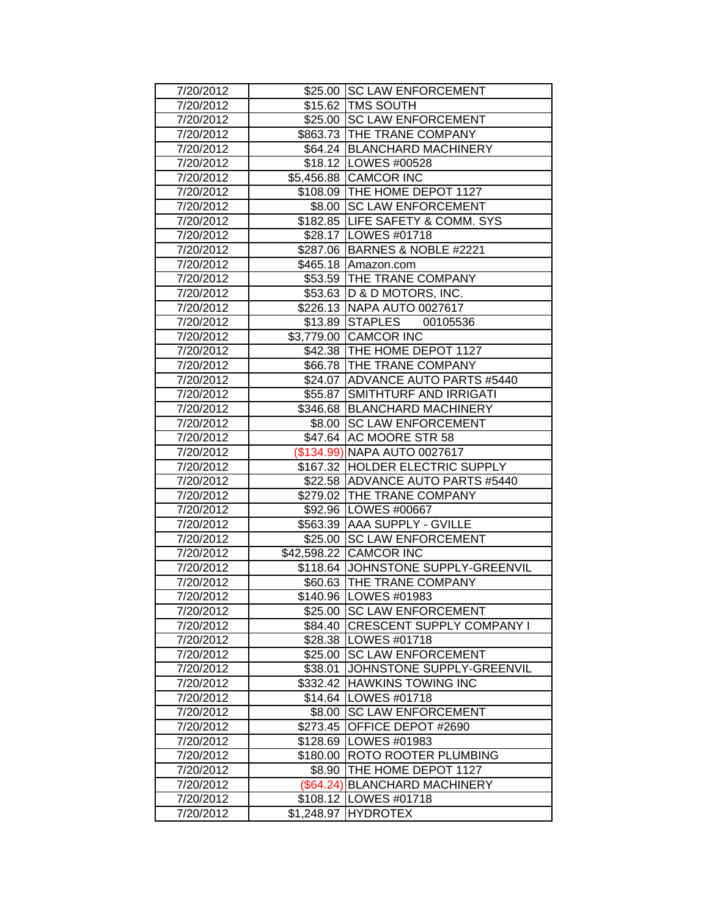| | | |
|---|---|---|
| 7/20/2012 | $25.00 | SC LAW ENFORCEMENT |
| 7/20/2012 | $15.62 | TMS SOUTH |
| 7/20/2012 | $25.00 | SC LAW ENFORCEMENT |
| 7/20/2012 | $863.73 | THE TRANE COMPANY |
| 7/20/2012 | $64.24 | BLANCHARD MACHINERY |
| 7/20/2012 | $18.12 | LOWES #00528 |
| 7/20/2012 | $5,456.88 | CAMCOR INC |
| 7/20/2012 | $108.09 | THE HOME DEPOT 1127 |
| 7/20/2012 | $8.00 | SC LAW ENFORCEMENT |
| 7/20/2012 | $182.85 | LIFE SAFETY & COMM. SYS |
| 7/20/2012 | $28.17 | LOWES #01718 |
| 7/20/2012 | $287.06 | BARNES & NOBLE #2221 |
| 7/20/2012 | $465.18 | Amazon.com |
| 7/20/2012 | $53.59 | THE TRANE COMPANY |
| 7/20/2012 | $53.63 | D & D MOTORS, INC. |
| 7/20/2012 | $226.13 | NAPA AUTO 0027617 |
| 7/20/2012 | $13.89 | STAPLES 00105536 |
| 7/20/2012 | $3,779.00 | CAMCOR INC |
| 7/20/2012 | $42.38 | THE HOME DEPOT 1127 |
| 7/20/2012 | $66.78 | THE TRANE COMPANY |
| 7/20/2012 | $24.07 | ADVANCE AUTO PARTS #5440 |
| 7/20/2012 | $55.87 | SMITHTURF AND IRRIGATI |
| 7/20/2012 | $346.68 | BLANCHARD MACHINERY |
| 7/20/2012 | $8.00 | SC LAW ENFORCEMENT |
| 7/20/2012 | $47.64 | AC MOORE STR 58 |
| 7/20/2012 | ($134.99) | NAPA AUTO 0027617 |
| 7/20/2012 | $167.32 | HOLDER ELECTRIC SUPPLY |
| 7/20/2012 | $22.58 | ADVANCE AUTO PARTS #5440 |
| 7/20/2012 | $279.02 | THE TRANE COMPANY |
| 7/20/2012 | $92.96 | LOWES #00667 |
| 7/20/2012 | $563.39 | AAA SUPPLY - GVILLE |
| 7/20/2012 | $25.00 | SC LAW ENFORCEMENT |
| 7/20/2012 | $42,598.22 | CAMCOR INC |
| 7/20/2012 | $118.64 | JOHNSTONE SUPPLY-GREENVIL |
| 7/20/2012 | $60.63 | THE TRANE COMPANY |
| 7/20/2012 | $140.96 | LOWES #01983 |
| 7/20/2012 | $25.00 | SC LAW ENFORCEMENT |
| 7/20/2012 | $84.40 | CRESCENT SUPPLY COMPANY I |
| 7/20/2012 | $28.38 | LOWES #01718 |
| 7/20/2012 | $25.00 | SC LAW ENFORCEMENT |
| 7/20/2012 | $38.01 | JOHNSTONE SUPPLY-GREENVIL |
| 7/20/2012 | $332.42 | HAWKINS TOWING INC |
| 7/20/2012 | $14.64 | LOWES #01718 |
| 7/20/2012 | $8.00 | SC LAW ENFORCEMENT |
| 7/20/2012 | $273.45 | OFFICE DEPOT #2690 |
| 7/20/2012 | $128.69 | LOWES #01983 |
| 7/20/2012 | $180.00 | ROTO ROOTER PLUMBING |
| 7/20/2012 | $8.90 | THE HOME DEPOT 1127 |
| 7/20/2012 | ($64.24) | BLANCHARD MACHINERY |
| 7/20/2012 | $108.12 | LOWES #01718 |
| 7/20/2012 | $1,248.97 | HYDROTEX |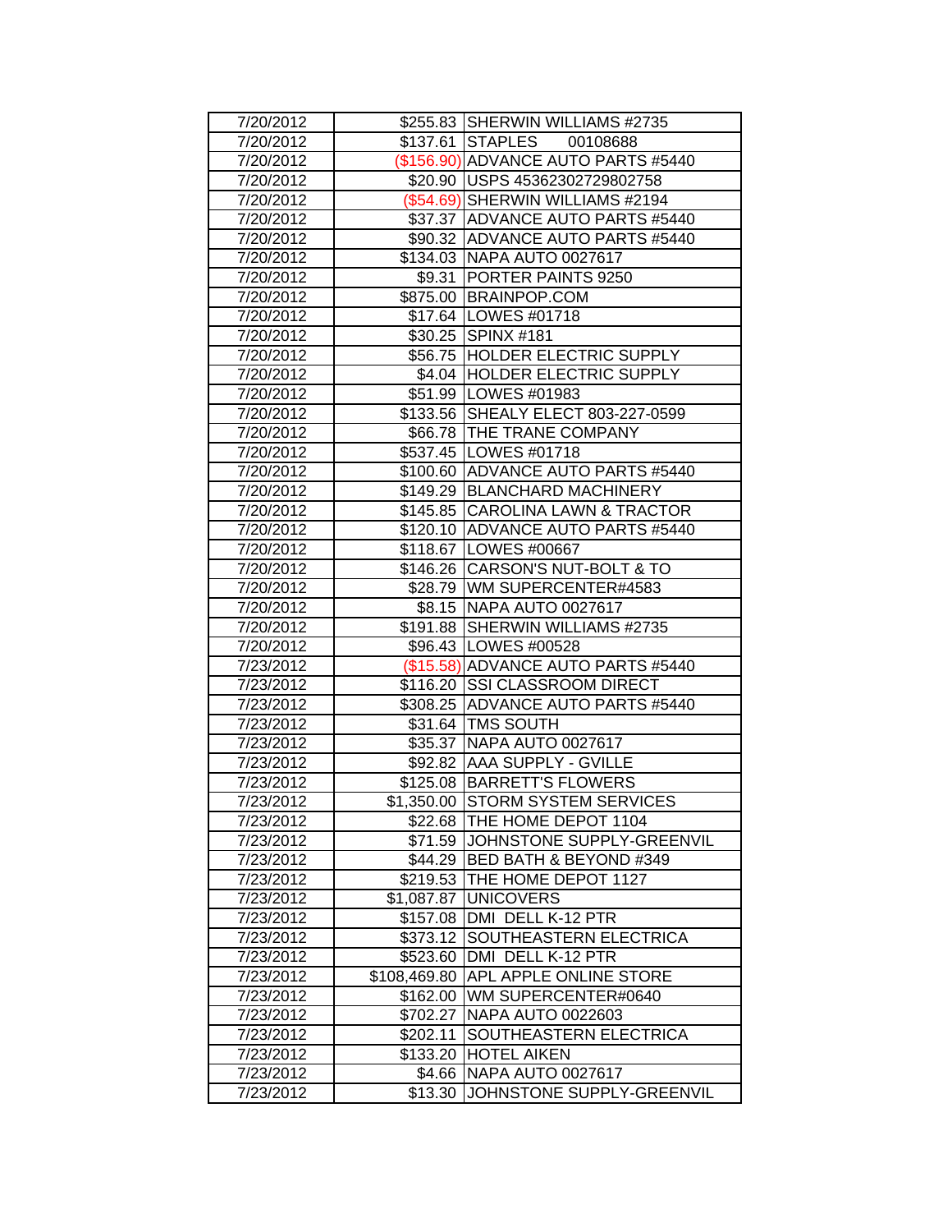| | | |
|---|---|---|
| 7/20/2012 | $255.83 | SHERWIN WILLIAMS #2735 |
| 7/20/2012 | $137.61 | STAPLES 00108688 |
| 7/20/2012 | ($156.90) | ADVANCE AUTO PARTS #5440 |
| 7/20/2012 | $20.90 | USPS 45362302729802758 |
| 7/20/2012 | ($54.69) | SHERWIN WILLIAMS #2194 |
| 7/20/2012 | $37.37 | ADVANCE AUTO PARTS #5440 |
| 7/20/2012 | $90.32 | ADVANCE AUTO PARTS #5440 |
| 7/20/2012 | $134.03 | NAPA AUTO 0027617 |
| 7/20/2012 | $9.31 | PORTER PAINTS 9250 |
| 7/20/2012 | $875.00 | BRAINPOP.COM |
| 7/20/2012 | $17.64 | LOWES #01718 |
| 7/20/2012 | $30.25 | SPINX #181 |
| 7/20/2012 | $56.75 | HOLDER ELECTRIC SUPPLY |
| 7/20/2012 | $4.04 | HOLDER ELECTRIC SUPPLY |
| 7/20/2012 | $51.99 | LOWES #01983 |
| 7/20/2012 | $133.56 | SHEALY ELECT 803-227-0599 |
| 7/20/2012 | $66.78 | THE TRANE COMPANY |
| 7/20/2012 | $537.45 | LOWES #01718 |
| 7/20/2012 | $100.60 | ADVANCE AUTO PARTS #5440 |
| 7/20/2012 | $149.29 | BLANCHARD MACHINERY |
| 7/20/2012 | $145.85 | CAROLINA LAWN & TRACTOR |
| 7/20/2012 | $120.10 | ADVANCE AUTO PARTS #5440 |
| 7/20/2012 | $118.67 | LOWES #00667 |
| 7/20/2012 | $146.26 | CARSON'S NUT-BOLT & TO |
| 7/20/2012 | $28.79 | WM SUPERCENTER#4583 |
| 7/20/2012 | $8.15 | NAPA AUTO 0027617 |
| 7/20/2012 | $191.88 | SHERWIN WILLIAMS #2735 |
| 7/20/2012 | $96.43 | LOWES #00528 |
| 7/23/2012 | ($15.58) | ADVANCE AUTO PARTS #5440 |
| 7/23/2012 | $116.20 | SSI CLASSROOM DIRECT |
| 7/23/2012 | $308.25 | ADVANCE AUTO PARTS #5440 |
| 7/23/2012 | $31.64 | TMS SOUTH |
| 7/23/2012 | $35.37 | NAPA AUTO 0027617 |
| 7/23/2012 | $92.82 | AAA SUPPLY - GVILLE |
| 7/23/2012 | $125.08 | BARRETT'S FLOWERS |
| 7/23/2012 | $1,350.00 | STORM SYSTEM SERVICES |
| 7/23/2012 | $22.68 | THE HOME DEPOT 1104 |
| 7/23/2012 | $71.59 | JOHNSTONE SUPPLY-GREENVIL |
| 7/23/2012 | $44.29 | BED BATH & BEYOND #349 |
| 7/23/2012 | $219.53 | THE HOME DEPOT 1127 |
| 7/23/2012 | $1,087.87 | UNICOVERS |
| 7/23/2012 | $157.08 | DMI DELL K-12 PTR |
| 7/23/2012 | $373.12 | SOUTHEASTERN ELECTRICA |
| 7/23/2012 | $523.60 | DMI DELL K-12 PTR |
| 7/23/2012 | $108,469.80 | APL APPLE ONLINE STORE |
| 7/23/2012 | $162.00 | WM SUPERCENTER#0640 |
| 7/23/2012 | $702.27 | NAPA AUTO 0022603 |
| 7/23/2012 | $202.11 | SOUTHEASTERN ELECTRICA |
| 7/23/2012 | $133.20 | HOTEL AIKEN |
| 7/23/2012 | $4.66 | NAPA AUTO 0027617 |
| 7/23/2012 | $13.30 | JOHNSTONE SUPPLY-GREENVIL |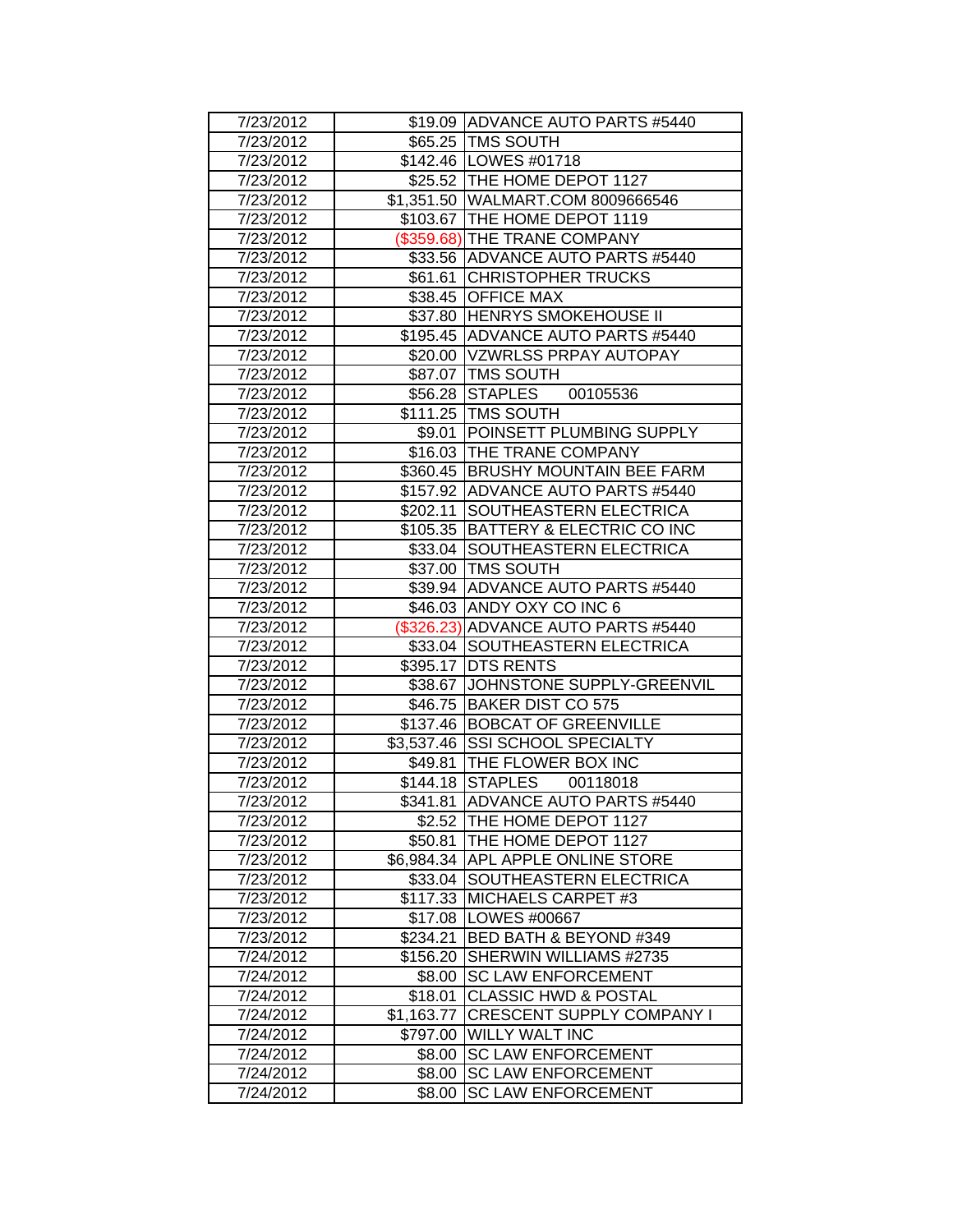| | | |
|---|---|---|
| 7/23/2012 | $19.09 | ADVANCE AUTO PARTS #5440 |
| 7/23/2012 | $65.25 | TMS SOUTH |
| 7/23/2012 | $142.46 | LOWES #01718 |
| 7/23/2012 | $25.52 | THE HOME DEPOT 1127 |
| 7/23/2012 | $1,351.50 | WALMART.COM 8009666546 |
| 7/23/2012 | $103.67 | THE HOME DEPOT 1119 |
| 7/23/2012 | ($359.68) | THE TRANE COMPANY |
| 7/23/2012 | $33.56 | ADVANCE AUTO PARTS #5440 |
| 7/23/2012 | $61.61 | CHRISTOPHER TRUCKS |
| 7/23/2012 | $38.45 | OFFICE MAX |
| 7/23/2012 | $37.80 | HENRYS SMOKEHOUSE II |
| 7/23/2012 | $195.45 | ADVANCE AUTO PARTS #5440 |
| 7/23/2012 | $20.00 | VZWRLSS PRPAY AUTOPAY |
| 7/23/2012 | $87.07 | TMS SOUTH |
| 7/23/2012 | $56.28 | STAPLES 00105536 |
| 7/23/2012 | $111.25 | TMS SOUTH |
| 7/23/2012 | $9.01 | POINSETT PLUMBING SUPPLY |
| 7/23/2012 | $16.03 | THE TRANE COMPANY |
| 7/23/2012 | $360.45 | BRUSHY MOUNTAIN BEE FARM |
| 7/23/2012 | $157.92 | ADVANCE AUTO PARTS #5440 |
| 7/23/2012 | $202.11 | SOUTHEASTERN ELECTRICA |
| 7/23/2012 | $105.35 | BATTERY & ELECTRIC CO INC |
| 7/23/2012 | $33.04 | SOUTHEASTERN ELECTRICA |
| 7/23/2012 | $37.00 | TMS SOUTH |
| 7/23/2012 | $39.94 | ADVANCE AUTO PARTS #5440 |
| 7/23/2012 | $46.03 | ANDY OXY CO INC 6 |
| 7/23/2012 | ($326.23) | ADVANCE AUTO PARTS #5440 |
| 7/23/2012 | $33.04 | SOUTHEASTERN ELECTRICA |
| 7/23/2012 | $395.17 | DTS RENTS |
| 7/23/2012 | $38.67 | JOHNSTONE SUPPLY-GREENVIL |
| 7/23/2012 | $46.75 | BAKER DIST CO 575 |
| 7/23/2012 | $137.46 | BOBCAT OF GREENVILLE |
| 7/23/2012 | $3,537.46 | SSI SCHOOL SPECIALTY |
| 7/23/2012 | $49.81 | THE FLOWER BOX INC |
| 7/23/2012 | $144.18 | STAPLES 00118018 |
| 7/23/2012 | $341.81 | ADVANCE AUTO PARTS #5440 |
| 7/23/2012 | $2.52 | THE HOME DEPOT 1127 |
| 7/23/2012 | $50.81 | THE HOME DEPOT 1127 |
| 7/23/2012 | $6,984.34 | APL APPLE ONLINE STORE |
| 7/23/2012 | $33.04 | SOUTHEASTERN ELECTRICA |
| 7/23/2012 | $117.33 | MICHAELS CARPET #3 |
| 7/23/2012 | $17.08 | LOWES #00667 |
| 7/23/2012 | $234.21 | BED BATH & BEYOND #349 |
| 7/24/2012 | $156.20 | SHERWIN WILLIAMS #2735 |
| 7/24/2012 | $8.00 | SC LAW ENFORCEMENT |
| 7/24/2012 | $18.01 | CLASSIC HWD & POSTAL |
| 7/24/2012 | $1,163.77 | CRESCENT SUPPLY COMPANY I |
| 7/24/2012 | $797.00 | WILLY WALT INC |
| 7/24/2012 | $8.00 | SC LAW ENFORCEMENT |
| 7/24/2012 | $8.00 | SC LAW ENFORCEMENT |
| 7/24/2012 | $8.00 | SC LAW ENFORCEMENT |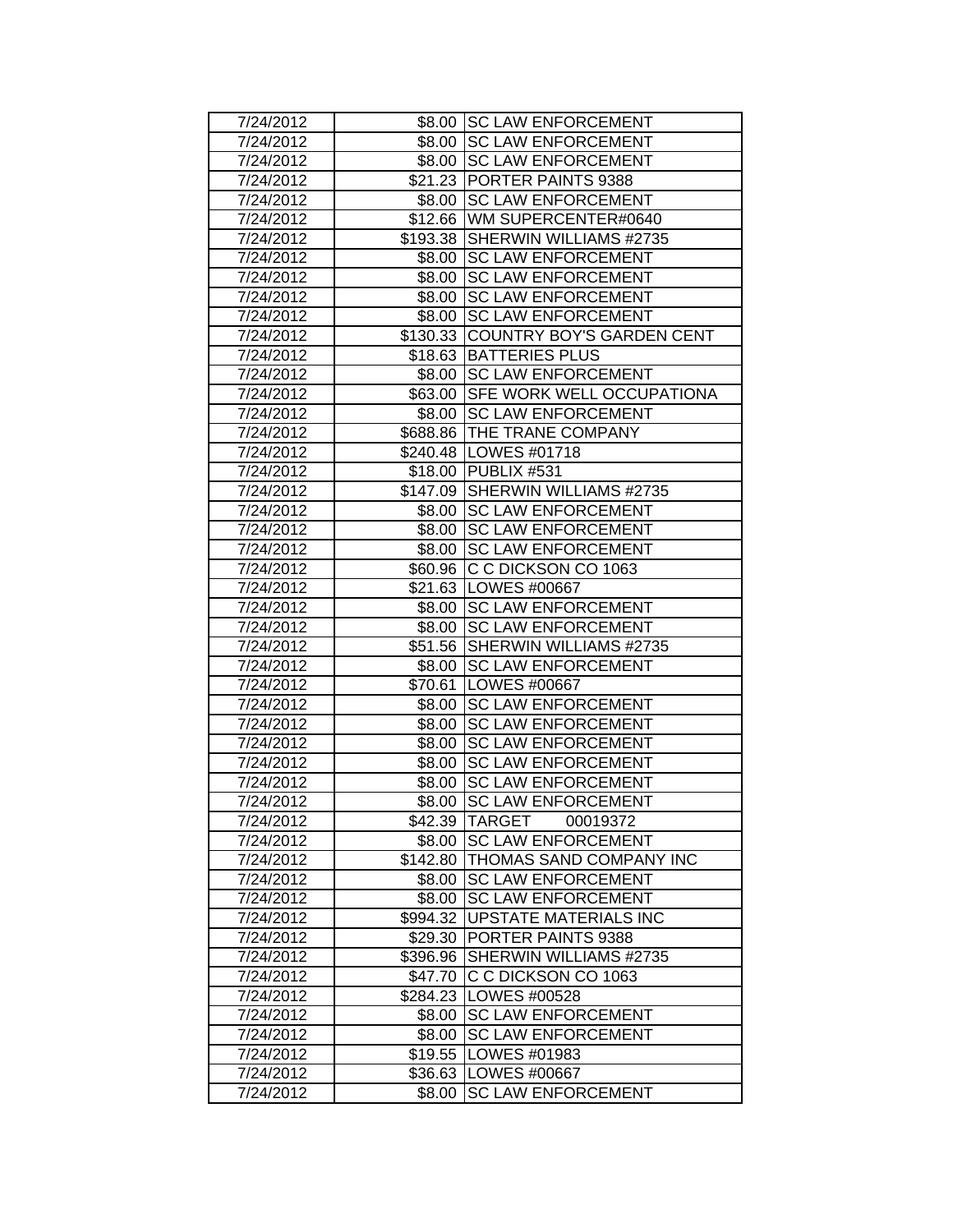| 7/24/2012 | $8.00 | SC LAW ENFORCEMENT |
|---|---|---|
| 7/24/2012 | $8.00 | SC LAW ENFORCEMENT |
| 7/24/2012 | $8.00 | SC LAW ENFORCEMENT |
| 7/24/2012 | $21.23 | PORTER PAINTS 9388 |
| 7/24/2012 | $8.00 | SC LAW ENFORCEMENT |
| 7/24/2012 | $12.66 | WM SUPERCENTER#0640 |
| 7/24/2012 | $193.38 | SHERWIN WILLIAMS #2735 |
| 7/24/2012 | $8.00 | SC LAW ENFORCEMENT |
| 7/24/2012 | $8.00 | SC LAW ENFORCEMENT |
| 7/24/2012 | $8.00 | SC LAW ENFORCEMENT |
| 7/24/2012 | $8.00 | SC LAW ENFORCEMENT |
| 7/24/2012 | $130.33 | COUNTRY BOY'S GARDEN CENT |
| 7/24/2012 | $18.63 | BATTERIES PLUS |
| 7/24/2012 | $8.00 | SC LAW ENFORCEMENT |
| 7/24/2012 | $63.00 | SFE WORK WELL OCCUPATIONA |
| 7/24/2012 | $8.00 | SC LAW ENFORCEMENT |
| 7/24/2012 | $688.86 | THE TRANE COMPANY |
| 7/24/2012 | $240.48 | LOWES #01718 |
| 7/24/2012 | $18.00 | PUBLIX #531 |
| 7/24/2012 | $147.09 | SHERWIN WILLIAMS #2735 |
| 7/24/2012 | $8.00 | SC LAW ENFORCEMENT |
| 7/24/2012 | $8.00 | SC LAW ENFORCEMENT |
| 7/24/2012 | $8.00 | SC LAW ENFORCEMENT |
| 7/24/2012 | $60.96 | C C DICKSON CO 1063 |
| 7/24/2012 | $21.63 | LOWES #00667 |
| 7/24/2012 | $8.00 | SC LAW ENFORCEMENT |
| 7/24/2012 | $8.00 | SC LAW ENFORCEMENT |
| 7/24/2012 | $51.56 | SHERWIN WILLIAMS #2735 |
| 7/24/2012 | $8.00 | SC LAW ENFORCEMENT |
| 7/24/2012 | $70.61 | LOWES #00667 |
| 7/24/2012 | $8.00 | SC LAW ENFORCEMENT |
| 7/24/2012 | $8.00 | SC LAW ENFORCEMENT |
| 7/24/2012 | $8.00 | SC LAW ENFORCEMENT |
| 7/24/2012 | $8.00 | SC LAW ENFORCEMENT |
| 7/24/2012 | $8.00 | SC LAW ENFORCEMENT |
| 7/24/2012 | $8.00 | SC LAW ENFORCEMENT |
| 7/24/2012 | $42.39 | TARGET 00019372 |
| 7/24/2012 | $8.00 | SC LAW ENFORCEMENT |
| 7/24/2012 | $142.80 | THOMAS SAND COMPANY INC |
| 7/24/2012 | $8.00 | SC LAW ENFORCEMENT |
| 7/24/2012 | $8.00 | SC LAW ENFORCEMENT |
| 7/24/2012 | $994.32 | UPSTATE MATERIALS INC |
| 7/24/2012 | $29.30 | PORTER PAINTS 9388 |
| 7/24/2012 | $396.96 | SHERWIN WILLIAMS #2735 |
| 7/24/2012 | $47.70 | C C DICKSON CO 1063 |
| 7/24/2012 | $284.23 | LOWES #00528 |
| 7/24/2012 | $8.00 | SC LAW ENFORCEMENT |
| 7/24/2012 | $8.00 | SC LAW ENFORCEMENT |
| 7/24/2012 | $19.55 | LOWES #01983 |
| 7/24/2012 | $36.63 | LOWES #00667 |
| 7/24/2012 | $8.00 | SC LAW ENFORCEMENT |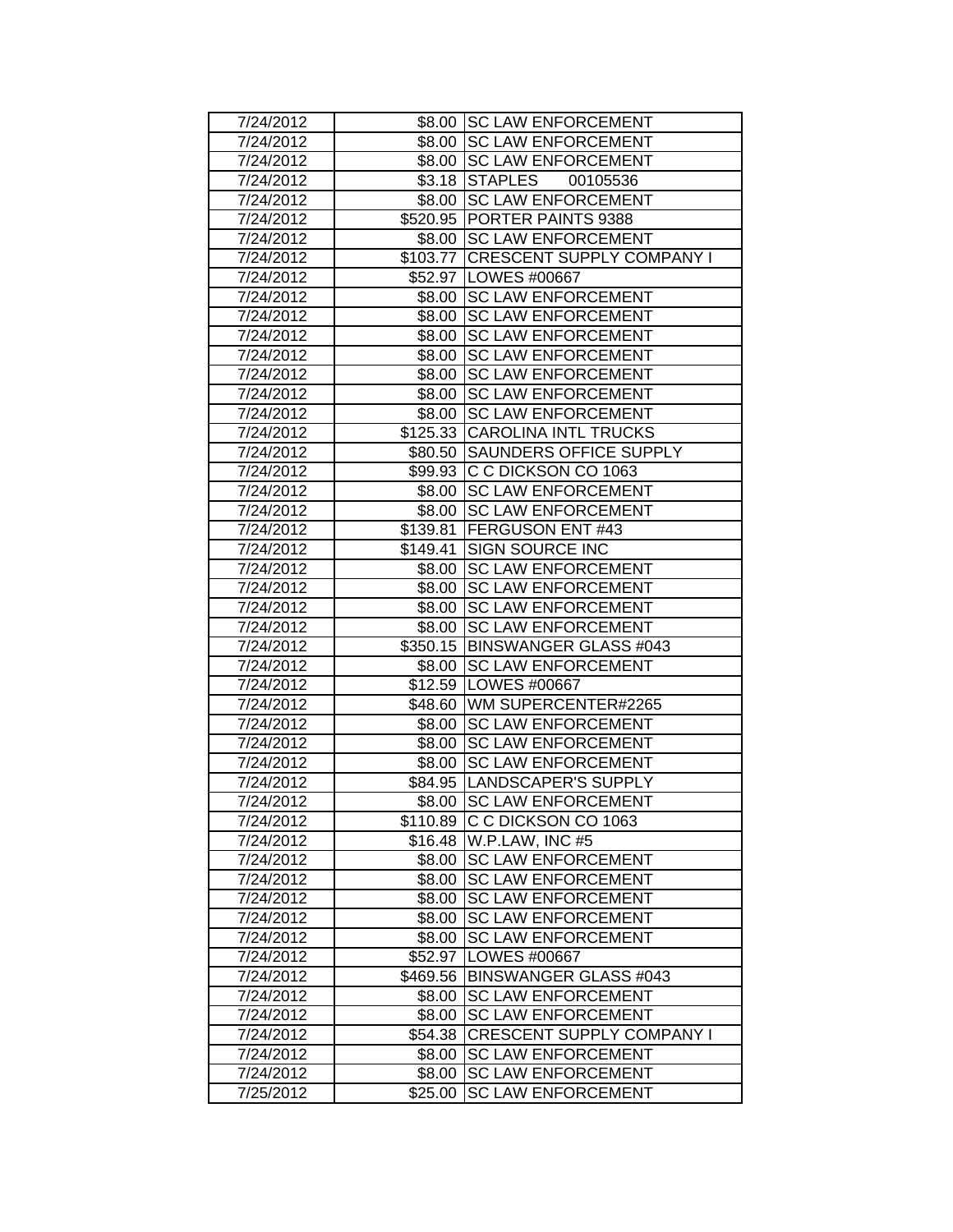| 7/24/2012 | $8.00 | SC LAW ENFORCEMENT |
|---|---|---|
| 7/24/2012 | $8.00 | SC LAW ENFORCEMENT |
| 7/24/2012 | $8.00 | SC LAW ENFORCEMENT |
| 7/24/2012 | $3.18 | STAPLES 00105536 |
| 7/24/2012 | $8.00 | SC LAW ENFORCEMENT |
| 7/24/2012 | $520.95 | PORTER PAINTS 9388 |
| 7/24/2012 | $8.00 | SC LAW ENFORCEMENT |
| 7/24/2012 | $103.77 | CRESCENT SUPPLY COMPANY I |
| 7/24/2012 | $52.97 | LOWES #00667 |
| 7/24/2012 | $8.00 | SC LAW ENFORCEMENT |
| 7/24/2012 | $8.00 | SC LAW ENFORCEMENT |
| 7/24/2012 | $8.00 | SC LAW ENFORCEMENT |
| 7/24/2012 | $8.00 | SC LAW ENFORCEMENT |
| 7/24/2012 | $8.00 | SC LAW ENFORCEMENT |
| 7/24/2012 | $8.00 | SC LAW ENFORCEMENT |
| 7/24/2012 | $8.00 | SC LAW ENFORCEMENT |
| 7/24/2012 | $125.33 | CAROLINA INTL TRUCKS |
| 7/24/2012 | $80.50 | SAUNDERS OFFICE SUPPLY |
| 7/24/2012 | $99.93 | C C DICKSON CO 1063 |
| 7/24/2012 | $8.00 | SC LAW ENFORCEMENT |
| 7/24/2012 | $8.00 | SC LAW ENFORCEMENT |
| 7/24/2012 | $139.81 | FERGUSON ENT #43 |
| 7/24/2012 | $149.41 | SIGN SOURCE INC |
| 7/24/2012 | $8.00 | SC LAW ENFORCEMENT |
| 7/24/2012 | $8.00 | SC LAW ENFORCEMENT |
| 7/24/2012 | $8.00 | SC LAW ENFORCEMENT |
| 7/24/2012 | $8.00 | SC LAW ENFORCEMENT |
| 7/24/2012 | $350.15 | BINSWANGER GLASS #043 |
| 7/24/2012 | $8.00 | SC LAW ENFORCEMENT |
| 7/24/2012 | $12.59 | LOWES #00667 |
| 7/24/2012 | $48.60 | WM SUPERCENTER#2265 |
| 7/24/2012 | $8.00 | SC LAW ENFORCEMENT |
| 7/24/2012 | $8.00 | SC LAW ENFORCEMENT |
| 7/24/2012 | $8.00 | SC LAW ENFORCEMENT |
| 7/24/2012 | $84.95 | LANDSCAPER'S SUPPLY |
| 7/24/2012 | $8.00 | SC LAW ENFORCEMENT |
| 7/24/2012 | $110.89 | C C DICKSON CO 1063 |
| 7/24/2012 | $16.48 | W.P.LAW, INC #5 |
| 7/24/2012 | $8.00 | SC LAW ENFORCEMENT |
| 7/24/2012 | $8.00 | SC LAW ENFORCEMENT |
| 7/24/2012 | $8.00 | SC LAW ENFORCEMENT |
| 7/24/2012 | $8.00 | SC LAW ENFORCEMENT |
| 7/24/2012 | $8.00 | SC LAW ENFORCEMENT |
| 7/24/2012 | $52.97 | LOWES #00667 |
| 7/24/2012 | $469.56 | BINSWANGER GLASS #043 |
| 7/24/2012 | $8.00 | SC LAW ENFORCEMENT |
| 7/24/2012 | $8.00 | SC LAW ENFORCEMENT |
| 7/24/2012 | $54.38 | CRESCENT SUPPLY COMPANY I |
| 7/24/2012 | $8.00 | SC LAW ENFORCEMENT |
| 7/24/2012 | $8.00 | SC LAW ENFORCEMENT |
| 7/25/2012 | $25.00 | SC LAW ENFORCEMENT |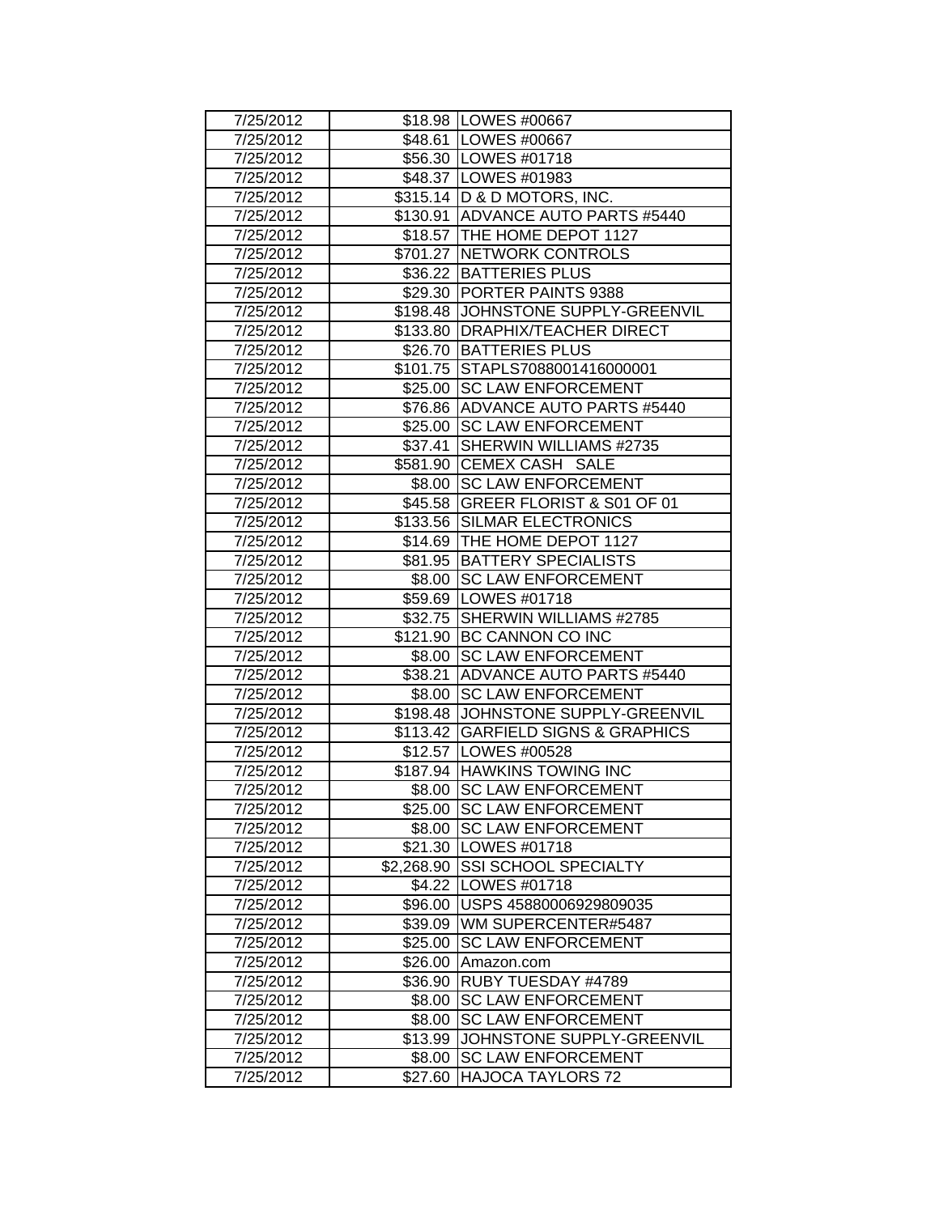| 7/25/2012 | $18.98 | LOWES #00667 |
|---|---|---|
| 7/25/2012 | $48.61 | LOWES #00667 |
| 7/25/2012 | $56.30 | LOWES #01718 |
| 7/25/2012 | $48.37 | LOWES #01983 |
| 7/25/2012 | $315.14 | D & D MOTORS, INC. |
| 7/25/2012 | $130.91 | ADVANCE AUTO PARTS #5440 |
| 7/25/2012 | $18.57 | THE HOME DEPOT 1127 |
| 7/25/2012 | $701.27 | NETWORK CONTROLS |
| 7/25/2012 | $36.22 | BATTERIES PLUS |
| 7/25/2012 | $29.30 | PORTER PAINTS 9388 |
| 7/25/2012 | $198.48 | JOHNSTONE SUPPLY-GREENVIL |
| 7/25/2012 | $133.80 | DRAPHIX/TEACHER DIRECT |
| 7/25/2012 | $26.70 | BATTERIES PLUS |
| 7/25/2012 | $101.75 | STAPLS7088001416000001 |
| 7/25/2012 | $25.00 | SC LAW ENFORCEMENT |
| 7/25/2012 | $76.86 | ADVANCE AUTO PARTS #5440 |
| 7/25/2012 | $25.00 | SC LAW ENFORCEMENT |
| 7/25/2012 | $37.41 | SHERWIN WILLIAMS #2735 |
| 7/25/2012 | $581.90 | CEMEX CASH SALE |
| 7/25/2012 | $8.00 | SC LAW ENFORCEMENT |
| 7/25/2012 | $45.58 | GREER FLORIST & S01 OF 01 |
| 7/25/2012 | $133.56 | SILMAR ELECTRONICS |
| 7/25/2012 | $14.69 | THE HOME DEPOT 1127 |
| 7/25/2012 | $81.95 | BATTERY SPECIALISTS |
| 7/25/2012 | $8.00 | SC LAW ENFORCEMENT |
| 7/25/2012 | $59.69 | LOWES #01718 |
| 7/25/2012 | $32.75 | SHERWIN WILLIAMS #2785 |
| 7/25/2012 | $121.90 | BC CANNON CO INC |
| 7/25/2012 | $8.00 | SC LAW ENFORCEMENT |
| 7/25/2012 | $38.21 | ADVANCE AUTO PARTS #5440 |
| 7/25/2012 | $8.00 | SC LAW ENFORCEMENT |
| 7/25/2012 | $198.48 | JOHNSTONE SUPPLY-GREENVIL |
| 7/25/2012 | $113.42 | GARFIELD SIGNS & GRAPHICS |
| 7/25/2012 | $12.57 | LOWES #00528 |
| 7/25/2012 | $187.94 | HAWKINS TOWING INC |
| 7/25/2012 | $8.00 | SC LAW ENFORCEMENT |
| 7/25/2012 | $25.00 | SC LAW ENFORCEMENT |
| 7/25/2012 | $8.00 | SC LAW ENFORCEMENT |
| 7/25/2012 | $21.30 | LOWES #01718 |
| 7/25/2012 | $2,268.90 | SSI SCHOOL SPECIALTY |
| 7/25/2012 | $4.22 | LOWES #01718 |
| 7/25/2012 | $96.00 | USPS 45880006929809035 |
| 7/25/2012 | $39.09 | WM SUPERCENTER#5487 |
| 7/25/2012 | $25.00 | SC LAW ENFORCEMENT |
| 7/25/2012 | $26.00 | Amazon.com |
| 7/25/2012 | $36.90 | RUBY TUESDAY #4789 |
| 7/25/2012 | $8.00 | SC LAW ENFORCEMENT |
| 7/25/2012 | $8.00 | SC LAW ENFORCEMENT |
| 7/25/2012 | $13.99 | JOHNSTONE SUPPLY-GREENVIL |
| 7/25/2012 | $8.00 | SC LAW ENFORCEMENT |
| 7/25/2012 | $27.60 | HAJOCA TAYLORS 72 |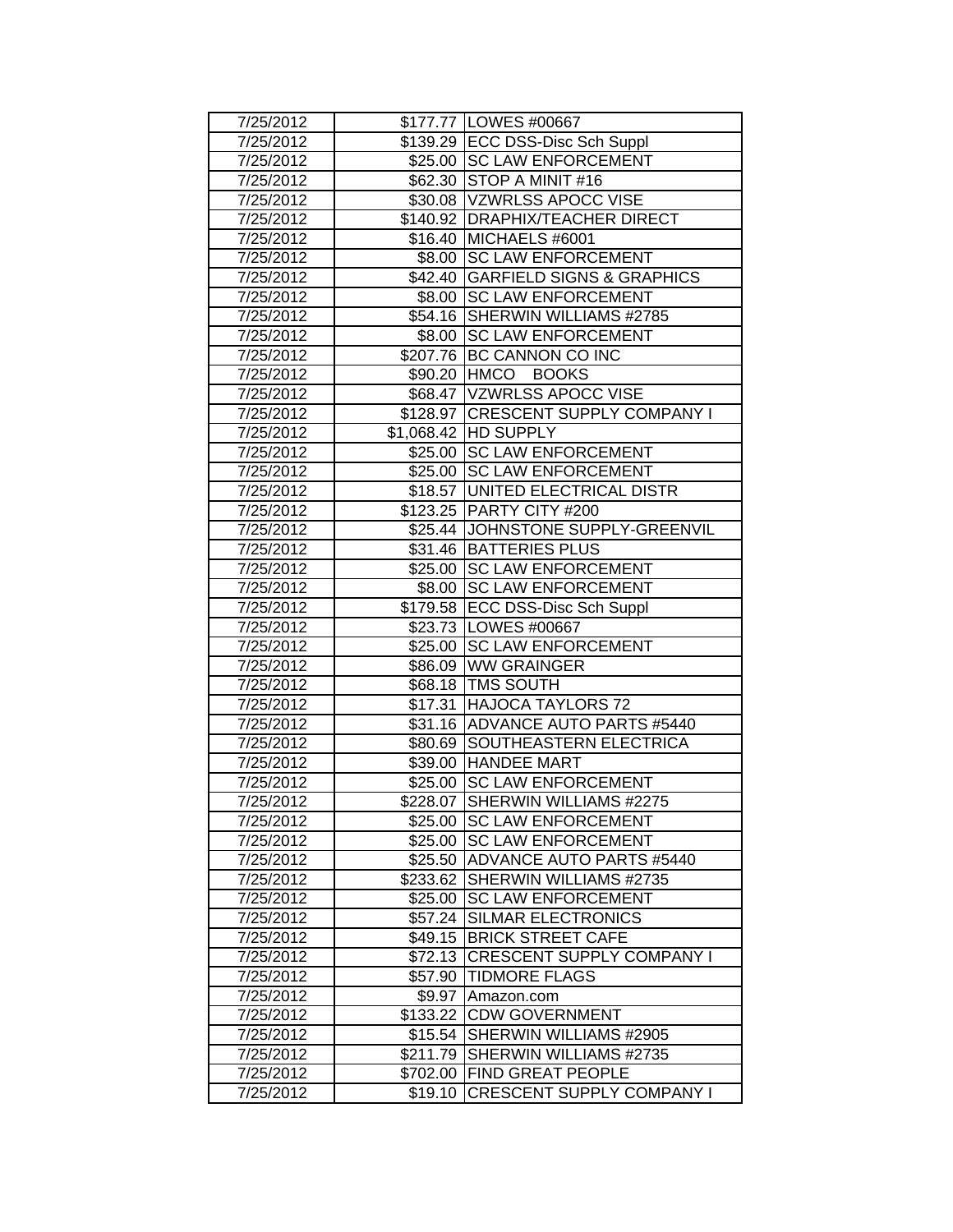| 7/25/2012 | $177.77 | LOWES #00667 |
|---|---|---|
| 7/25/2012 | $139.29 | ECC DSS-Disc Sch Suppl |
| 7/25/2012 | $25.00 | SC LAW ENFORCEMENT |
| 7/25/2012 | $62.30 | STOP A MINIT #16 |
| 7/25/2012 | $30.08 | VZWRLSS APOCC VISE |
| 7/25/2012 | $140.92 | DRAPHIX/TEACHER DIRECT |
| 7/25/2012 | $16.40 | MICHAELS #6001 |
| 7/25/2012 | $8.00 | SC LAW ENFORCEMENT |
| 7/25/2012 | $42.40 | GARFIELD SIGNS & GRAPHICS |
| 7/25/2012 | $8.00 | SC LAW ENFORCEMENT |
| 7/25/2012 | $54.16 | SHERWIN WILLIAMS #2785 |
| 7/25/2012 | $8.00 | SC LAW ENFORCEMENT |
| 7/25/2012 | $207.76 | BC CANNON CO INC |
| 7/25/2012 | $90.20 | HMCO BOOKS |
| 7/25/2012 | $68.47 | VZWRLSS APOCC VISE |
| 7/25/2012 | $128.97 | CRESCENT SUPPLY COMPANY I |
| 7/25/2012 | $1,068.42 | HD SUPPLY |
| 7/25/2012 | $25.00 | SC LAW ENFORCEMENT |
| 7/25/2012 | $25.00 | SC LAW ENFORCEMENT |
| 7/25/2012 | $18.57 | UNITED ELECTRICAL DISTR |
| 7/25/2012 | $123.25 | PARTY CITY #200 |
| 7/25/2012 | $25.44 | JOHNSTONE SUPPLY-GREENVIL |
| 7/25/2012 | $31.46 | BATTERIES PLUS |
| 7/25/2012 | $25.00 | SC LAW ENFORCEMENT |
| 7/25/2012 | $8.00 | SC LAW ENFORCEMENT |
| 7/25/2012 | $179.58 | ECC DSS-Disc Sch Suppl |
| 7/25/2012 | $23.73 | LOWES #00667 |
| 7/25/2012 | $25.00 | SC LAW ENFORCEMENT |
| 7/25/2012 | $86.09 | WW GRAINGER |
| 7/25/2012 | $68.18 | TMS SOUTH |
| 7/25/2012 | $17.31 | HAJOCA TAYLORS 72 |
| 7/25/2012 | $31.16 | ADVANCE AUTO PARTS #5440 |
| 7/25/2012 | $80.69 | SOUTHEASTERN ELECTRICA |
| 7/25/2012 | $39.00 | HANDEE MART |
| 7/25/2012 | $25.00 | SC LAW ENFORCEMENT |
| 7/25/2012 | $228.07 | SHERWIN WILLIAMS #2275 |
| 7/25/2012 | $25.00 | SC LAW ENFORCEMENT |
| 7/25/2012 | $25.00 | SC LAW ENFORCEMENT |
| 7/25/2012 | $25.50 | ADVANCE AUTO PARTS #5440 |
| 7/25/2012 | $233.62 | SHERWIN WILLIAMS #2735 |
| 7/25/2012 | $25.00 | SC LAW ENFORCEMENT |
| 7/25/2012 | $57.24 | SILMAR ELECTRONICS |
| 7/25/2012 | $49.15 | BRICK STREET CAFE |
| 7/25/2012 | $72.13 | CRESCENT SUPPLY COMPANY I |
| 7/25/2012 | $57.90 | TIDMORE FLAGS |
| 7/25/2012 | $9.97 | Amazon.com |
| 7/25/2012 | $133.22 | CDW GOVERNMENT |
| 7/25/2012 | $15.54 | SHERWIN WILLIAMS #2905 |
| 7/25/2012 | $211.79 | SHERWIN WILLIAMS #2735 |
| 7/25/2012 | $702.00 | FIND GREAT PEOPLE |
| 7/25/2012 | $19.10 | CRESCENT SUPPLY COMPANY I |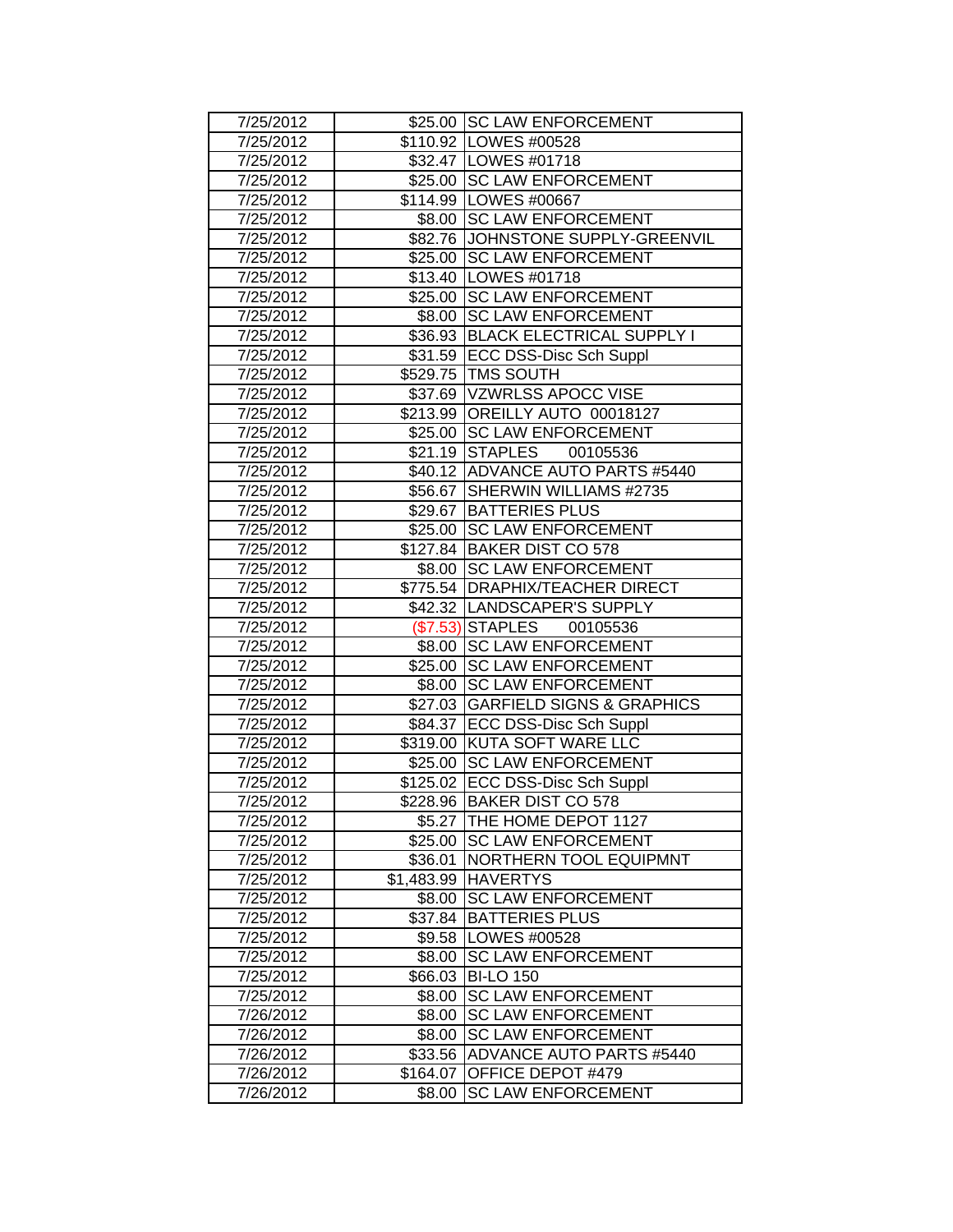| | | |
|---|---|---|
| 7/25/2012 | $25.00 | SC LAW ENFORCEMENT |
| 7/25/2012 | $110.92 | LOWES #00528 |
| 7/25/2012 | $32.47 | LOWES #01718 |
| 7/25/2012 | $25.00 | SC LAW ENFORCEMENT |
| 7/25/2012 | $114.99 | LOWES #00667 |
| 7/25/2012 | $8.00 | SC LAW ENFORCEMENT |
| 7/25/2012 | $82.76 | JOHNSTONE SUPPLY-GREENVIL |
| 7/25/2012 | $25.00 | SC LAW ENFORCEMENT |
| 7/25/2012 | $13.40 | LOWES #01718 |
| 7/25/2012 | $25.00 | SC LAW ENFORCEMENT |
| 7/25/2012 | $8.00 | SC LAW ENFORCEMENT |
| 7/25/2012 | $36.93 | BLACK ELECTRICAL SUPPLY I |
| 7/25/2012 | $31.59 | ECC DSS-Disc Sch Suppl |
| 7/25/2012 | $529.75 | TMS SOUTH |
| 7/25/2012 | $37.69 | VZWRLSS APOCC VISE |
| 7/25/2012 | $213.99 | OREILLY AUTO 00018127 |
| 7/25/2012 | $25.00 | SC LAW ENFORCEMENT |
| 7/25/2012 | $21.19 | STAPLES 00105536 |
| 7/25/2012 | $40.12 | ADVANCE AUTO PARTS #5440 |
| 7/25/2012 | $56.67 | SHERWIN WILLIAMS #2735 |
| 7/25/2012 | $29.67 | BATTERIES PLUS |
| 7/25/2012 | $25.00 | SC LAW ENFORCEMENT |
| 7/25/2012 | $127.84 | BAKER DIST CO 578 |
| 7/25/2012 | $8.00 | SC LAW ENFORCEMENT |
| 7/25/2012 | $775.54 | DRAPHIX/TEACHER DIRECT |
| 7/25/2012 | $42.32 | LANDSCAPER'S SUPPLY |
| 7/25/2012 | ($7.53) | STAPLES 00105536 |
| 7/25/2012 | $8.00 | SC LAW ENFORCEMENT |
| 7/25/2012 | $25.00 | SC LAW ENFORCEMENT |
| 7/25/2012 | $8.00 | SC LAW ENFORCEMENT |
| 7/25/2012 | $27.03 | GARFIELD SIGNS & GRAPHICS |
| 7/25/2012 | $84.37 | ECC DSS-Disc Sch Suppl |
| 7/25/2012 | $319.00 | KUTA SOFT WARE LLC |
| 7/25/2012 | $25.00 | SC LAW ENFORCEMENT |
| 7/25/2012 | $125.02 | ECC DSS-Disc Sch Suppl |
| 7/25/2012 | $228.96 | BAKER DIST CO 578 |
| 7/25/2012 | $5.27 | THE HOME DEPOT 1127 |
| 7/25/2012 | $25.00 | SC LAW ENFORCEMENT |
| 7/25/2012 | $36.01 | NORTHERN TOOL EQUIPMNT |
| 7/25/2012 | $1,483.99 | HAVERTYS |
| 7/25/2012 | $8.00 | SC LAW ENFORCEMENT |
| 7/25/2012 | $37.84 | BATTERIES PLUS |
| 7/25/2012 | $9.58 | LOWES #00528 |
| 7/25/2012 | $8.00 | SC LAW ENFORCEMENT |
| 7/25/2012 | $66.03 | BI-LO 150 |
| 7/25/2012 | $8.00 | SC LAW ENFORCEMENT |
| 7/26/2012 | $8.00 | SC LAW ENFORCEMENT |
| 7/26/2012 | $8.00 | SC LAW ENFORCEMENT |
| 7/26/2012 | $33.56 | ADVANCE AUTO PARTS #5440 |
| 7/26/2012 | $164.07 | OFFICE DEPOT #479 |
| 7/26/2012 | $8.00 | SC LAW ENFORCEMENT |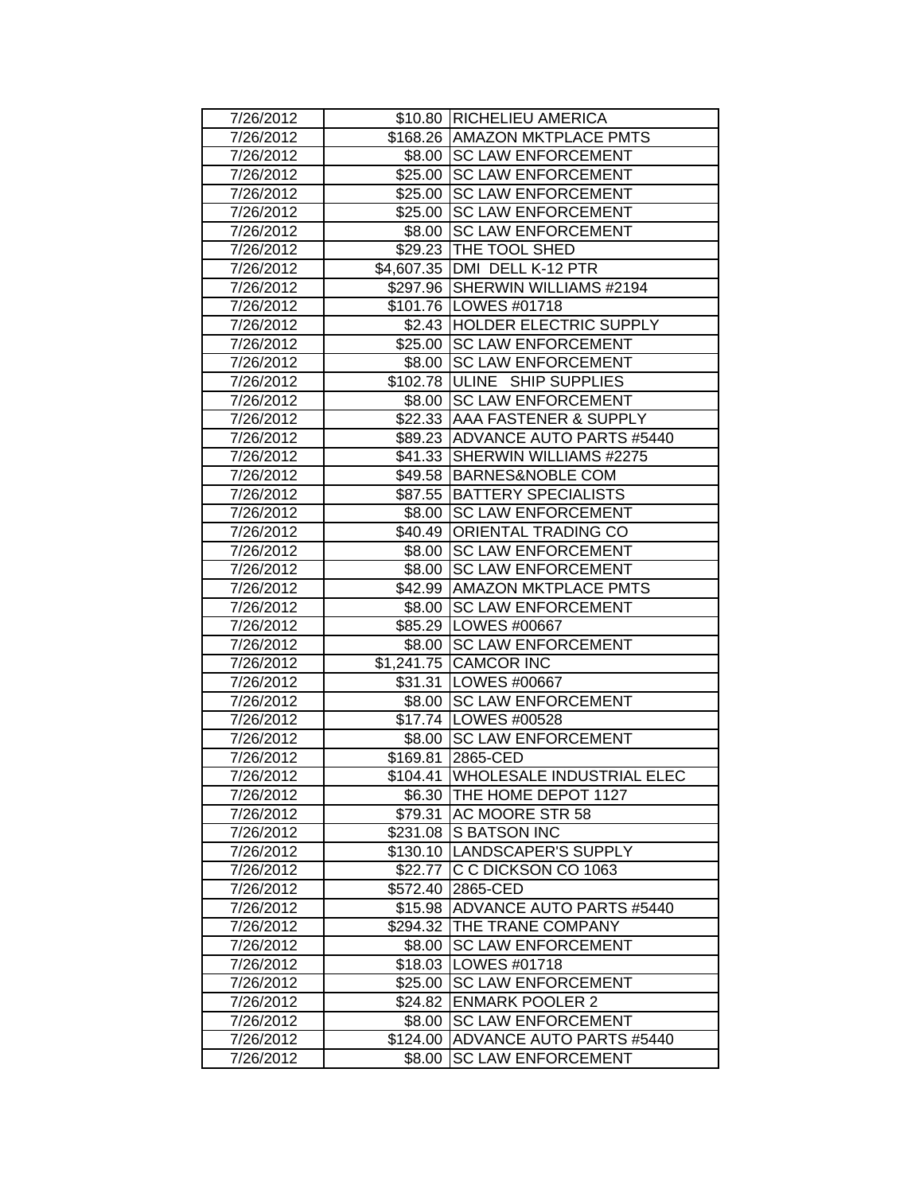| 7/26/2012 | $10.80 | RICHELIEU AMERICA |
|---|---|---|
| 7/26/2012 | $168.26 | AMAZON MKTPLACE PMTS |
| 7/26/2012 | $8.00 | SC LAW ENFORCEMENT |
| 7/26/2012 | $25.00 | SC LAW ENFORCEMENT |
| 7/26/2012 | $25.00 | SC LAW ENFORCEMENT |
| 7/26/2012 | $25.00 | SC LAW ENFORCEMENT |
| 7/26/2012 | $8.00 | SC LAW ENFORCEMENT |
| 7/26/2012 | $29.23 | THE TOOL SHED |
| 7/26/2012 | $4,607.35 | DMI DELL K-12 PTR |
| 7/26/2012 | $297.96 | SHERWIN WILLIAMS #2194 |
| 7/26/2012 | $101.76 | LOWES #01718 |
| 7/26/2012 | $2.43 | HOLDER ELECTRIC SUPPLY |
| 7/26/2012 | $25.00 | SC LAW ENFORCEMENT |
| 7/26/2012 | $8.00 | SC LAW ENFORCEMENT |
| 7/26/2012 | $102.78 | ULINE SHIP SUPPLIES |
| 7/26/2012 | $8.00 | SC LAW ENFORCEMENT |
| 7/26/2012 | $22.33 | AAA FASTENER & SUPPLY |
| 7/26/2012 | $89.23 | ADVANCE AUTO PARTS #5440 |
| 7/26/2012 | $41.33 | SHERWIN WILLIAMS #2275 |
| 7/26/2012 | $49.58 | BARNES&NOBLE COM |
| 7/26/2012 | $87.55 | BATTERY SPECIALISTS |
| 7/26/2012 | $8.00 | SC LAW ENFORCEMENT |
| 7/26/2012 | $40.49 | ORIENTAL TRADING CO |
| 7/26/2012 | $8.00 | SC LAW ENFORCEMENT |
| 7/26/2012 | $8.00 | SC LAW ENFORCEMENT |
| 7/26/2012 | $42.99 | AMAZON MKTPLACE PMTS |
| 7/26/2012 | $8.00 | SC LAW ENFORCEMENT |
| 7/26/2012 | $85.29 | LOWES #00667 |
| 7/26/2012 | $8.00 | SC LAW ENFORCEMENT |
| 7/26/2012 | $1,241.75 | CAMCOR INC |
| 7/26/2012 | $31.31 | LOWES #00667 |
| 7/26/2012 | $8.00 | SC LAW ENFORCEMENT |
| 7/26/2012 | $17.74 | LOWES #00528 |
| 7/26/2012 | $8.00 | SC LAW ENFORCEMENT |
| 7/26/2012 | $169.81 | 2865-CED |
| 7/26/2012 | $104.41 | WHOLESALE INDUSTRIAL ELEC |
| 7/26/2012 | $6.30 | THE HOME DEPOT 1127 |
| 7/26/2012 | $79.31 | AC MOORE STR 58 |
| 7/26/2012 | $231.08 | S BATSON INC |
| 7/26/2012 | $130.10 | LANDSCAPER'S SUPPLY |
| 7/26/2012 | $22.77 | C C DICKSON CO 1063 |
| 7/26/2012 | $572.40 | 2865-CED |
| 7/26/2012 | $15.98 | ADVANCE AUTO PARTS #5440 |
| 7/26/2012 | $294.32 | THE TRANE COMPANY |
| 7/26/2012 | $8.00 | SC LAW ENFORCEMENT |
| 7/26/2012 | $18.03 | LOWES #01718 |
| 7/26/2012 | $25.00 | SC LAW ENFORCEMENT |
| 7/26/2012 | $24.82 | ENMARK POOLER 2 |
| 7/26/2012 | $8.00 | SC LAW ENFORCEMENT |
| 7/26/2012 | $124.00 | ADVANCE AUTO PARTS #5440 |
| 7/26/2012 | $8.00 | SC LAW ENFORCEMENT |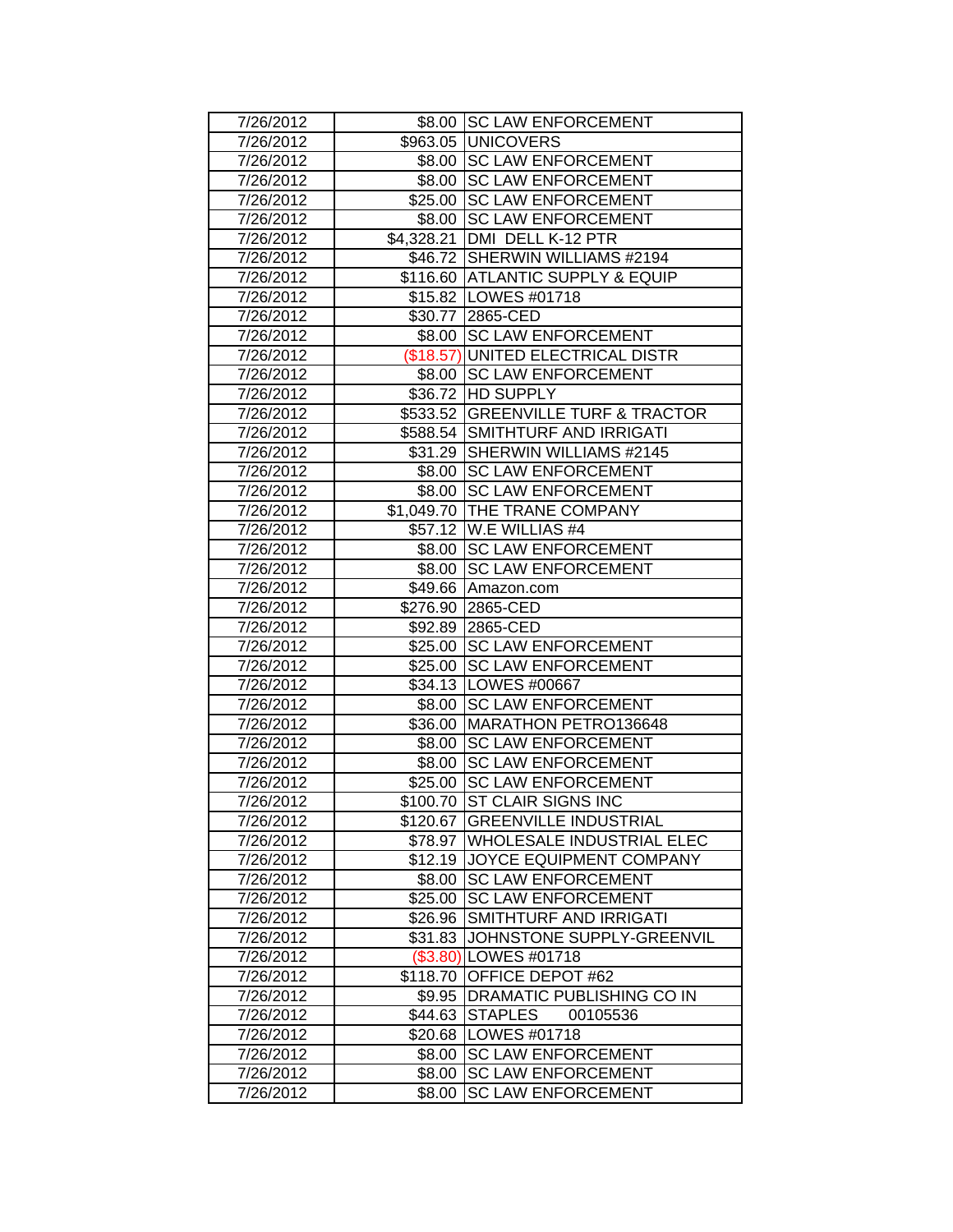| | | |
|---|---|---|
| 7/26/2012 | $8.00 | SC LAW ENFORCEMENT |
| 7/26/2012 | $963.05 | UNICOVERS |
| 7/26/2012 | $8.00 | SC LAW ENFORCEMENT |
| 7/26/2012 | $8.00 | SC LAW ENFORCEMENT |
| 7/26/2012 | $25.00 | SC LAW ENFORCEMENT |
| 7/26/2012 | $8.00 | SC LAW ENFORCEMENT |
| 7/26/2012 | $4,328.21 | DMI DELL K-12 PTR |
| 7/26/2012 | $46.72 | SHERWIN WILLIAMS #2194 |
| 7/26/2012 | $116.60 | ATLANTIC SUPPLY & EQUIP |
| 7/26/2012 | $15.82 | LOWES #01718 |
| 7/26/2012 | $30.77 | 2865-CED |
| 7/26/2012 | $8.00 | SC LAW ENFORCEMENT |
| 7/26/2012 | ($18.57) | UNITED ELECTRICAL DISTR |
| 7/26/2012 | $8.00 | SC LAW ENFORCEMENT |
| 7/26/2012 | $36.72 | HD SUPPLY |
| 7/26/2012 | $533.52 | GREENVILLE TURF & TRACTOR |
| 7/26/2012 | $588.54 | SMITHTURF AND IRRIGATI |
| 7/26/2012 | $31.29 | SHERWIN WILLIAMS #2145 |
| 7/26/2012 | $8.00 | SC LAW ENFORCEMENT |
| 7/26/2012 | $8.00 | SC LAW ENFORCEMENT |
| 7/26/2012 | $1,049.70 | THE TRANE COMPANY |
| 7/26/2012 | $57.12 | W.E WILLIAS #4 |
| 7/26/2012 | $8.00 | SC LAW ENFORCEMENT |
| 7/26/2012 | $8.00 | SC LAW ENFORCEMENT |
| 7/26/2012 | $49.66 | Amazon.com |
| 7/26/2012 | $276.90 | 2865-CED |
| 7/26/2012 | $92.89 | 2865-CED |
| 7/26/2012 | $25.00 | SC LAW ENFORCEMENT |
| 7/26/2012 | $25.00 | SC LAW ENFORCEMENT |
| 7/26/2012 | $34.13 | LOWES #00667 |
| 7/26/2012 | $8.00 | SC LAW ENFORCEMENT |
| 7/26/2012 | $36.00 | MARATHON PETRO136648 |
| 7/26/2012 | $8.00 | SC LAW ENFORCEMENT |
| 7/26/2012 | $8.00 | SC LAW ENFORCEMENT |
| 7/26/2012 | $25.00 | SC LAW ENFORCEMENT |
| 7/26/2012 | $100.70 | ST CLAIR SIGNS INC |
| 7/26/2012 | $120.67 | GREENVILLE INDUSTRIAL |
| 7/26/2012 | $78.97 | WHOLESALE INDUSTRIAL ELEC |
| 7/26/2012 | $12.19 | JOYCE EQUIPMENT COMPANY |
| 7/26/2012 | $8.00 | SC LAW ENFORCEMENT |
| 7/26/2012 | $25.00 | SC LAW ENFORCEMENT |
| 7/26/2012 | $26.96 | SMITHTURF AND IRRIGATI |
| 7/26/2012 | $31.83 | JOHNSTONE SUPPLY-GREENVIL |
| 7/26/2012 | ($3.80) | LOWES #01718 |
| 7/26/2012 | $118.70 | OFFICE DEPOT #62 |
| 7/26/2012 | $9.95 | DRAMATIC PUBLISHING CO IN |
| 7/26/2012 | $44.63 | STAPLES 00105536 |
| 7/26/2012 | $20.68 | LOWES #01718 |
| 7/26/2012 | $8.00 | SC LAW ENFORCEMENT |
| 7/26/2012 | $8.00 | SC LAW ENFORCEMENT |
| 7/26/2012 | $8.00 | SC LAW ENFORCEMENT |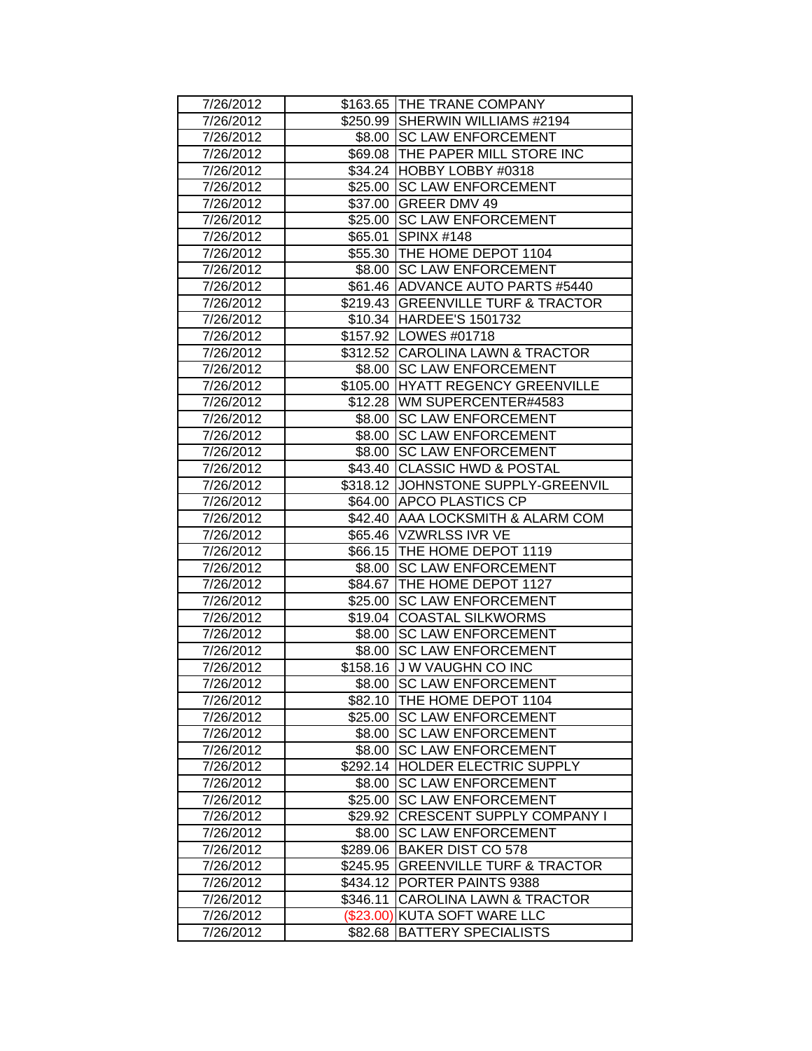| | | |
|---|---|---|
| 7/26/2012 | $163.65 | THE TRANE COMPANY |
| 7/26/2012 | $250.99 | SHERWIN WILLIAMS #2194 |
| 7/26/2012 | $8.00 | SC LAW ENFORCEMENT |
| 7/26/2012 | $69.08 | THE PAPER MILL STORE INC |
| 7/26/2012 | $34.24 | HOBBY LOBBY #0318 |
| 7/26/2012 | $25.00 | SC LAW ENFORCEMENT |
| 7/26/2012 | $37.00 | GREER DMV 49 |
| 7/26/2012 | $25.00 | SC LAW ENFORCEMENT |
| 7/26/2012 | $65.01 | SPINX #148 |
| 7/26/2012 | $55.30 | THE HOME DEPOT 1104 |
| 7/26/2012 | $8.00 | SC LAW ENFORCEMENT |
| 7/26/2012 | $61.46 | ADVANCE AUTO PARTS #5440 |
| 7/26/2012 | $219.43 | GREENVILLE TURF & TRACTOR |
| 7/26/2012 | $10.34 | HARDEE'S 1501732 |
| 7/26/2012 | $157.92 | LOWES #01718 |
| 7/26/2012 | $312.52 | CAROLINA LAWN & TRACTOR |
| 7/26/2012 | $8.00 | SC LAW ENFORCEMENT |
| 7/26/2012 | $105.00 | HYATT REGENCY GREENVILLE |
| 7/26/2012 | $12.28 | WM SUPERCENTER#4583 |
| 7/26/2012 | $8.00 | SC LAW ENFORCEMENT |
| 7/26/2012 | $8.00 | SC LAW ENFORCEMENT |
| 7/26/2012 | $8.00 | SC LAW ENFORCEMENT |
| 7/26/2012 | $43.40 | CLASSIC HWD & POSTAL |
| 7/26/2012 | $318.12 | JOHNSTONE SUPPLY-GREENVIL |
| 7/26/2012 | $64.00 | APCO PLASTICS CP |
| 7/26/2012 | $42.40 | AAA LOCKSMITH & ALARM COM |
| 7/26/2012 | $65.46 | VZWRLSS IVR VE |
| 7/26/2012 | $66.15 | THE HOME DEPOT 1119 |
| 7/26/2012 | $8.00 | SC LAW ENFORCEMENT |
| 7/26/2012 | $84.67 | THE HOME DEPOT 1127 |
| 7/26/2012 | $25.00 | SC LAW ENFORCEMENT |
| 7/26/2012 | $19.04 | COASTAL SILKWORMS |
| 7/26/2012 | $8.00 | SC LAW ENFORCEMENT |
| 7/26/2012 | $8.00 | SC LAW ENFORCEMENT |
| 7/26/2012 | $158.16 | J W VAUGHN CO INC |
| 7/26/2012 | $8.00 | SC LAW ENFORCEMENT |
| 7/26/2012 | $82.10 | THE HOME DEPOT 1104 |
| 7/26/2012 | $25.00 | SC LAW ENFORCEMENT |
| 7/26/2012 | $8.00 | SC LAW ENFORCEMENT |
| 7/26/2012 | $8.00 | SC LAW ENFORCEMENT |
| 7/26/2012 | $292.14 | HOLDER ELECTRIC SUPPLY |
| 7/26/2012 | $8.00 | SC LAW ENFORCEMENT |
| 7/26/2012 | $25.00 | SC LAW ENFORCEMENT |
| 7/26/2012 | $29.92 | CRESCENT SUPPLY COMPANY I |
| 7/26/2012 | $8.00 | SC LAW ENFORCEMENT |
| 7/26/2012 | $289.06 | BAKER DIST CO 578 |
| 7/26/2012 | $245.95 | GREENVILLE TURF & TRACTOR |
| 7/26/2012 | $434.12 | PORTER PAINTS 9388 |
| 7/26/2012 | $346.11 | CAROLINA LAWN & TRACTOR |
| 7/26/2012 | ($23.00) | KUTA SOFT WARE LLC |
| 7/26/2012 | $82.68 | BATTERY SPECIALISTS |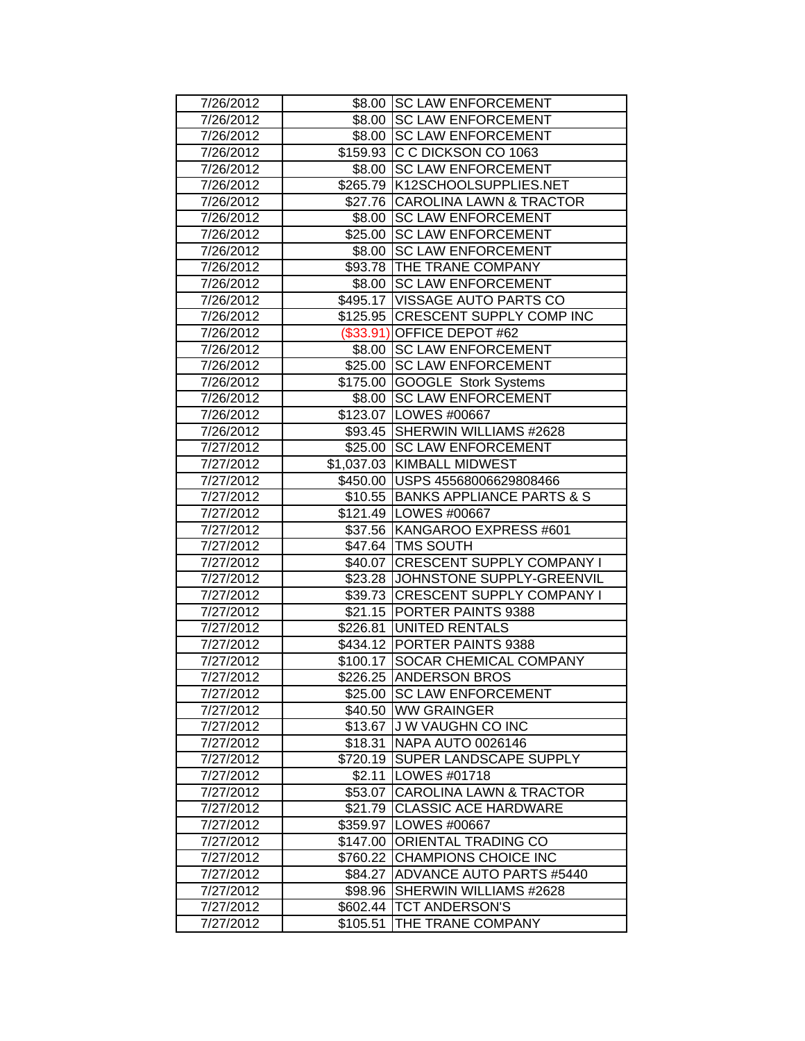| | | |
|---|---|---|
| 7/26/2012 | $8.00 | SC LAW ENFORCEMENT |
| 7/26/2012 | $8.00 | SC LAW ENFORCEMENT |
| 7/26/2012 | $8.00 | SC LAW ENFORCEMENT |
| 7/26/2012 | $159.93 | C C DICKSON CO 1063 |
| 7/26/2012 | $8.00 | SC LAW ENFORCEMENT |
| 7/26/2012 | $265.79 | K12SCHOOLSUPPLIES.NET |
| 7/26/2012 | $27.76 | CAROLINA LAWN & TRACTOR |
| 7/26/2012 | $8.00 | SC LAW ENFORCEMENT |
| 7/26/2012 | $25.00 | SC LAW ENFORCEMENT |
| 7/26/2012 | $8.00 | SC LAW ENFORCEMENT |
| 7/26/2012 | $93.78 | THE TRANE COMPANY |
| 7/26/2012 | $8.00 | SC LAW ENFORCEMENT |
| 7/26/2012 | $495.17 | VISSAGE AUTO PARTS CO |
| 7/26/2012 | $125.95 | CRESCENT SUPPLY COMP INC |
| 7/26/2012 | ($33.91) | OFFICE DEPOT #62 |
| 7/26/2012 | $8.00 | SC LAW ENFORCEMENT |
| 7/26/2012 | $25.00 | SC LAW ENFORCEMENT |
| 7/26/2012 | $175.00 | GOOGLE Stork Systems |
| 7/26/2012 | $8.00 | SC LAW ENFORCEMENT |
| 7/26/2012 | $123.07 | LOWES #00667 |
| 7/26/2012 | $93.45 | SHERWIN WILLIAMS #2628 |
| 7/27/2012 | $25.00 | SC LAW ENFORCEMENT |
| 7/27/2012 | $1,037.03 | KIMBALL MIDWEST |
| 7/27/2012 | $450.00 | USPS 45568006629808466 |
| 7/27/2012 | $10.55 | BANKS APPLIANCE PARTS & S |
| 7/27/2012 | $121.49 | LOWES #00667 |
| 7/27/2012 | $37.56 | KANGAROO EXPRESS #601 |
| 7/27/2012 | $47.64 | TMS SOUTH |
| 7/27/2012 | $40.07 | CRESCENT SUPPLY COMPANY I |
| 7/27/2012 | $23.28 | JOHNSTONE SUPPLY-GREENVIL |
| 7/27/2012 | $39.73 | CRESCENT SUPPLY COMPANY I |
| 7/27/2012 | $21.15 | PORTER PAINTS 9388 |
| 7/27/2012 | $226.81 | UNITED RENTALS |
| 7/27/2012 | $434.12 | PORTER PAINTS 9388 |
| 7/27/2012 | $100.17 | SOCAR CHEMICAL COMPANY |
| 7/27/2012 | $226.25 | ANDERSON BROS |
| 7/27/2012 | $25.00 | SC LAW ENFORCEMENT |
| 7/27/2012 | $40.50 | WW GRAINGER |
| 7/27/2012 | $13.67 | J W VAUGHN CO INC |
| 7/27/2012 | $18.31 | NAPA AUTO 0026146 |
| 7/27/2012 | $720.19 | SUPER LANDSCAPE SUPPLY |
| 7/27/2012 | $2.11 | LOWES #01718 |
| 7/27/2012 | $53.07 | CAROLINA LAWN & TRACTOR |
| 7/27/2012 | $21.79 | CLASSIC ACE HARDWARE |
| 7/27/2012 | $359.97 | LOWES #00667 |
| 7/27/2012 | $147.00 | ORIENTAL TRADING CO |
| 7/27/2012 | $760.22 | CHAMPIONS CHOICE INC |
| 7/27/2012 | $84.27 | ADVANCE AUTO PARTS #5440 |
| 7/27/2012 | $98.96 | SHERWIN WILLIAMS #2628 |
| 7/27/2012 | $602.44 | TCT ANDERSON'S |
| 7/27/2012 | $105.51 | THE TRANE COMPANY |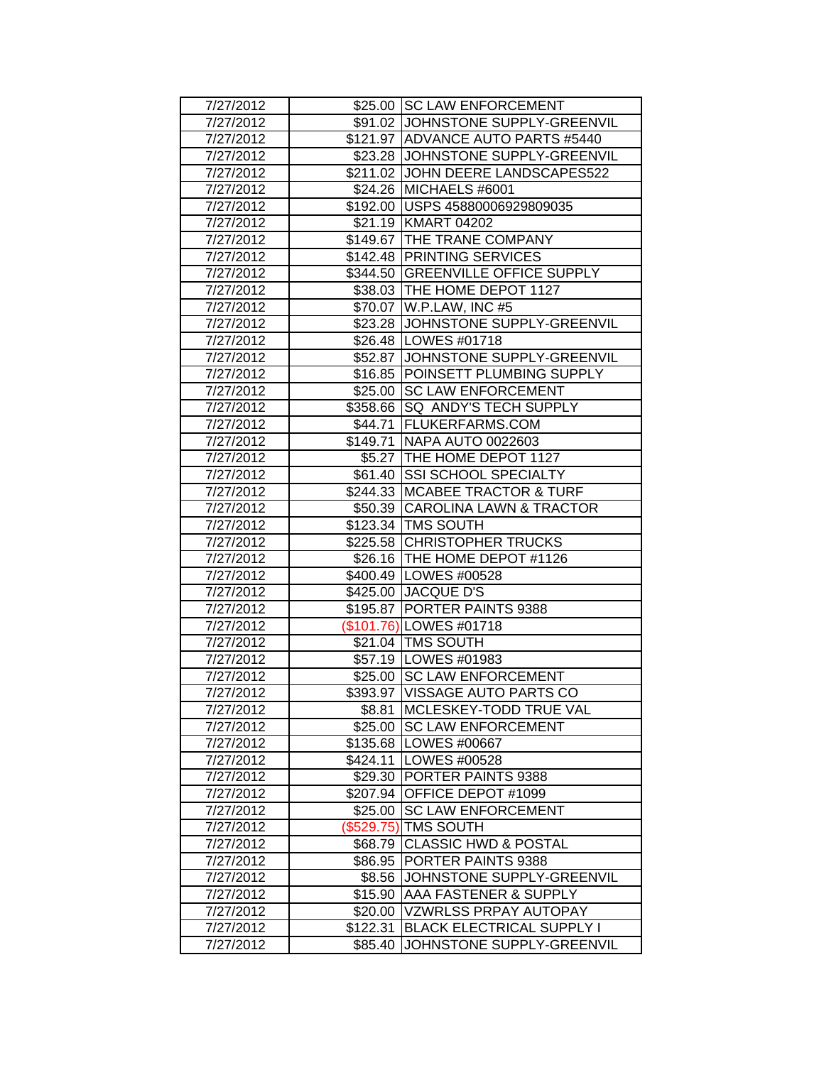| | | |
|---|---|---|
| 7/27/2012 | $25.00 | SC LAW ENFORCEMENT |
| 7/27/2012 | $91.02 | JOHNSTONE SUPPLY-GREENVIL |
| 7/27/2012 | $121.97 | ADVANCE AUTO PARTS #5440 |
| 7/27/2012 | $23.28 | JOHNSTONE SUPPLY-GREENVIL |
| 7/27/2012 | $211.02 | JOHN DEERE LANDSCAPES522 |
| 7/27/2012 | $24.26 | MICHAELS #6001 |
| 7/27/2012 | $192.00 | USPS 45880006929809035 |
| 7/27/2012 | $21.19 | KMART 04202 |
| 7/27/2012 | $149.67 | THE TRANE COMPANY |
| 7/27/2012 | $142.48 | PRINTING SERVICES |
| 7/27/2012 | $344.50 | GREENVILLE OFFICE SUPPLY |
| 7/27/2012 | $38.03 | THE HOME DEPOT 1127 |
| 7/27/2012 | $70.07 | W.P.LAW, INC #5 |
| 7/27/2012 | $23.28 | JOHNSTONE SUPPLY-GREENVIL |
| 7/27/2012 | $26.48 | LOWES #01718 |
| 7/27/2012 | $52.87 | JOHNSTONE SUPPLY-GREENVIL |
| 7/27/2012 | $16.85 | POINSETT PLUMBING SUPPLY |
| 7/27/2012 | $25.00 | SC LAW ENFORCEMENT |
| 7/27/2012 | $358.66 | SQ ANDY'S TECH SUPPLY |
| 7/27/2012 | $44.71 | FLUKERFARMS.COM |
| 7/27/2012 | $149.71 | NAPA AUTO 0022603 |
| 7/27/2012 | $5.27 | THE HOME DEPOT 1127 |
| 7/27/2012 | $61.40 | SSI SCHOOL SPECIALTY |
| 7/27/2012 | $244.33 | MCABEE TRACTOR & TURF |
| 7/27/2012 | $50.39 | CAROLINA LAWN & TRACTOR |
| 7/27/2012 | $123.34 | TMS SOUTH |
| 7/27/2012 | $225.58 | CHRISTOPHER TRUCKS |
| 7/27/2012 | $26.16 | THE HOME DEPOT #1126 |
| 7/27/2012 | $400.49 | LOWES #00528 |
| 7/27/2012 | $425.00 | JACQUE D'S |
| 7/27/2012 | $195.87 | PORTER PAINTS 9388 |
| 7/27/2012 | ($101.76) | LOWES #01718 |
| 7/27/2012 | $21.04 | TMS SOUTH |
| 7/27/2012 | $57.19 | LOWES #01983 |
| 7/27/2012 | $25.00 | SC LAW ENFORCEMENT |
| 7/27/2012 | $393.97 | VISSAGE AUTO PARTS CO |
| 7/27/2012 | $8.81 | MCLESKEY-TODD TRUE VAL |
| 7/27/2012 | $25.00 | SC LAW ENFORCEMENT |
| 7/27/2012 | $135.68 | LOWES #00667 |
| 7/27/2012 | $424.11 | LOWES #00528 |
| 7/27/2012 | $29.30 | PORTER PAINTS 9388 |
| 7/27/2012 | $207.94 | OFFICE DEPOT #1099 |
| 7/27/2012 | $25.00 | SC LAW ENFORCEMENT |
| 7/27/2012 | ($529.75) | TMS SOUTH |
| 7/27/2012 | $68.79 | CLASSIC HWD & POSTAL |
| 7/27/2012 | $86.95 | PORTER PAINTS 9388 |
| 7/27/2012 | $8.56 | JOHNSTONE SUPPLY-GREENVIL |
| 7/27/2012 | $15.90 | AAA FASTENER & SUPPLY |
| 7/27/2012 | $20.00 | VZWRLSS PRPAY AUTOPAY |
| 7/27/2012 | $122.31 | BLACK ELECTRICAL SUPPLY I |
| 7/27/2012 | $85.40 | JOHNSTONE SUPPLY-GREENVIL |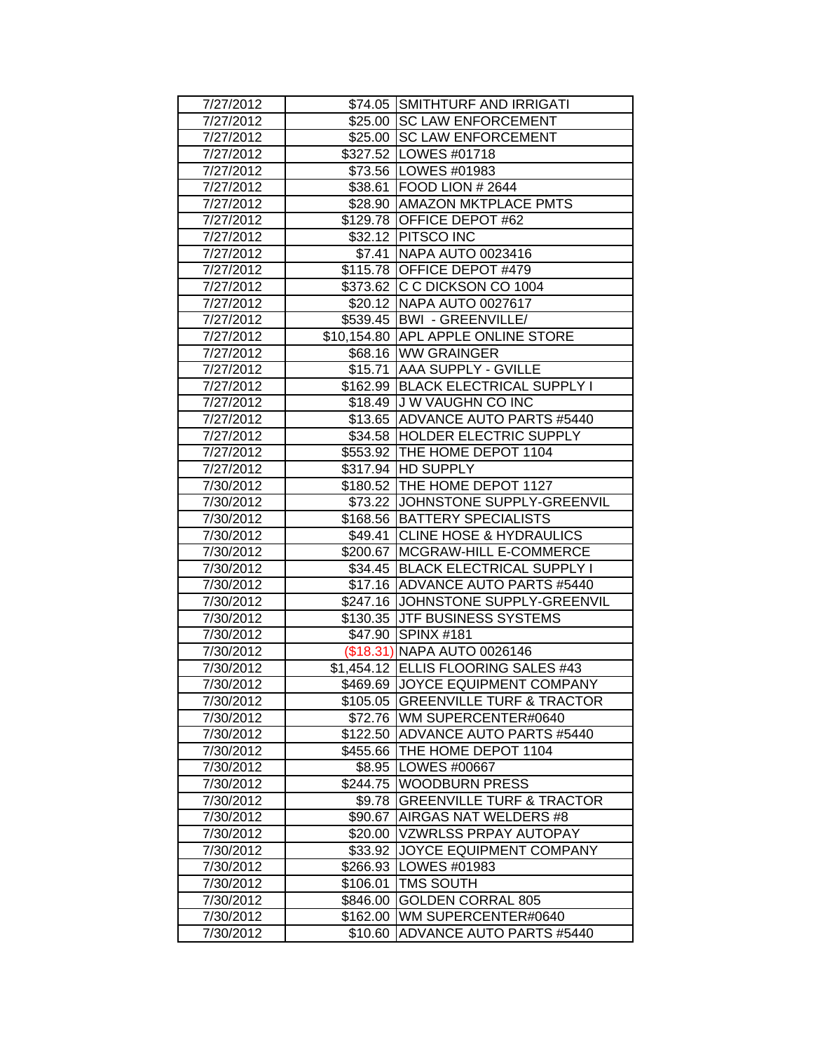| 7/27/2012 | $74.05 | SMITHTURF AND IRRIGATI |
|---|---|---|
| 7/27/2012 | $25.00 | SC LAW ENFORCEMENT |
| 7/27/2012 | $25.00 | SC LAW ENFORCEMENT |
| 7/27/2012 | $327.52 | LOWES #01718 |
| 7/27/2012 | $73.56 | LOWES #01983 |
| 7/27/2012 | $38.61 | FOOD LION # 2644 |
| 7/27/2012 | $28.90 | AMAZON MKTPLACE PMTS |
| 7/27/2012 | $129.78 | OFFICE DEPOT #62 |
| 7/27/2012 | $32.12 | PITSCO INC |
| 7/27/2012 | $7.41 | NAPA AUTO 0023416 |
| 7/27/2012 | $115.78 | OFFICE DEPOT #479 |
| 7/27/2012 | $373.62 | C C DICKSON CO 1004 |
| 7/27/2012 | $20.12 | NAPA AUTO 0027617 |
| 7/27/2012 | $539.45 | BWI - GREENVILLE/ |
| 7/27/2012 | $10,154.80 | APL APPLE ONLINE STORE |
| 7/27/2012 | $68.16 | WW GRAINGER |
| 7/27/2012 | $15.71 | AAA SUPPLY - GVILLE |
| 7/27/2012 | $162.99 | BLACK ELECTRICAL SUPPLY I |
| 7/27/2012 | $18.49 | J W VAUGHN CO INC |
| 7/27/2012 | $13.65 | ADVANCE AUTO PARTS #5440 |
| 7/27/2012 | $34.58 | HOLDER ELECTRIC SUPPLY |
| 7/27/2012 | $553.92 | THE HOME DEPOT 1104 |
| 7/27/2012 | $317.94 | HD SUPPLY |
| 7/30/2012 | $180.52 | THE HOME DEPOT 1127 |
| 7/30/2012 | $73.22 | JOHNSTONE SUPPLY-GREENVIL |
| 7/30/2012 | $168.56 | BATTERY SPECIALISTS |
| 7/30/2012 | $49.41 | CLINE HOSE & HYDRAULICS |
| 7/30/2012 | $200.67 | MCGRAW-HILL E-COMMERCE |
| 7/30/2012 | $34.45 | BLACK ELECTRICAL SUPPLY I |
| 7/30/2012 | $17.16 | ADVANCE AUTO PARTS #5440 |
| 7/30/2012 | $247.16 | JOHNSTONE SUPPLY-GREENVIL |
| 7/30/2012 | $130.35 | JTF BUSINESS SYSTEMS |
| 7/30/2012 | $47.90 | SPINX #181 |
| 7/30/2012 | ($18.31) | NAPA AUTO 0026146 |
| 7/30/2012 | $1,454.12 | ELLIS FLOORING SALES #43 |
| 7/30/2012 | $469.69 | JOYCE EQUIPMENT COMPANY |
| 7/30/2012 | $105.05 | GREENVILLE TURF & TRACTOR |
| 7/30/2012 | $72.76 | WM SUPERCENTER#0640 |
| 7/30/2012 | $122.50 | ADVANCE AUTO PARTS #5440 |
| 7/30/2012 | $455.66 | THE HOME DEPOT 1104 |
| 7/30/2012 | $8.95 | LOWES #00667 |
| 7/30/2012 | $244.75 | WOODBURN PRESS |
| 7/30/2012 | $9.78 | GREENVILLE TURF & TRACTOR |
| 7/30/2012 | $90.67 | AIRGAS NAT WELDERS #8 |
| 7/30/2012 | $20.00 | VZWRLSS PRPAY AUTOPAY |
| 7/30/2012 | $33.92 | JOYCE EQUIPMENT COMPANY |
| 7/30/2012 | $266.93 | LOWES #01983 |
| 7/30/2012 | $106.01 | TMS SOUTH |
| 7/30/2012 | $846.00 | GOLDEN CORRAL 805 |
| 7/30/2012 | $162.00 | WM SUPERCENTER#0640 |
| 7/30/2012 | $10.60 | ADVANCE AUTO PARTS #5440 |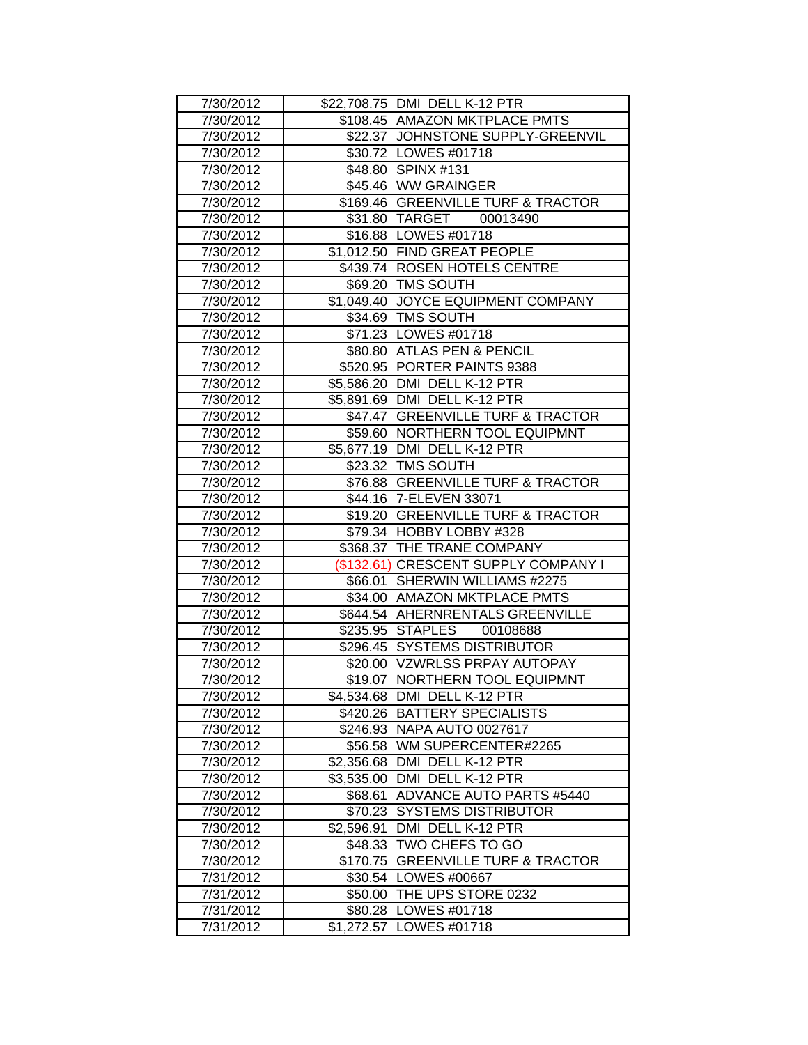| | | |
|---|---|---|
| 7/30/2012 | $22,708.75 | DMI DELL K-12 PTR |
| 7/30/2012 | $108.45 | AMAZON MKTPLACE PMTS |
| 7/30/2012 | $22.37 | JOHNSTONE SUPPLY-GREENVIL |
| 7/30/2012 | $30.72 | LOWES #01718 |
| 7/30/2012 | $48.80 | SPINX #131 |
| 7/30/2012 | $45.46 | WW GRAINGER |
| 7/30/2012 | $169.46 | GREENVILLE TURF & TRACTOR |
| 7/30/2012 | $31.80 | TARGET 00013490 |
| 7/30/2012 | $16.88 | LOWES #01718 |
| 7/30/2012 | $1,012.50 | FIND GREAT PEOPLE |
| 7/30/2012 | $439.74 | ROSEN HOTELS CENTRE |
| 7/30/2012 | $69.20 | TMS SOUTH |
| 7/30/2012 | $1,049.40 | JOYCE EQUIPMENT COMPANY |
| 7/30/2012 | $34.69 | TMS SOUTH |
| 7/30/2012 | $71.23 | LOWES #01718 |
| 7/30/2012 | $80.80 | ATLAS PEN & PENCIL |
| 7/30/2012 | $520.95 | PORTER PAINTS 9388 |
| 7/30/2012 | $5,586.20 | DMI DELL K-12 PTR |
| 7/30/2012 | $5,891.69 | DMI DELL K-12 PTR |
| 7/30/2012 | $47.47 | GREENVILLE TURF & TRACTOR |
| 7/30/2012 | $59.60 | NORTHERN TOOL EQUIPMNT |
| 7/30/2012 | $5,677.19 | DMI DELL K-12 PTR |
| 7/30/2012 | $23.32 | TMS SOUTH |
| 7/30/2012 | $76.88 | GREENVILLE TURF & TRACTOR |
| 7/30/2012 | $44.16 | 7-ELEVEN 33071 |
| 7/30/2012 | $19.20 | GREENVILLE TURF & TRACTOR |
| 7/30/2012 | $79.34 | HOBBY LOBBY #328 |
| 7/30/2012 | $368.37 | THE TRANE COMPANY |
| 7/30/2012 | ($132.61) | CRESCENT SUPPLY COMPANY I |
| 7/30/2012 | $66.01 | SHERWIN WILLIAMS #2275 |
| 7/30/2012 | $34.00 | AMAZON MKTPLACE PMTS |
| 7/30/2012 | $644.54 | AHERNRENTALS GREENVILLE |
| 7/30/2012 | $235.95 | STAPLES 00108688 |
| 7/30/2012 | $296.45 | SYSTEMS DISTRIBUTOR |
| 7/30/2012 | $20.00 | VZWRLSS PRPAY AUTOPAY |
| 7/30/2012 | $19.07 | NORTHERN TOOL EQUIPMNT |
| 7/30/2012 | $4,534.68 | DMI DELL K-12 PTR |
| 7/30/2012 | $420.26 | BATTERY SPECIALISTS |
| 7/30/2012 | $246.93 | NAPA AUTO 0027617 |
| 7/30/2012 | $56.58 | WM SUPERCENTER#2265 |
| 7/30/2012 | $2,356.68 | DMI DELL K-12 PTR |
| 7/30/2012 | $3,535.00 | DMI DELL K-12 PTR |
| 7/30/2012 | $68.61 | ADVANCE AUTO PARTS #5440 |
| 7/30/2012 | $70.23 | SYSTEMS DISTRIBUTOR |
| 7/30/2012 | $2,596.91 | DMI DELL K-12 PTR |
| 7/30/2012 | $48.33 | TWO CHEFS TO GO |
| 7/30/2012 | $170.75 | GREENVILLE TURF & TRACTOR |
| 7/31/2012 | $30.54 | LOWES #00667 |
| 7/31/2012 | $50.00 | THE UPS STORE 0232 |
| 7/31/2012 | $80.28 | LOWES #01718 |
| 7/31/2012 | $1,272.57 | LOWES #01718 |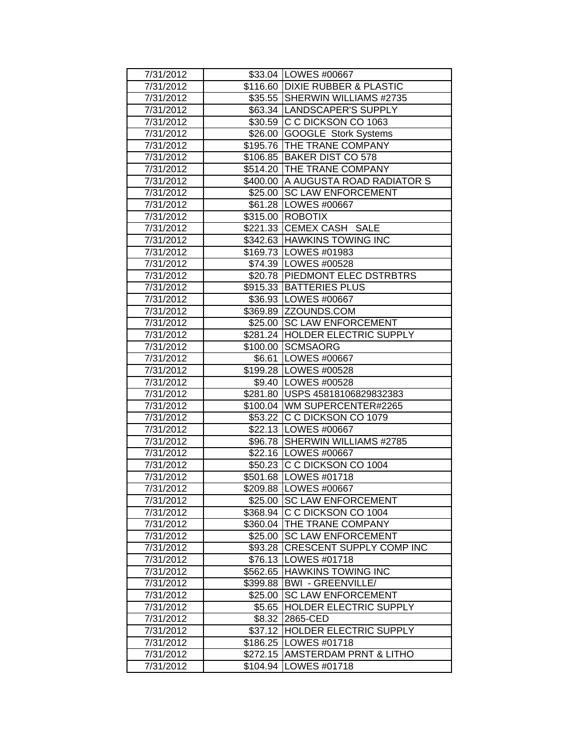| 7/31/2012 | $33.04 | LOWES #00667 |
|---|---|---|
| 7/31/2012 | $116.60 | DIXIE RUBBER & PLASTIC |
| 7/31/2012 | $35.55 | SHERWIN WILLIAMS #2735 |
| 7/31/2012 | $63.34 | LANDSCAPER'S SUPPLY |
| 7/31/2012 | $30.59 | C C DICKSON CO 1063 |
| 7/31/2012 | $26.00 | GOOGLE Stork Systems |
| 7/31/2012 | $195.76 | THE TRANE COMPANY |
| 7/31/2012 | $106.85 | BAKER DIST CO 578 |
| 7/31/2012 | $514.20 | THE TRANE COMPANY |
| 7/31/2012 | $400.00 | A AUGUSTA ROAD RADIATOR S |
| 7/31/2012 | $25.00 | SC LAW ENFORCEMENT |
| 7/31/2012 | $61.28 | LOWES #00667 |
| 7/31/2012 | $315.00 | ROBOTIX |
| 7/31/2012 | $221.33 | CEMEX CASH SALE |
| 7/31/2012 | $342.63 | HAWKINS TOWING INC |
| 7/31/2012 | $169.73 | LOWES #01983 |
| 7/31/2012 | $74.39 | LOWES #00528 |
| 7/31/2012 | $20.78 | PIEDMONT ELEC DSTRBTRS |
| 7/31/2012 | $915.33 | BATTERIES PLUS |
| 7/31/2012 | $36.93 | LOWES #00667 |
| 7/31/2012 | $369.89 | ZZOUNDS.COM |
| 7/31/2012 | $25.00 | SC LAW ENFORCEMENT |
| 7/31/2012 | $281.24 | HOLDER ELECTRIC SUPPLY |
| 7/31/2012 | $100.00 | SCMSAORG |
| 7/31/2012 | $6.61 | LOWES #00667 |
| 7/31/2012 | $199.28 | LOWES #00528 |
| 7/31/2012 | $9.40 | LOWES #00528 |
| 7/31/2012 | $281.80 | USPS 45818106829832383 |
| 7/31/2012 | $100.04 | WM SUPERCENTER#2265 |
| 7/31/2012 | $53.22 | C C DICKSON CO 1079 |
| 7/31/2012 | $22.13 | LOWES #00667 |
| 7/31/2012 | $96.78 | SHERWIN WILLIAMS #2785 |
| 7/31/2012 | $22.16 | LOWES #00667 |
| 7/31/2012 | $50.23 | C C DICKSON CO 1004 |
| 7/31/2012 | $501.68 | LOWES #01718 |
| 7/31/2012 | $209.88 | LOWES #00667 |
| 7/31/2012 | $25.00 | SC LAW ENFORCEMENT |
| 7/31/2012 | $368.94 | C C DICKSON CO 1004 |
| 7/31/2012 | $360.04 | THE TRANE COMPANY |
| 7/31/2012 | $25.00 | SC LAW ENFORCEMENT |
| 7/31/2012 | $93.28 | CRESCENT SUPPLY COMP INC |
| 7/31/2012 | $76.13 | LOWES #01718 |
| 7/31/2012 | $562.65 | HAWKINS TOWING INC |
| 7/31/2012 | $399.88 | BWI - GREENVILLE/ |
| 7/31/2012 | $25.00 | SC LAW ENFORCEMENT |
| 7/31/2012 | $5.65 | HOLDER ELECTRIC SUPPLY |
| 7/31/2012 | $8.32 | 2865-CED |
| 7/31/2012 | $37.12 | HOLDER ELECTRIC SUPPLY |
| 7/31/2012 | $186.25 | LOWES #01718 |
| 7/31/2012 | $272.15 | AMSTERDAM PRNT & LITHO |
| 7/31/2012 | $104.94 | LOWES #01718 |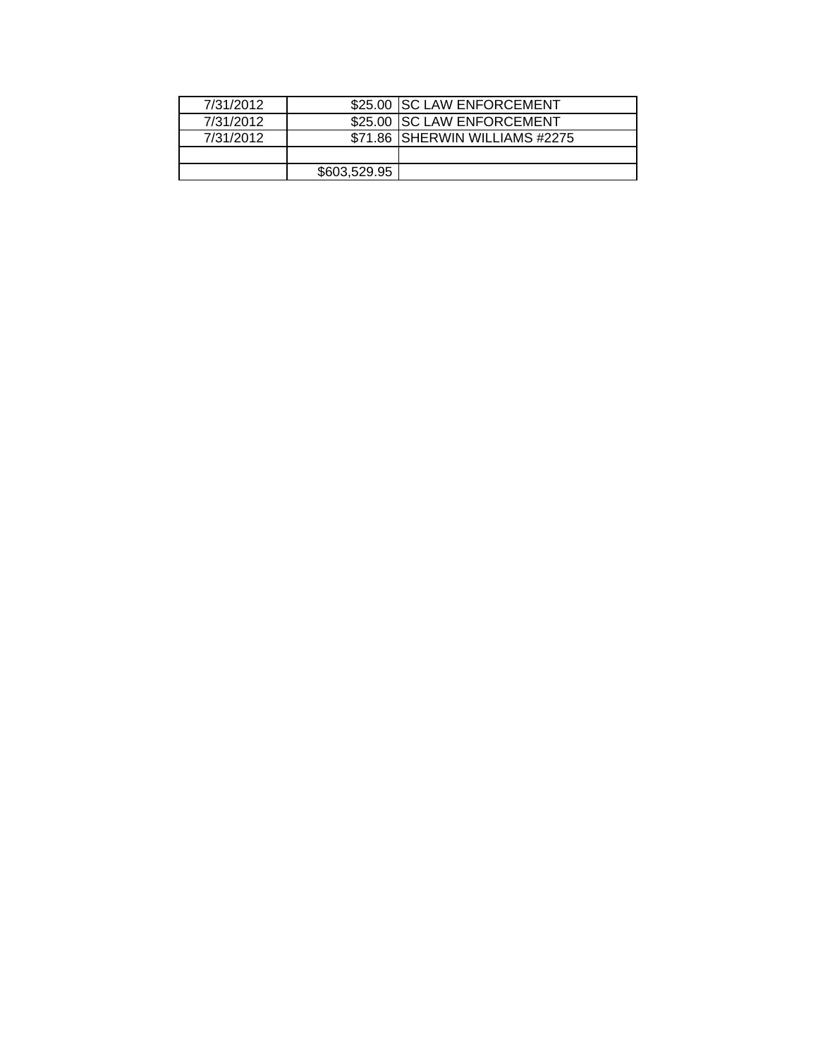| | | |
|---|---|---|
| 7/31/2012 | $25.00 | SC LAW ENFORCEMENT |
| 7/31/2012 | $25.00 | SC LAW ENFORCEMENT |
| 7/31/2012 | $71.86 | SHERWIN WILLIAMS #2275 |
| | | |
| | $603,529.95 | |